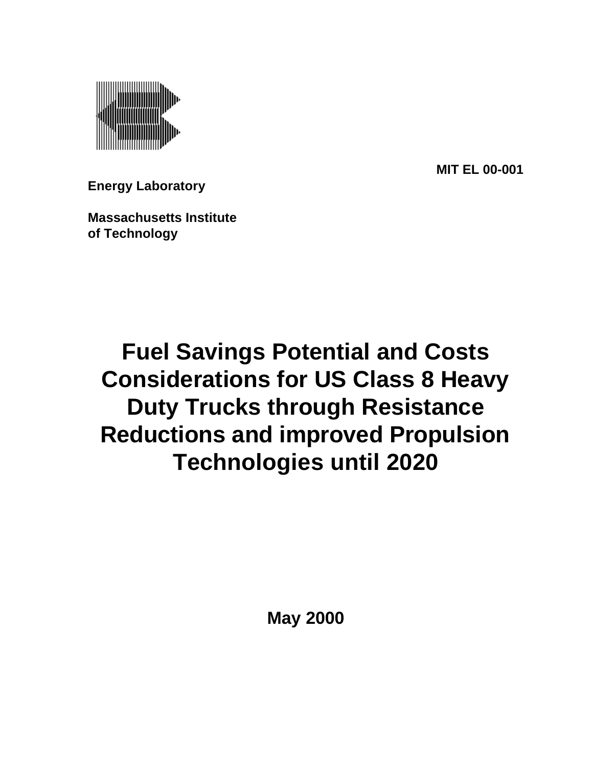MIT EL 00-001

**Energy Laboratory**

**Massachusetts Institute of Technology**

# Fuel Savings Potential and Costs Considerations for US Class 8 Heavy Duty Trucks through Resistance Reductions and improved Propulsion Technologies until 2020

**May 2000**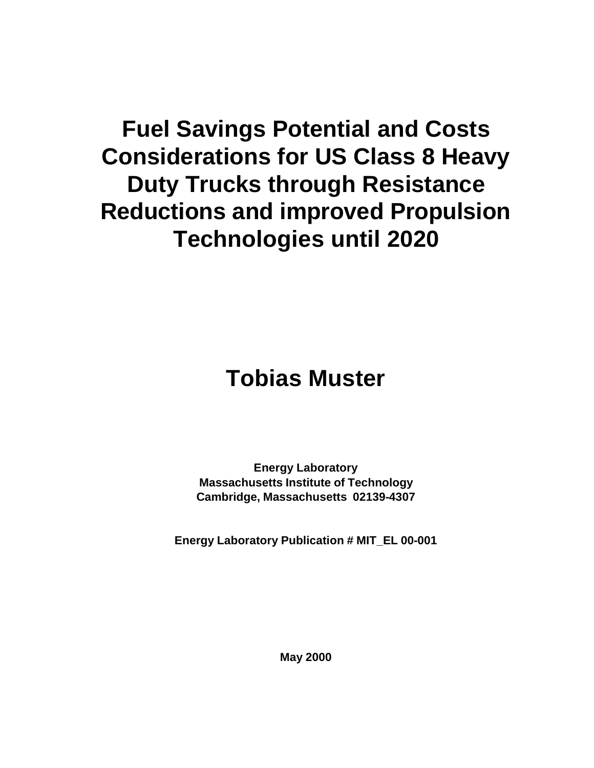# Fuel Savings Potential and Costs Considerations for US Class 8 Heavy Duty Trucks through Resistance Reductions and improved Propulsion Technologies until 2020

## Tobias Muster

**Energy Laboratory**
**Massachusetts Institute of Technology**
**Cambridge, Massachusetts 02139-4307**

**Energy Laboratory Publication # MIT_EL 00-001**

**May 2000**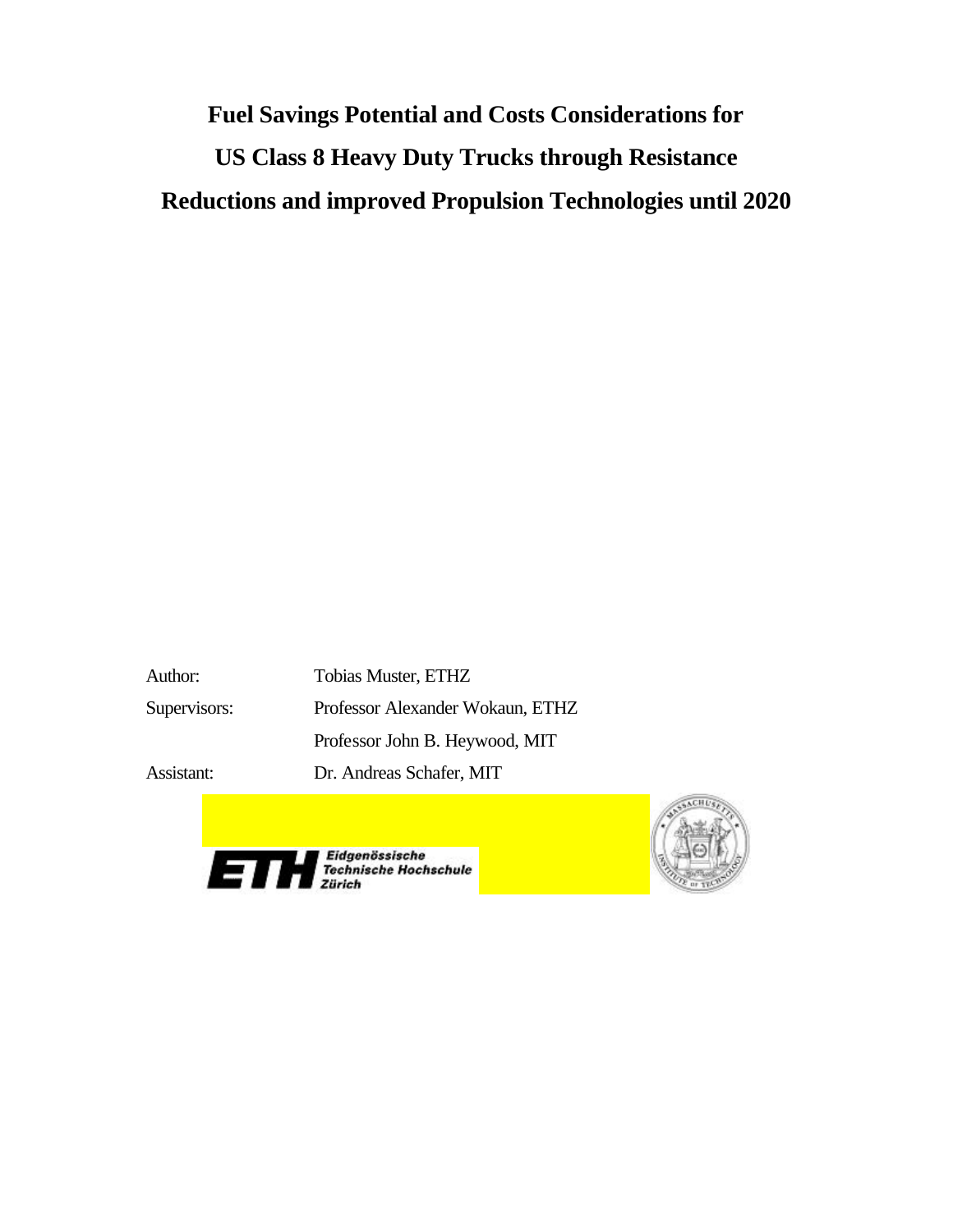# Fuel Savings Potential and Costs Considerations for US Class 8 Heavy Duty Trucks through Resistance Reductions and improved Propulsion Technologies until 2020

Author: Tobias Muster, ETHZ

Supervisors: Professor Alexander Wokaun, ETHZ

Professor John B. Heywood, MIT

Assistant: Dr. Andreas Schafer, MIT

Eidgenössische Technische Hochschule Zürich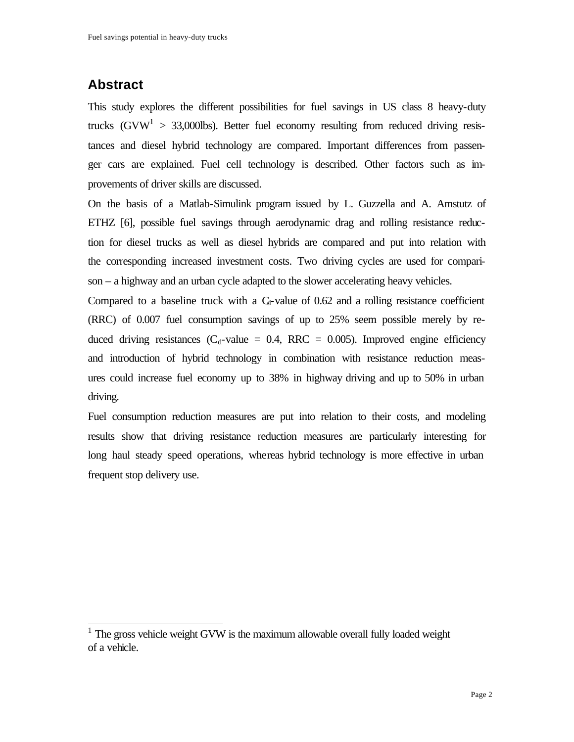## Abstract

This study explores the different possibilities for fuel savings in US class 8 heavy-duty trucks (GVW[1] > 33,000lbs). Better fuel economy resulting from reduced driving resistances and diesel hybrid technology are compared. Important differences from passenger cars are explained. Fuel cell technology is described. Other factors such as improvements of driver skills are discussed.

On the basis of a Matlab-Simulink program issued by L. Guzzella and A. Amstutz of ETHZ [6], possible fuel savings through aerodynamic drag and rolling resistance reduction for diesel trucks as well as diesel hybrids are compared and put into relation with the corresponding increased investment costs. Two driving cycles are used for comparison – a highway and an urban cycle adapted to the slower accelerating heavy vehicles.

Compared to a baseline truck with a $C_d$-value of 0.62 and a rolling resistance coefficient (RRC) of 0.007 fuel consumption savings of up to 25% seem possible merely by reduced driving resistances ($C_d$-value = 0.4, RRC = 0.005). Improved engine efficiency and introduction of hybrid technology in combination with resistance reduction measures could increase fuel economy up to 38% in highway driving and up to 50% in urban driving.

Fuel consumption reduction measures are put into relation to their costs, and modeling results show that driving resistance reduction measures are particularly interesting for long haul steady speed operations, whereas hybrid technology is more effective in urban frequent stop delivery use.

[1] The gross vehicle weight GVW is the maximum allowable overall fully loaded weight of a vehicle.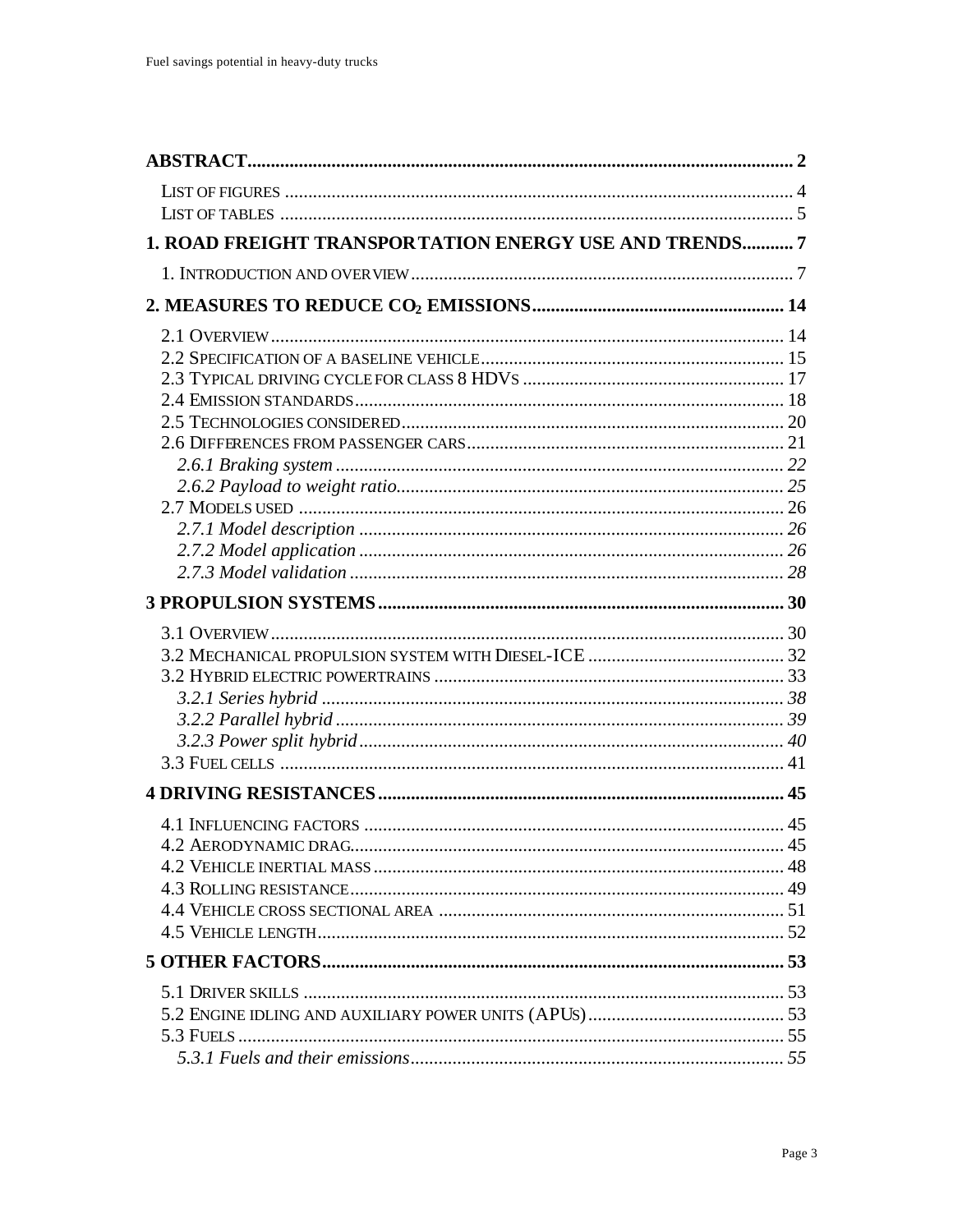**ABSTRACT** .......... 2

LIST OF FIGURES .......... 4
LIST OF TABLES .......... 5

**1. ROAD FREIGHT TRANSPORTATION ENERGY USE AND TRENDS** .......... 7

1. INTRODUCTION AND OVERVIEW .......... 7

**2. MEASURES TO REDUCE $CO_2$ EMISSIONS** .......... 14

2.1 OVERVIEW .......... 14
2.2 SPECIFICATION OF A BASELINE VEHICLE .......... 15
2.3 TYPICAL DRIVING CYCLE FOR CLASS 8 HDVS .......... 17
2.4 EMISSION STANDARDS .......... 18
2.5 TECHNOLOGIES CONSIDERED .......... 20
2.6 DIFFERENCES FROM PASSENGER CARS .......... 21
*2.6.1 Braking system* .......... 22
*2.6.2 Payload to weight ratio* .......... 25
2.7 MODELS USED .......... 26
*2.7.1 Model description* .......... 26
*2.7.2 Model application* .......... 26
*2.7.3 Model validation* .......... 28

**3 PROPULSION SYSTEMS** .......... 30

3.1 OVERVIEW .......... 30
3.2 MECHANICAL PROPULSION SYSTEM WITH DIESEL-ICE .......... 32
3.2 HYBRID ELECTRIC POWERTRAINS .......... 33
*3.2.1 Series hybrid* .......... 38
*3.2.2 Parallel hybrid* .......... 39
*3.2.3 Power split hybrid* .......... 40
3.3 FUEL CELLS .......... 41

**4 DRIVING RESISTANCES** .......... 45

4.1 INFLUENCING FACTORS .......... 45
4.2 AERODYNAMIC DRAG .......... 45
4.2 VEHICLE INERTIAL MASS .......... 48
4.3 ROLLING RESISTANCE .......... 49
4.4 VEHICLE CROSS SECTIONAL AREA .......... 51
4.5 VEHICLE LENGTH .......... 52

**5 OTHER FACTORS** .......... 53

5.1 DRIVER SKILLS .......... 53
5.2 ENGINE IDLING AND AUXILIARY POWER UNITS (APUS) .......... 53
5.3 FUELS .......... 55
*5.3.1 Fuels and their emissions* .......... 55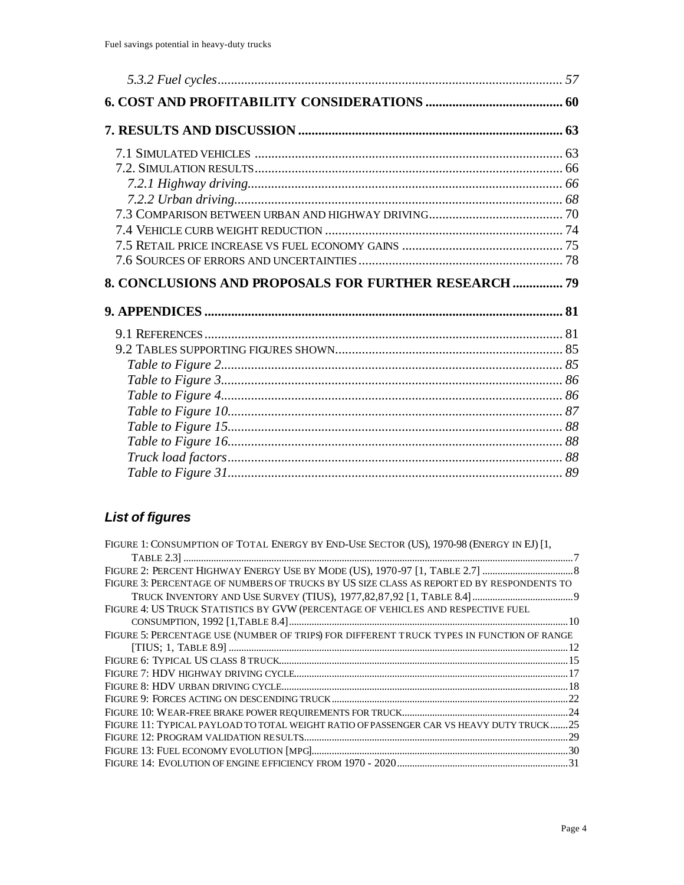*5.3.2 Fuel cycles* ........ 57

**6. COST AND PROFITABILITY CONSIDERATIONS** ........ **60**

**7. RESULTS AND DISCUSSION** ........ **63**

7.1 SIMULATED VEHICLES ........ 63
7.2. SIMULATION RESULTS ........ 66
*7.2.1 Highway driving* ........ *66*
*7.2.2 Urban driving* ........ *68*
7.3 COMPARISON BETWEEN URBAN AND HIGHWAY DRIVING ........ 70
7.4 VEHICLE CURB WEIGHT REDUCTION ........ 74
7.5 RETAIL PRICE INCREASE VS FUEL ECONOMY GAINS ........ 75
7.6 SOURCES OF ERRORS AND UNCERTAINTIES ........ 78

**8. CONCLUSIONS AND PROPOSALS FOR FURTHER RESEARCH** ........ **79**

**9. APPENDICES** ........ **81**

9.1 REFERENCES ........ 81
9.2 TABLES SUPPORTING FIGURES SHOWN ........ 85
*Table to Figure 2* ........ *85*
*Table to Figure 3* ........ *86*
*Table to Figure 4* ........ *86*
*Table to Figure 10* ........ *87*
*Table to Figure 15* ........ *88*
*Table to Figure 16* ........ *88*
*Truck load factors* ........ *88*
*Table to Figure 31* ........ *89*

## *List of figures*

FIGURE 1: CONSUMPTION OF TOTAL ENERGY BY END-USE SECTOR (US), 1970-98 (ENERGY IN EJ) [1, TABLE 2.3] ........ 7
FIGURE 2: PERCENT HIGHWAY ENERGY USE BY MODE (US), 1970-97 [1, TABLE 2.7] ........ 8
FIGURE 3: PERCENTAGE OF NUMBERS OF TRUCKS BY US SIZE CLASS AS REPORTED BY RESPONDENTS TO TRUCK INVENTORY AND USE SURVEY (TIUS), 1977,82,87,92 [1, TABLE 8.4] ........ 9
FIGURE 4: US TRUCK STATISTICS BY GVW (PERCENTAGE OF VEHICLES AND RESPECTIVE FUEL CONSUMPTION, 1992 [1,TABLE 8.4] ........ 10
FIGURE 5: PERCENTAGE USE (NUMBER OF TRIPS) FOR DIFFERENT TRUCK TYPES IN FUNCTION OF RANGE [TIUS; 1, TABLE 8.9] ........ 12
FIGURE 6: TYPICAL US CLASS 8 TRUCK ........ 15
FIGURE 7: HDV HIGHWAY DRIVING CYCLE ........ 17
FIGURE 8: HDV URBAN DRIVING CYCLE ........ 18
FIGURE 9: FORCES ACTING ON DESCENDING TRUCK ........ 22
FIGURE 10: WEAR-FREE BRAKE POWER REQUIREMENTS FOR TRUCK ........ 24
FIGURE 11: TYPICAL PAYLOAD TO TOTAL WEIGHT RATIO OF PASSENGER CAR VS HEAVY DUTY TRUCK ........ 25
FIGURE 12: PROGRAM VALIDATION RESULTS ........ 29
FIGURE 13: FUEL ECONOMY EVOLUTION [MPG] ........ 30
FIGURE 14: EVOLUTION OF ENGINE EFFICIENCY FROM 1970 - 2020 ........ 31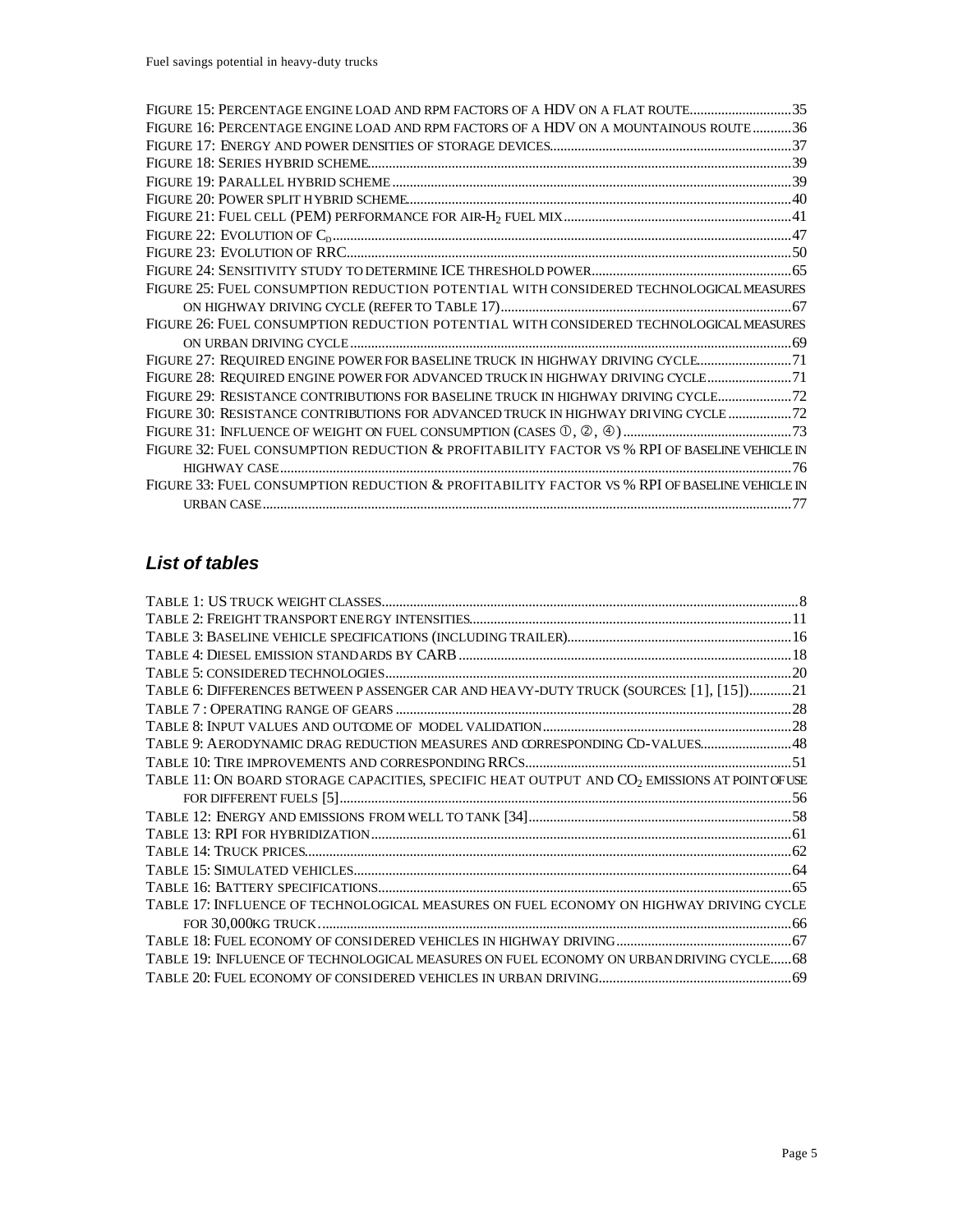FIGURE 15: PERCENTAGE ENGINE LOAD AND RPM FACTORS OF A HDV ON A FLAT ROUTE.............................35
FIGURE 16: PERCENTAGE ENGINE LOAD AND RPM FACTORS OF A HDV ON A MOUNTAINOUS ROUTE...........36
FIGURE 17: ENERGY AND POWER DENSITIES OF STORAGE DEVICES.....................................................................37
FIGURE 18: SERIES HYBRID SCHEME.........................................................................................................................39
FIGURE 19: PARALLEL HYBRID SCHEME.................................................................................................................39
FIGURE 20: POWER SPLIT HYBRID SCHEME.............................................................................................................40
FIGURE 21: FUEL CELL (PEM) PERFORMANCE FOR AIR-$H_2$ FUEL MIX.................................................................41
FIGURE 22: EVOLUTION OF $C_D$..................................................................................................................................47
FIGURE 23: EVOLUTION OF RRC..............................................................................................................................50
FIGURE 24: SENSITIVITY STUDY TO DETERMINE ICE THRESHOLD POWER.........................................................65
FIGURE 25: FUEL CONSUMPTION REDUCTION POTENTIAL WITH CONSIDERED TECHNOLOGICAL MEASURES ON HIGHWAY DRIVING CYCLE (REFER TO TABLE 17)...................................................................................67
FIGURE 26: FUEL CONSUMPTION REDUCTION POTENTIAL WITH CONSIDERED TECHNOLOGICAL MEASURES ON URBAN DRIVING CYCLE.............................................................................................................................69
FIGURE 27: REQUIRED ENGINE POWER FOR BASELINE TRUCK IN HIGHWAY DRIVING CYCLE...........................71
FIGURE 28: REQUIRED ENGINE POWER FOR ADVANCED TRUCK IN HIGHWAY DRIVING CYCLE........................71
FIGURE 29: RESISTANCE CONTRIBUTIONS FOR BASELINE TRUCK IN HIGHWAY DRIVING CYCLE......................72
FIGURE 30: RESISTANCE CONTRIBUTIONS FOR ADVANCED TRUCK IN HIGHWAY DRIVING CYCLE..................72
FIGURE 31: INFLUENCE OF WEIGHT ON FUEL CONSUMPTION (CASES ①, ②, ④)................................................73
FIGURE 32: FUEL CONSUMPTION REDUCTION & PROFITABILITY FACTOR VS % RPI OF BASELINE VEHICLE IN HIGHWAY CASE.................................................................................................................................................76
FIGURE 33: FUEL CONSUMPTION REDUCTION & PROFITABILITY FACTOR VS % RPI OF BASELINE VEHICLE IN URBAN CASE......................................................................................................................................................77

## *List of tables*

TABLE 1: US TRUCK WEIGHT CLASSES......................................................................................................................8
TABLE 2: FREIGHT TRANSPORT ENERGY INTENSITIES...........................................................................................11
TABLE 3: BASELINE VEHICLE SPECIFICATIONS (INCLUDING TRAILER)...............................................................16
TABLE 4: DIESEL EMISSION STANDARDS BY CARB..............................................................................................18
TABLE 5: CONSIDERED TECHNOLOGIES...................................................................................................................20
TABLE 6: DIFFERENCES BETWEEN PASSENGER CAR AND HEAVY-DUTY TRUCK (SOURCES: [1], [15])............21
TABLE 7 : OPERATING RANGE OF GEARS................................................................................................................28
TABLE 8: INPUT VALUES AND OUTCOME OF MODEL VALIDATION......................................................................28
TABLE 9: AERODYNAMIC DRAG REDUCTION MEASURES AND CORRESPONDING CD-VALUES..........................48
TABLE 10: TIRE IMPROVEMENTS AND CORRESPONDING RRCS............................................................................51
TABLE 11: ON BOARD STORAGE CAPACITIES, SPECIFIC HEAT OUTPUT AND $CO_2$ EMISSIONS AT POINT OF USE FOR DIFFERENT FUELS [5]................................................................................................................................56
TABLE 12: ENERGY AND EMISSIONS FROM WELL TO TANK [34]..........................................................................58
TABLE 13: RPI FOR HYBRIDIZATION.......................................................................................................................61
TABLE 14: TRUCK PRICES.........................................................................................................................................62
TABLE 15: SIMULATED VEHICLES............................................................................................................................64
TABLE 16: BATTERY SPECIFICATIONS.....................................................................................................................65
TABLE 17: INFLUENCE OF TECHNOLOGICAL MEASURES ON FUEL ECONOMY ON HIGHWAY DRIVING CYCLE FOR 30,000KG TRUCK.....................................................................................................................................66
TABLE 18: FUEL ECONOMY OF CONSIDERED VEHICLES IN HIGHWAY DRIVING.................................................67
TABLE 19: INFLUENCE OF TECHNOLOGICAL MEASURES ON FUEL ECONOMY ON URBAN DRIVING CYCLE......68
TABLE 20: FUEL ECONOMY OF CONSIDERED VEHICLES IN URBAN DRIVING......................................................69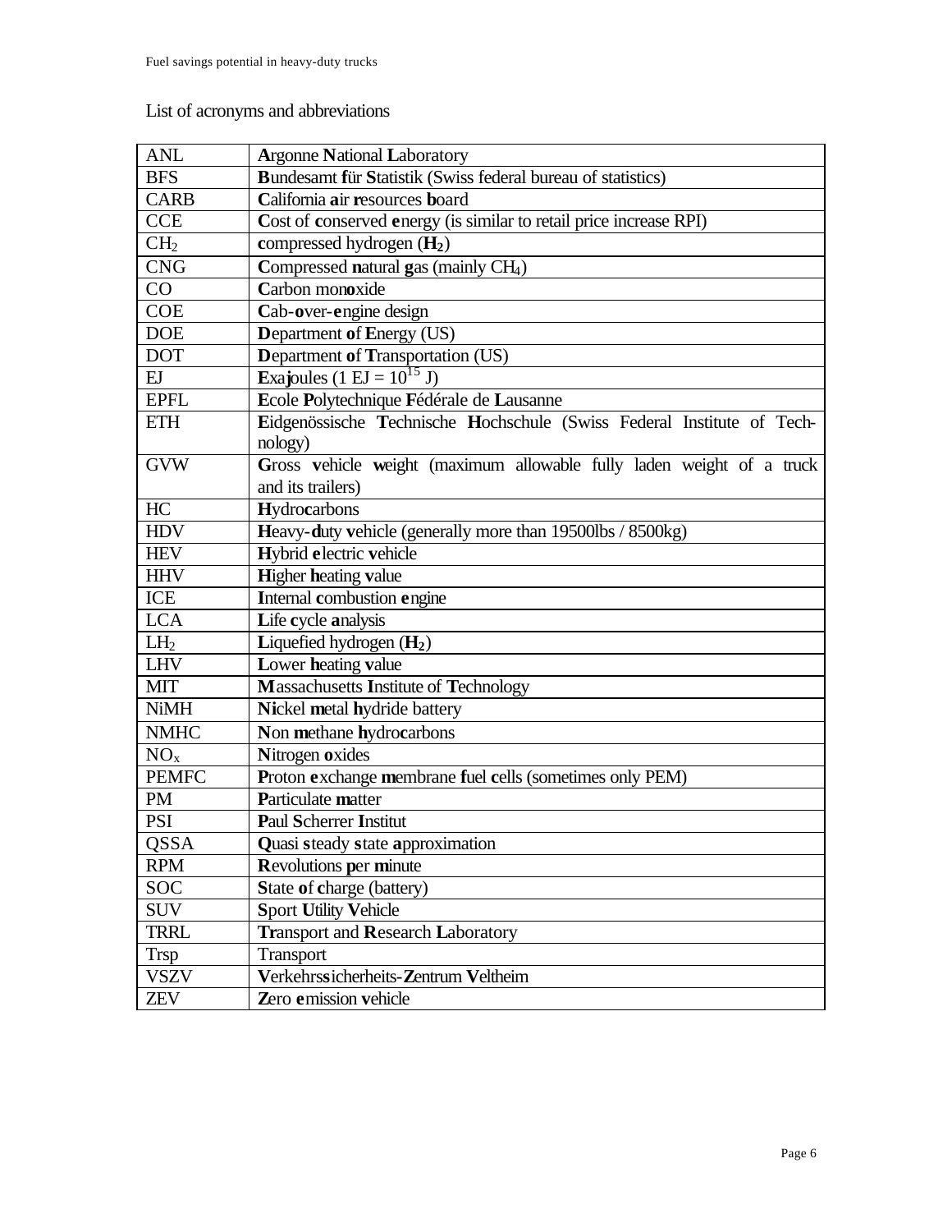List of acronyms and abbreviations

| | |
|---|---|
| ANL | **A**rgonne **N**ational **L**aboratory |
| BFS | **B**undesamt **f**ür **S**tatistik (Swiss federal bureau of statistics) |
| CARB | **C**alifornia **a**ir **r**esources **b**oard |
| CCE | **C**ost of **c**onserved **e**nergy (is similar to retail price increase RPI) |
| $CH_2$ | **c**ompressed hydrogen (**$H_2$**) |
| CNG | **C**ompressed **n**atural **g**as (mainly $CH_4$) |
| CO | **C**arbon mon**o**xide |
| COE | **C**ab-**o**ver-**e**ngine design |
| DOE | **D**epartment **o**f **E**nergy (US) |
| DOT | **D**epartment **o**f **T**ransportation (US) |
| EJ | **Exa**j**oules (1 EJ = $10^{15}$ J) |
| EPFL | **E**cole **P**olytechnique **F**édérale de **L**ausanne |
| ETH | **E**idgenössische **T**echnische **H**ochschule (Swiss Federal Institute of Technology) |
| GVW | **G**ross **v**ehicle **w**eight (maximum allowable fully laden weight of a truck and its trailers) |
| HC | **H**ydro**c**arbons |
| HDV | **H**eavy-**d**uty **v**ehicle (generally more than 19500lbs / 8500kg) |
| HEV | **H**ybrid **e**lectric **v**ehicle |
| HHV | **H**igher **h**eating **v**alue |
| ICE | **I**nternal **c**ombustion **e**ngine |
| LCA | **L**ife **c**ycle **a**nalysis |
| $LH_2$ | **L**iquefied hydrogen (**$H_2$**) |
| LHV | **L**ower **h**eating **v**alue |
| MIT | **M**assachusetts **I**nstitute of **T**echnology |
| NiMH | **Ni**ckel **m**etal **h**ydride battery |
| NMHC | **N**on **m**ethane **h**ydro**c**arbons |
| $NO_x$ | **N**itrogen **o**xides |
| PEMFC | **P**roton **e**xchange **m**embrane **f**uel **c**ells (sometimes only PEM) |
| PM | **P**articulate **m**atter |
| PSI | **P**aul **S**cherrer **I**nstitut |
| QSSA | **Q**uasi **s**teady **s**tate **a**pproximation |
| RPM | **R**evolutions **p**er **m**inute |
| SOC | **S**tate **o**f **c**harge (battery) |
| SUV | **S**port **U**tility **V**ehicle |
| TRRL | **Tr**ansport and **R**esearch **L**aboratory |
| Trsp | Transport |
| VSZV | **V**erkehrs**s**icherheits-**Z**entrum **V**eltheim |
| ZEV | **Z**ero **e**mission **v**ehicle |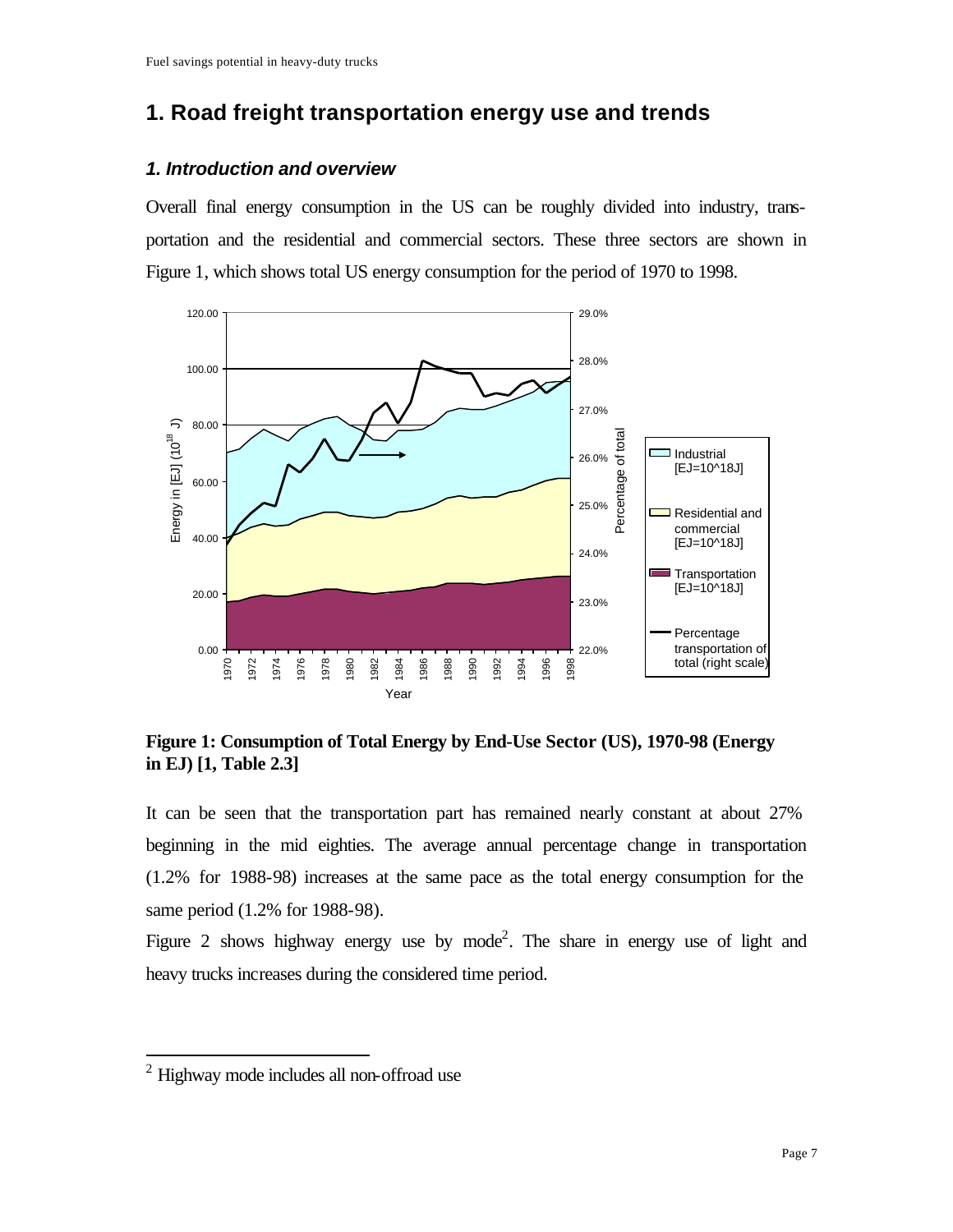# 1. Road freight transportation energy use and trends

### *1. Introduction and overview*

Overall final energy consumption in the US can be roughly divided into industry, transportation and the residential and commercial sectors. These three sectors are shown in Figure 1, which shows total US energy consumption for the period of 1970 to 1998.

**Figure 1: Consumption of Total Energy by End-Use Sector (US), 1970-98 (Energy in EJ) [1, Table 2.3]**

It can be seen that the transportation part has remained nearly constant at about 27% beginning in the mid eighties. The average annual percentage change in transportation (1.2% for 1988-98) increases at the same pace as the total energy consumption for the same period (1.2% for 1988-98).

Figure 2 shows highway energy use by mode[2]. The share in energy use of light and heavy trucks increases during the considered time period.

[2] Highway mode includes all non-offroad use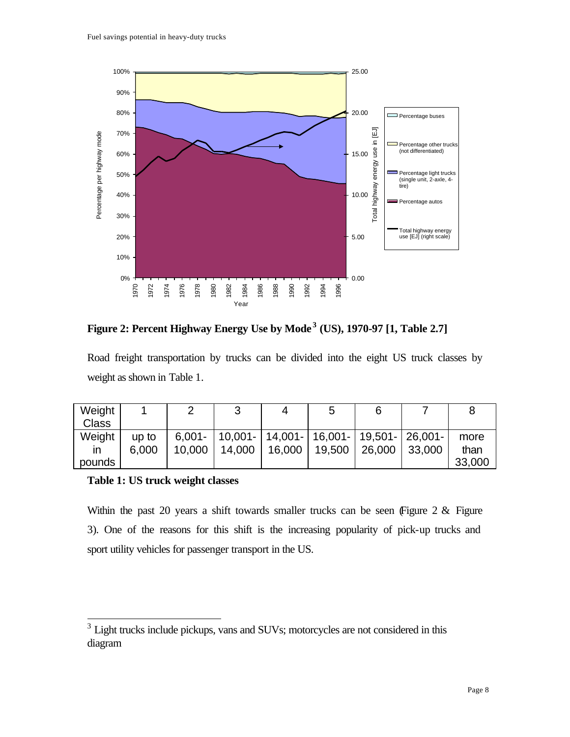**Figure 2: Percent Highway Energy Use by Mode [3] (US), 1970-97 [1, Table 2.7]**

Road freight transportation by trucks can be divided into the eight US truck classes by weight as shown in Table 1.

| Weight Class | 1 | 2 | 3 | 4 | 5 | 6 | 7 | 8 |
|---|---|---|---|---|---|---|---|---|
| Weight in pounds | up to 6,000 | 6,001-10,000 | 10,001-14,000 | 14,001-16,000 | 16,001-19,500 | 19,501-26,000 | 26,001-33,000 | more than 33,000 |

**Table 1: US truck weight classes**

Within the past 20 years a shift towards smaller trucks can be seen (Figure 2 & Figure 3). One of the reasons for this shift is the increasing popularity of pick-up trucks and sport utility vehicles for passenger transport in the US.

[3] Light trucks include pickups, vans and SUVs; motorcycles are not considered in this diagram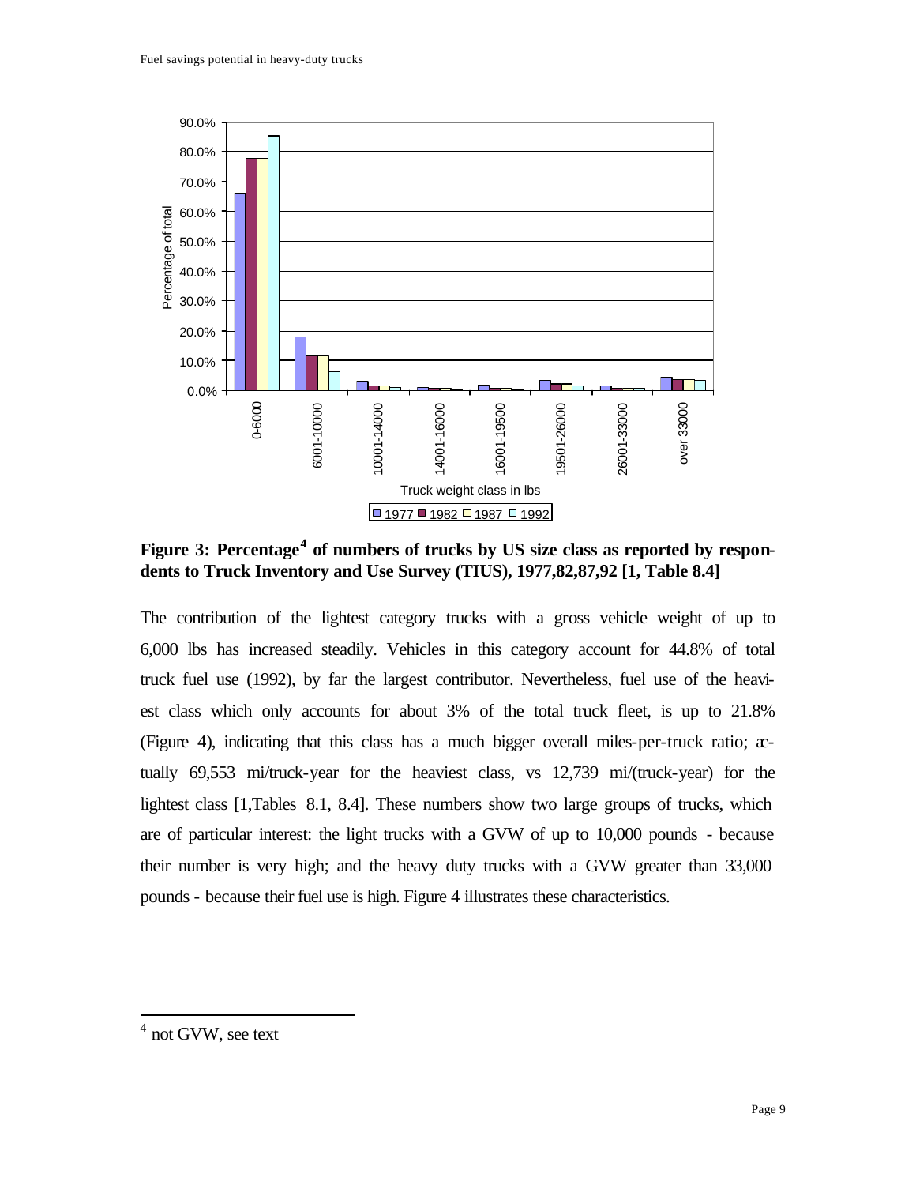**Figure 3: Percentage[4] of numbers of trucks by US size class as reported by respondents to Truck Inventory and Use Survey (TIUS), 1977,82,87,92 [1, Table 8.4]**

The contribution of the lightest category trucks with a gross vehicle weight of up to 6,000 lbs has increased steadily. Vehicles in this category account for 44.8% of total truck fuel use (1992), by far the largest contributor. Nevertheless, fuel use of the heaviest class which only accounts for about 3% of the total truck fleet, is up to 21.8% (Figure 4), indicating that this class has a much bigger overall miles-per-truck ratio; actually 69,553 mi/truck-year for the heaviest class, vs 12,739 mi/(truck-year) for the lightest class [1,Tables 8.1, 8.4]. These numbers show two large groups of trucks, which are of particular interest: the light trucks with a GVW of up to 10,000 pounds - because their number is very high; and the heavy duty trucks with a GVW greater than 33,000 pounds - because their fuel use is high. Figure 4 illustrates these characteristics.

[4] not GVW, see text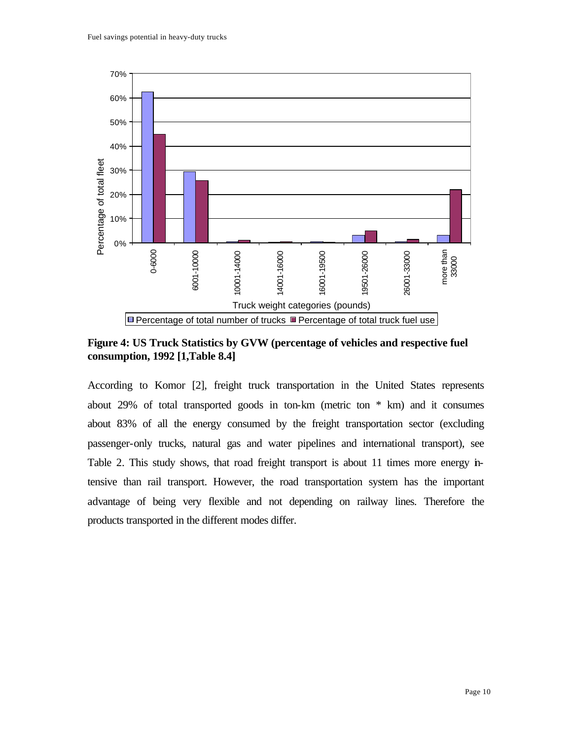**Figure 4: US Truck Statistics by GVW (percentage of vehicles and respective fuel consumption, 1992 [1,Table 8.4]**

According to Komor [2], freight truck transportation in the United States represents about 29% of total transported goods in ton-km (metric ton * km) and it consumes about 83% of all the energy consumed by the freight transportation sector (excluding passenger-only trucks, natural gas and water pipelines and international transport), see Table 2. This study shows, that road freight transport is about 11 times more energy intensive than rail transport. However, the road transportation system has the important advantage of being very flexible and not depending on railway lines. Therefore the products transported in the different modes differ.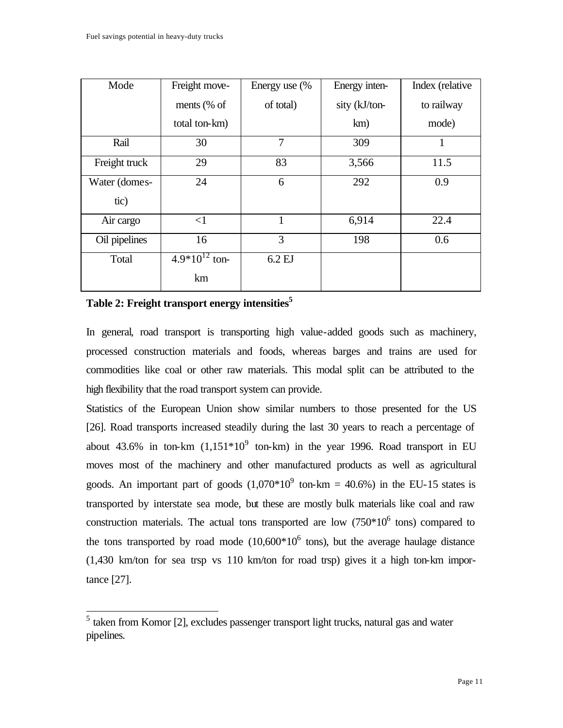| Mode | Freight movements (% of total ton-km) | Energy use (% of total) | Energy intensity (kJ/ton-km) | Index (relative to railway mode) |
|---|---|---|---|---|
| Rail | 30 | 7 | 309 | 1 |
| Freight truck | 29 | 83 | 3,566 | 11.5 |
| Water (domestic) | 24 | 6 | 292 | 0.9 |
| Air cargo | <1 | 1 | 6,914 | 22.4 |
| Oil pipelines | 16 | 3 | 198 | 0.6 |
| Total | $4.9*10^{12}$ ton-km | 6.2 EJ | | |

**Table 2: Freight transport energy intensities**[5]

In general, road transport is transporting high value-added goods such as machinery, processed construction materials and foods, whereas barges and trains are used for commodities like coal or other raw materials. This modal split can be attributed to the high flexibility that the road transport system can provide.

Statistics of the European Union show similar numbers to those presented for the US [26]. Road transports increased steadily during the last 30 years to reach a percentage of about 43.6% in ton-km ($1,151*10^9$ ton-km) in the year 1996. Road transport in EU moves most of the machinery and other manufactured products as well as agricultural goods. An important part of goods ($1,070*10^9$ ton-km = 40.6%) in the EU-15 states is transported by interstate sea mode, but these are mostly bulk materials like coal and raw construction materials. The actual tons transported are low ($750*10^6$ tons) compared to the tons transported by road mode ($10,600*10^6$ tons), but the average haulage distance (1,430 km/ton for sea trsp vs 110 km/ton for road trsp) gives it a high ton-km importance [27].

---

[5] taken from Komor [2], excludes passenger transport light trucks, natural gas and water pipelines.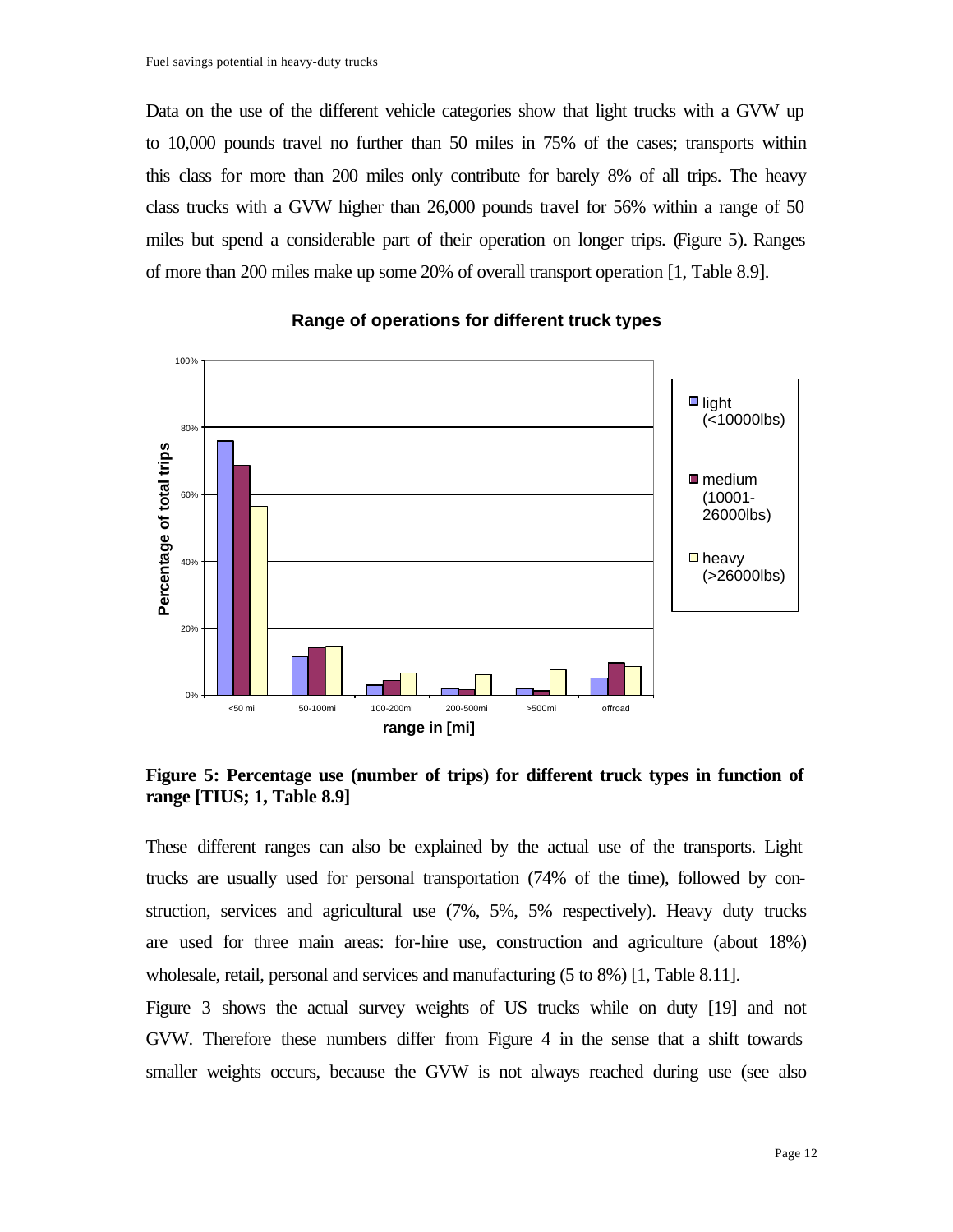Data on the use of the different vehicle categories show that light trucks with a GVW up to 10,000 pounds travel no further than 50 miles in 75% of the cases; transports within this class for more than 200 miles only contribute for barely 8% of all trips. The heavy class trucks with a GVW higher than 26,000 pounds travel for 56% within a range of 50 miles but spend a considerable part of their operation on longer trips. (Figure 5). Ranges of more than 200 miles make up some 20% of overall transport operation [1, Table 8.9].

**Figure 5: Percentage use (number of trips) for different truck types in function of range [TIUS; 1, Table 8.9]**

These different ranges can also be explained by the actual use of the transports. Light trucks are usually used for personal transportation (74% of the time), followed by construction, services and agricultural use (7%, 5%, 5% respectively). Heavy duty trucks are used for three main areas: for-hire use, construction and agriculture (about 18%) wholesale, retail, personal and services and manufacturing (5 to 8%) [1, Table 8.11].

Figure 3 shows the actual survey weights of US trucks while on duty [19] and not GVW. Therefore these numbers differ from Figure 4 in the sense that a shift towards smaller weights occurs, because the GVW is not always reached during use (see also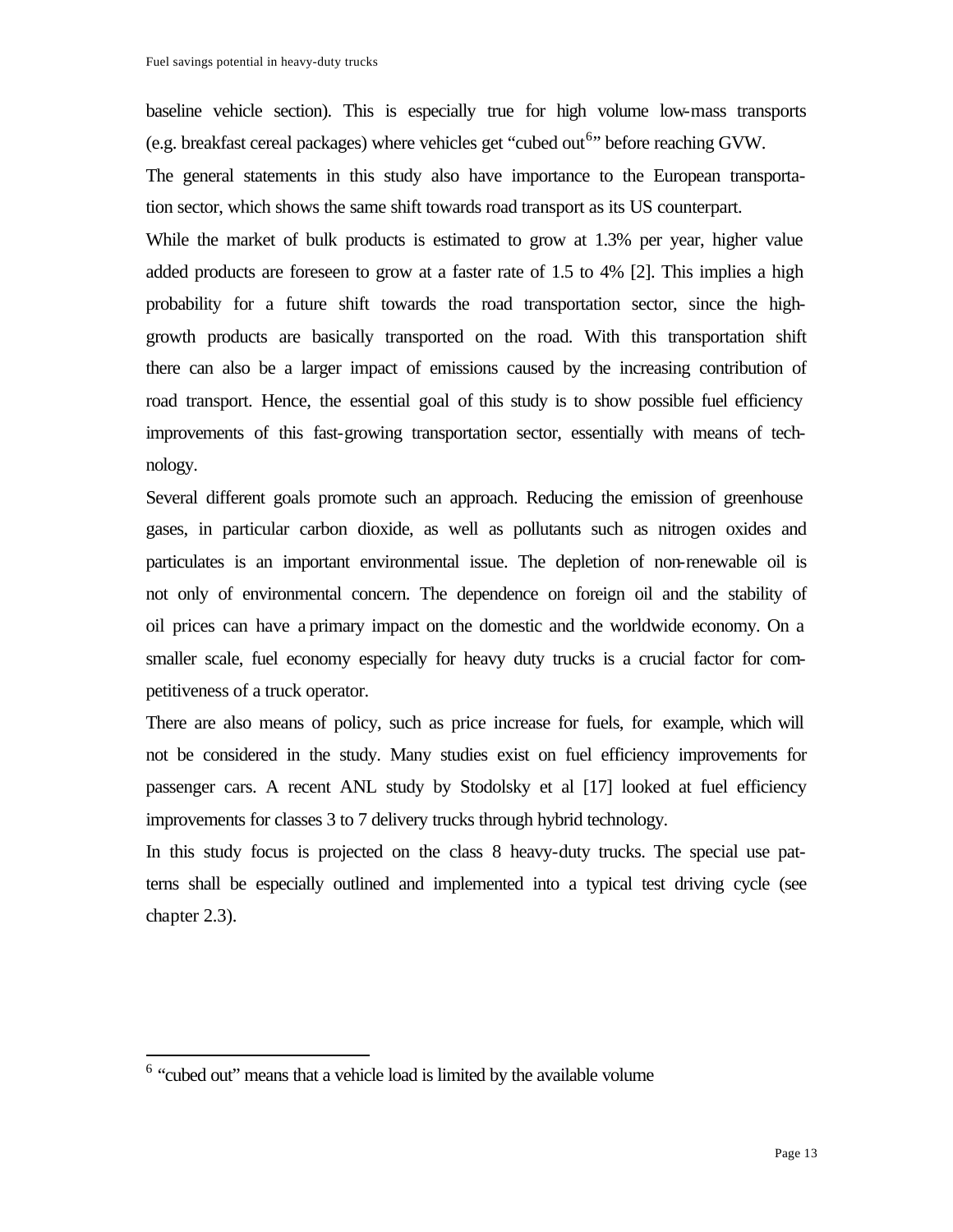baseline vehicle section). This is especially true for high volume low-mass transports (e.g. breakfast cereal packages) where vehicles get "cubed out[6]" before reaching GVW.

The general statements in this study also have importance to the European transportation sector, which shows the same shift towards road transport as its US counterpart.

While the market of bulk products is estimated to grow at 1.3% per year, higher value added products are foreseen to grow at a faster rate of 1.5 to 4% [2]. This implies a high probability for a future shift towards the road transportation sector, since the high-growth products are basically transported on the road. With this transportation shift there can also be a larger impact of emissions caused by the increasing contribution of road transport. Hence, the essential goal of this study is to show possible fuel efficiency improvements of this fast-growing transportation sector, essentially with means of technology.

Several different goals promote such an approach. Reducing the emission of greenhouse gases, in particular carbon dioxide, as well as pollutants such as nitrogen oxides and particulates is an important environmental issue. The depletion of non-renewable oil is not only of environmental concern. The dependence on foreign oil and the stability of oil prices can have a primary impact on the domestic and the worldwide economy. On a smaller scale, fuel economy especially for heavy duty trucks is a crucial factor for competitiveness of a truck operator.

There are also means of policy, such as price increase for fuels, for example, which will not be considered in the study. Many studies exist on fuel efficiency improvements for passenger cars. A recent ANL study by Stodolsky et al [17] looked at fuel efficiency improvements for classes 3 to 7 delivery trucks through hybrid technology.

In this study focus is projected on the class 8 heavy-duty trucks. The special use patterns shall be especially outlined and implemented into a typical test driving cycle (see chapter 2.3).

---

[6] "cubed out" means that a vehicle load is limited by the available volume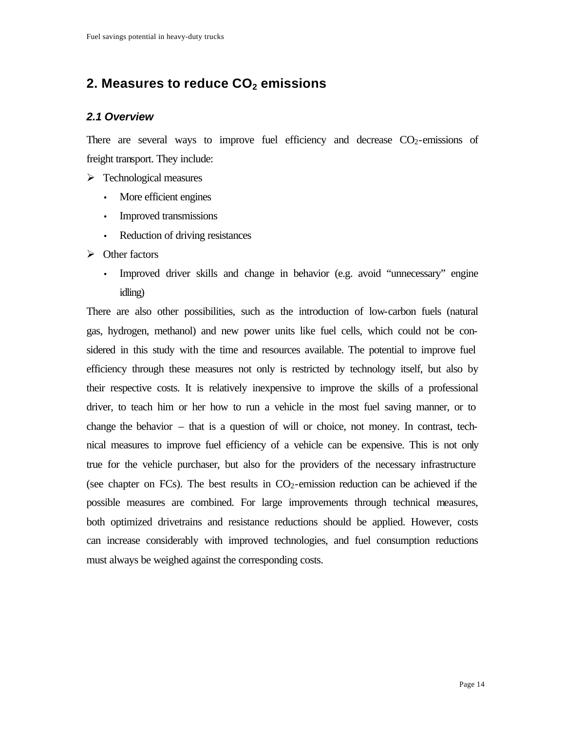## 2. Measures to reduce $CO_2$ emissions

### *2.1 Overview*

There are several ways to improve fuel efficiency and decrease $CO_2$-emissions of freight transport. They include:

- Technological measures
  - More efficient engines
  - Improved transmissions
  - Reduction of driving resistances
- Other factors
  - Improved driver skills and change in behavior (e.g. avoid "unnecessary" engine idling)

There are also other possibilities, such as the introduction of low-carbon fuels (natural gas, hydrogen, methanol) and new power units like fuel cells, which could not be considered in this study with the time and resources available. The potential to improve fuel efficiency through these measures not only is restricted by technology itself, but also by their respective costs. It is relatively inexpensive to improve the skills of a professional driver, to teach him or her how to run a vehicle in the most fuel saving manner, or to change the behavior – that is a question of will or choice, not money. In contrast, technical measures to improve fuel efficiency of a vehicle can be expensive. This is not only true for the vehicle purchaser, but also for the providers of the necessary infrastructure (see chapter on FCs). The best results in $CO_2$-emission reduction can be achieved if the possible measures are combined. For large improvements through technical measures, both optimized drivetrains and resistance reductions should be applied. However, costs can increase considerably with improved technologies, and fuel consumption reductions must always be weighed against the corresponding costs.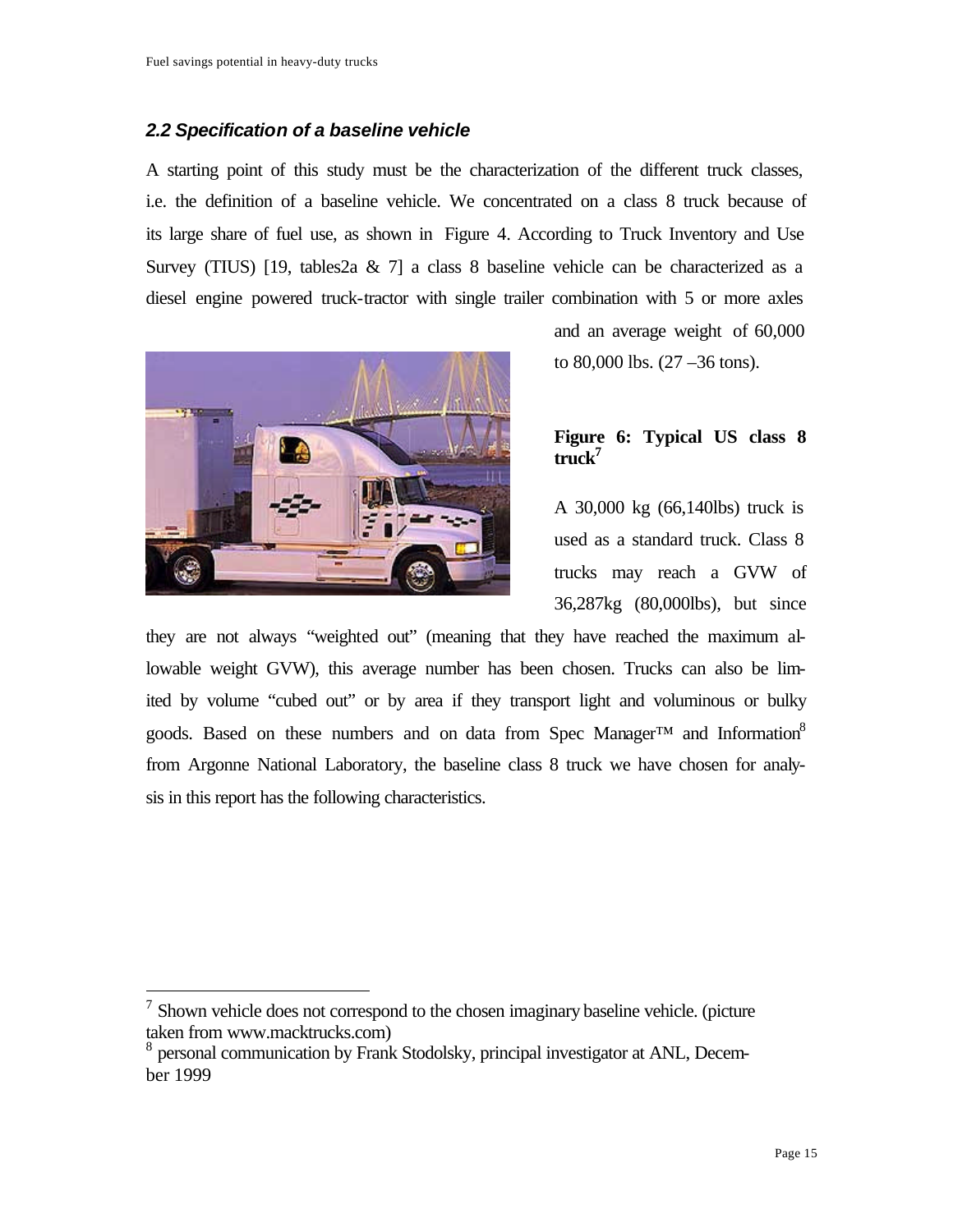### *2.2 Specification of a baseline vehicle*

A starting point of this study must be the characterization of the different truck classes, i.e. the definition of a baseline vehicle. We concentrated on a class 8 truck because of its large share of fuel use, as shown in Figure 4. According to Truck Inventory and Use Survey (TIUS) [19, tables2a & 7] a class 8 baseline vehicle can be characterized as a diesel engine powered truck-tractor with single trailer combination with 5 or more axles and an average weight of 60,000 to 80,000 lbs. (27 –36 tons).

**Figure 6: Typical US class 8 truck**[7]

A 30,000 kg (66,140lbs) truck is used as a standard truck. Class 8 trucks may reach a GVW of 36,287kg (80,000lbs), but since they are not always "weighted out" (meaning that they have reached the maximum allowable weight GVW), this average number has been chosen. Trucks can also be limited by volume "cubed out" or by area if they transport light and voluminous or bulky goods. Based on these numbers and on data from Spec Manager™ and Information[8] from Argonne National Laboratory, the baseline class 8 truck we have chosen for analysis in this report has the following characteristics.

---

[7] Shown vehicle does not correspond to the chosen imaginary baseline vehicle. (picture taken from www.macktrucks.com)

[8] personal communication by Frank Stodolsky, principal investigator at ANL, December 1999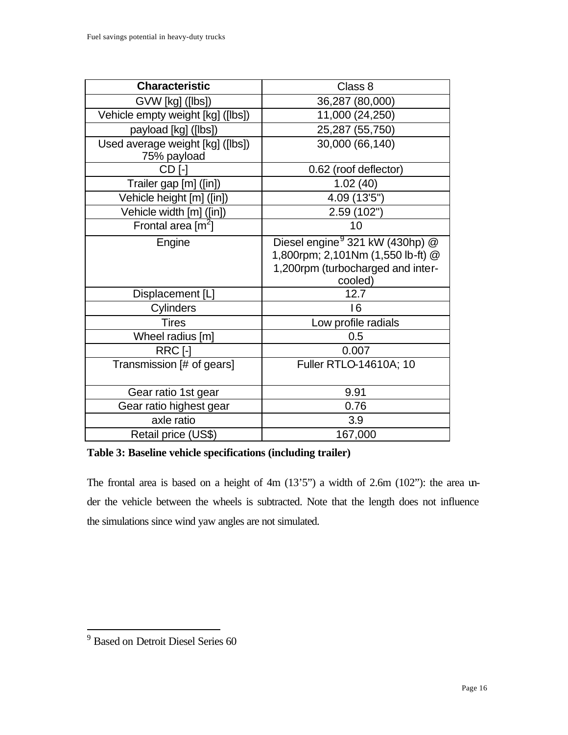| Characteristic | Class 8 |
|---|---|
| GVW [kg] ([lbs]) | 36,287 (80,000) |
| Vehicle empty weight [kg] ([lbs]) | 11,000 (24,250) |
| payload [kg] ([lbs]) | 25,287 (55,750) |
| Used average weight [kg] ([lbs]) 75% payload | 30,000 (66,140) |
| CD [-] | 0.62 (roof deflector) |
| Trailer gap [m] ([in]) | 1.02 (40) |
| Vehicle height [m] ([in]) | 4.09 (13'5") |
| Vehicle width [m] ([in]) | 2.59 (102") |
| Frontal area [$m^2$] | 10 |
| Engine | Diesel engine[9] 321 kW (430hp) @ 1,800rpm; 2,101Nm (1,550 lb-ft) @ 1,200rpm (turbocharged and inter-cooled) |
| Displacement [L] | 12.7 |
| Cylinders | I 6 |
| Tires | Low profile radials |
| Wheel radius [m] | 0.5 |
| RRC [-] | 0.007 |
| Transmission [# of gears] | Fuller RTLO-14610A; 10 |
| Gear ratio 1st gear | 9.91 |
| Gear ratio highest gear | 0.76 |
| axle ratio | 3.9 |
| Retail price (US$) | 167,000 |

**Table 3: Baseline vehicle specifications (including trailer)**

The frontal area is based on a height of 4m (13'5") a width of 2.6m (102"): the area under the vehicle between the wheels is subtracted. Note that the length does not influence the simulations since wind yaw angles are not simulated.

[9] Based on Detroit Diesel Series 60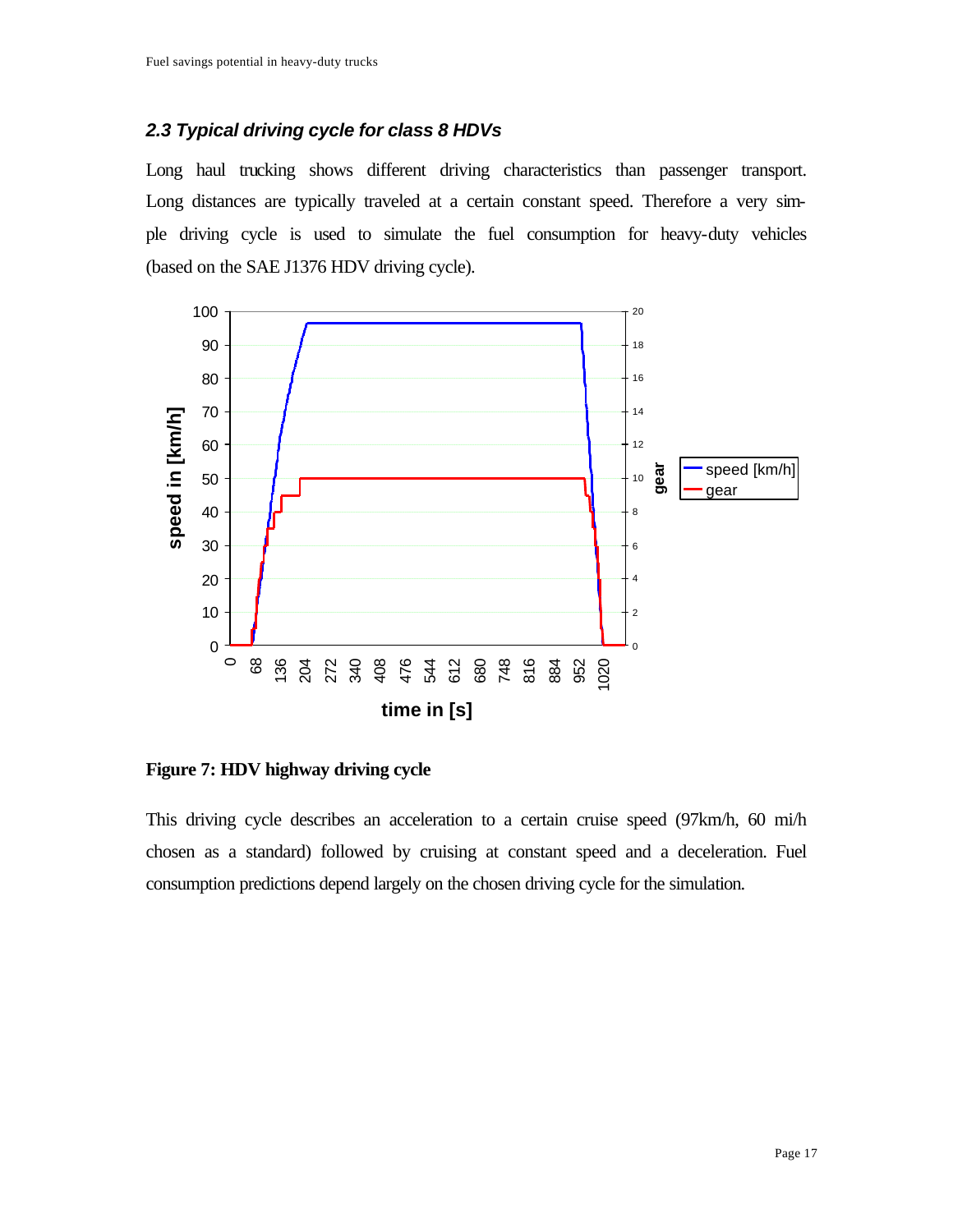### *2.3 Typical driving cycle for class 8 HDVs*

Long haul trucking shows different driving characteristics than passenger transport. Long distances are typically traveled at a certain constant speed. Therefore a very simple driving cycle is used to simulate the fuel consumption for heavy-duty vehicles (based on the SAE J1376 HDV driving cycle).

**Figure 7: HDV highway driving cycle**

This driving cycle describes an acceleration to a certain cruise speed (97km/h, 60 mi/h chosen as a standard) followed by cruising at constant speed and a deceleration. Fuel consumption predictions depend largely on the chosen driving cycle for the simulation.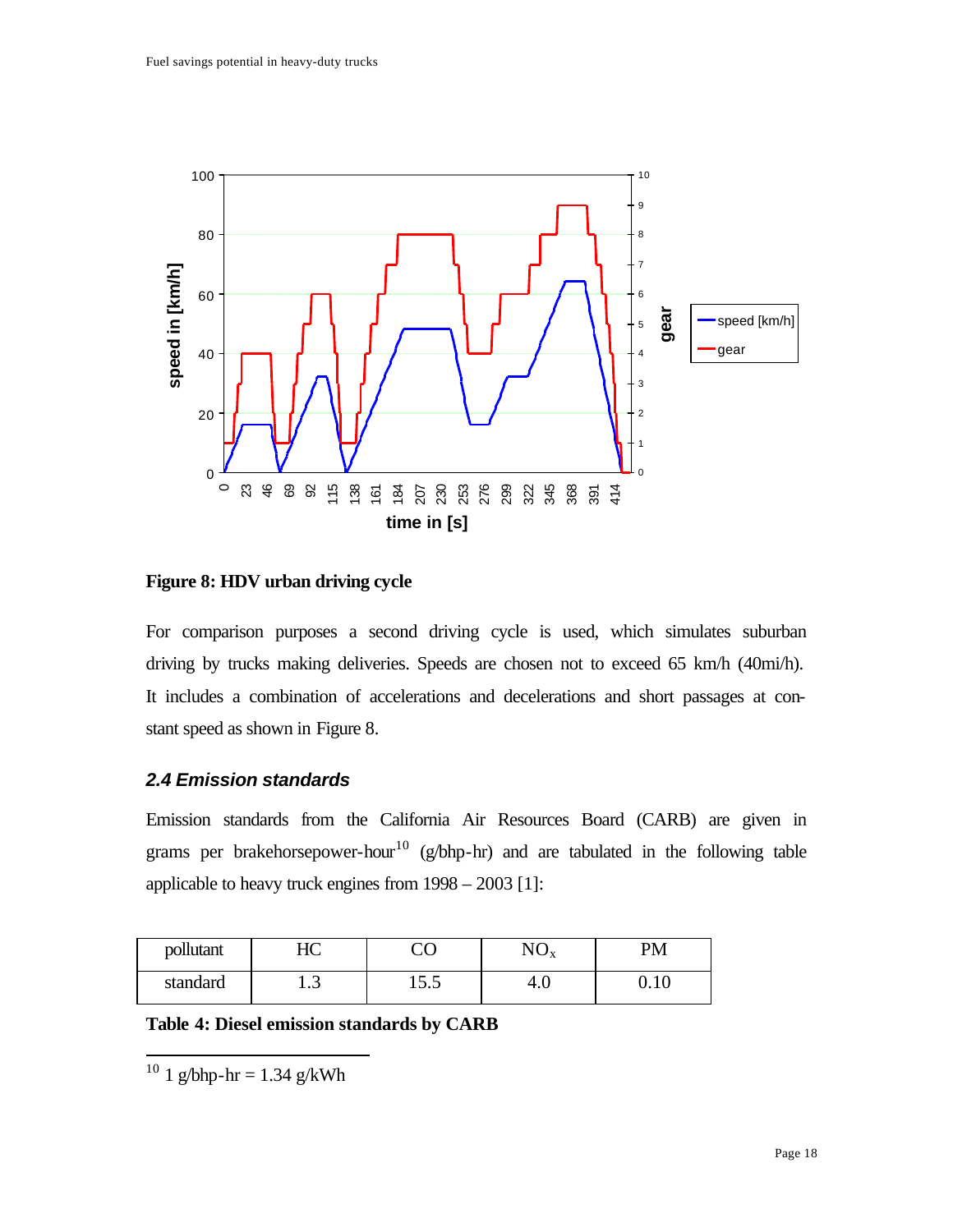Figure 8: HDV urban driving cycle

For comparison purposes a second driving cycle is used, which simulates suburban driving by trucks making deliveries. Speeds are chosen not to exceed 65 km/h (40mi/h). It includes a combination of accelerations and decelerations and short passages at constant speed as shown in Figure 8.

### *2.4 Emission standards*

Emission standards from the California Air Resources Board (CARB) are given in grams per brakehorsepower-hour[10] (g/bhp-hr) and are tabulated in the following table applicable to heavy truck engines from 1998 – 2003 [1]:

| pollutant | HC | CO | $NO_x$ | PM |
|---|---|---|---|---|
| standard | 1.3 | 15.5 | 4.0 | 0.10 |

**Table 4: Diesel emission standards by CARB**

[10] 1 g/bhp-hr = 1.34 g/kWh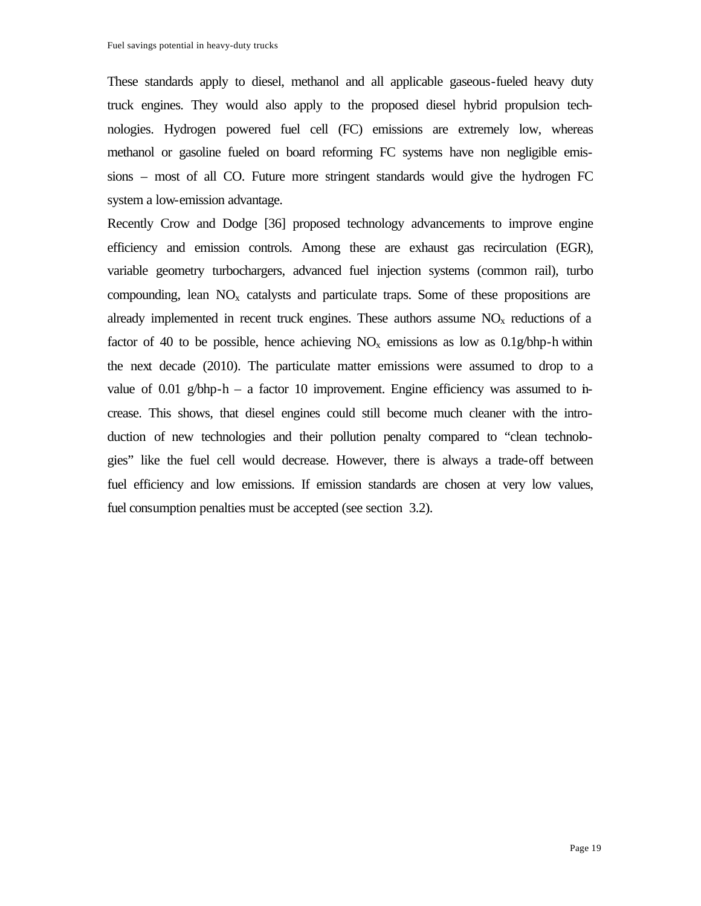These standards apply to diesel, methanol and all applicable gaseous-fueled heavy duty truck engines. They would also apply to the proposed diesel hybrid propulsion technologies. Hydrogen powered fuel cell (FC) emissions are extremely low, whereas methanol or gasoline fueled on board reforming FC systems have non negligible emissions – most of all CO. Future more stringent standards would give the hydrogen FC system a low-emission advantage.

Recently Crow and Dodge [36] proposed technology advancements to improve engine efficiency and emission controls. Among these are exhaust gas recirculation (EGR), variable geometry turbochargers, advanced fuel injection systems (common rail), turbo compounding, lean $NO_x$ catalysts and particulate traps. Some of these propositions are already implemented in recent truck engines. These authors assume $NO_x$ reductions of a factor of 40 to be possible, hence achieving $NO_x$ emissions as low as 0.1g/bhp-h within the next decade (2010). The particulate matter emissions were assumed to drop to a value of 0.01 g/bhp-h – a factor 10 improvement. Engine efficiency was assumed to increase. This shows, that diesel engines could still become much cleaner with the introduction of new technologies and their pollution penalty compared to "clean technologies" like the fuel cell would decrease. However, there is always a trade-off between fuel efficiency and low emissions. If emission standards are chosen at very low values, fuel consumption penalties must be accepted (see section 3.2).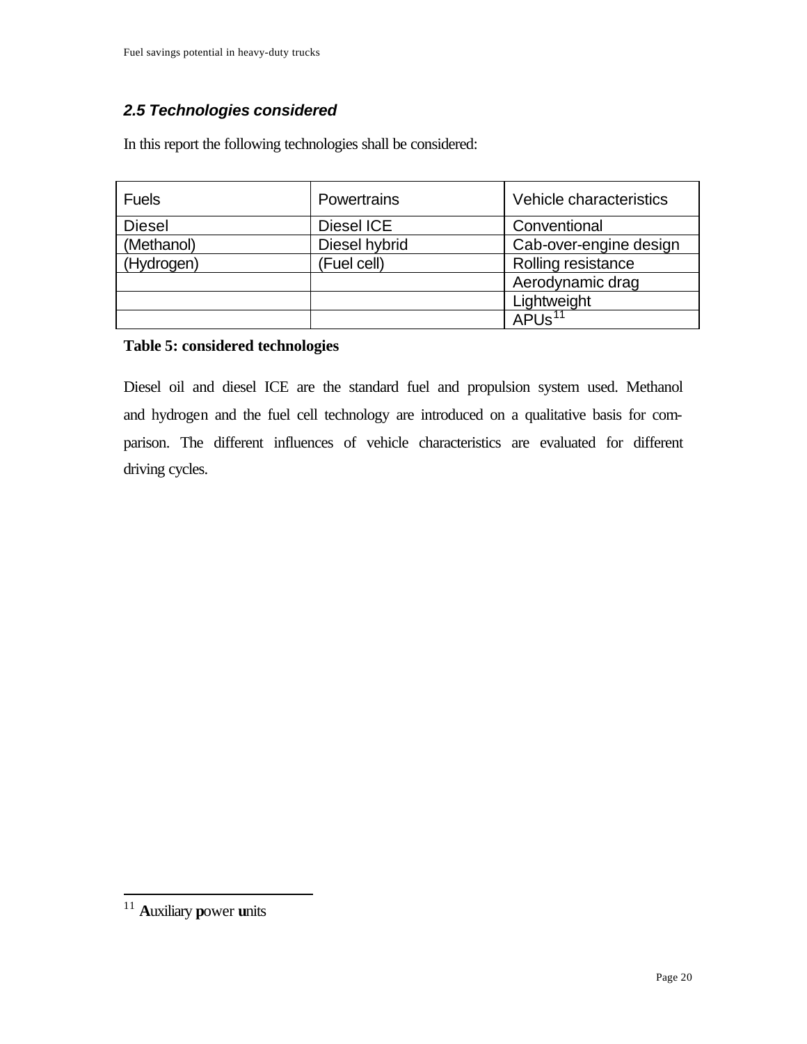### *2.5 Technologies considered*

In this report the following technologies shall be considered:

| Fuels | Powertrains | Vehicle characteristics |
|---|---|---|
| Diesel | Diesel ICE | Conventional |
| (Methanol) | Diesel hybrid | Cab-over-engine design |
| (Hydrogen) | (Fuel cell) | Rolling resistance |
| | | Aerodynamic drag |
| | | Lightweight |
| | | APUs[11] |

**Table 5: considered technologies**

Diesel oil and diesel ICE are the standard fuel and propulsion system used. Methanol and hydrogen and the fuel cell technology are introduced on a qualitative basis for comparison. The different influences of vehicle characteristics are evaluated for different driving cycles.

---

[11] **A**uxiliary **p**ower **u**nits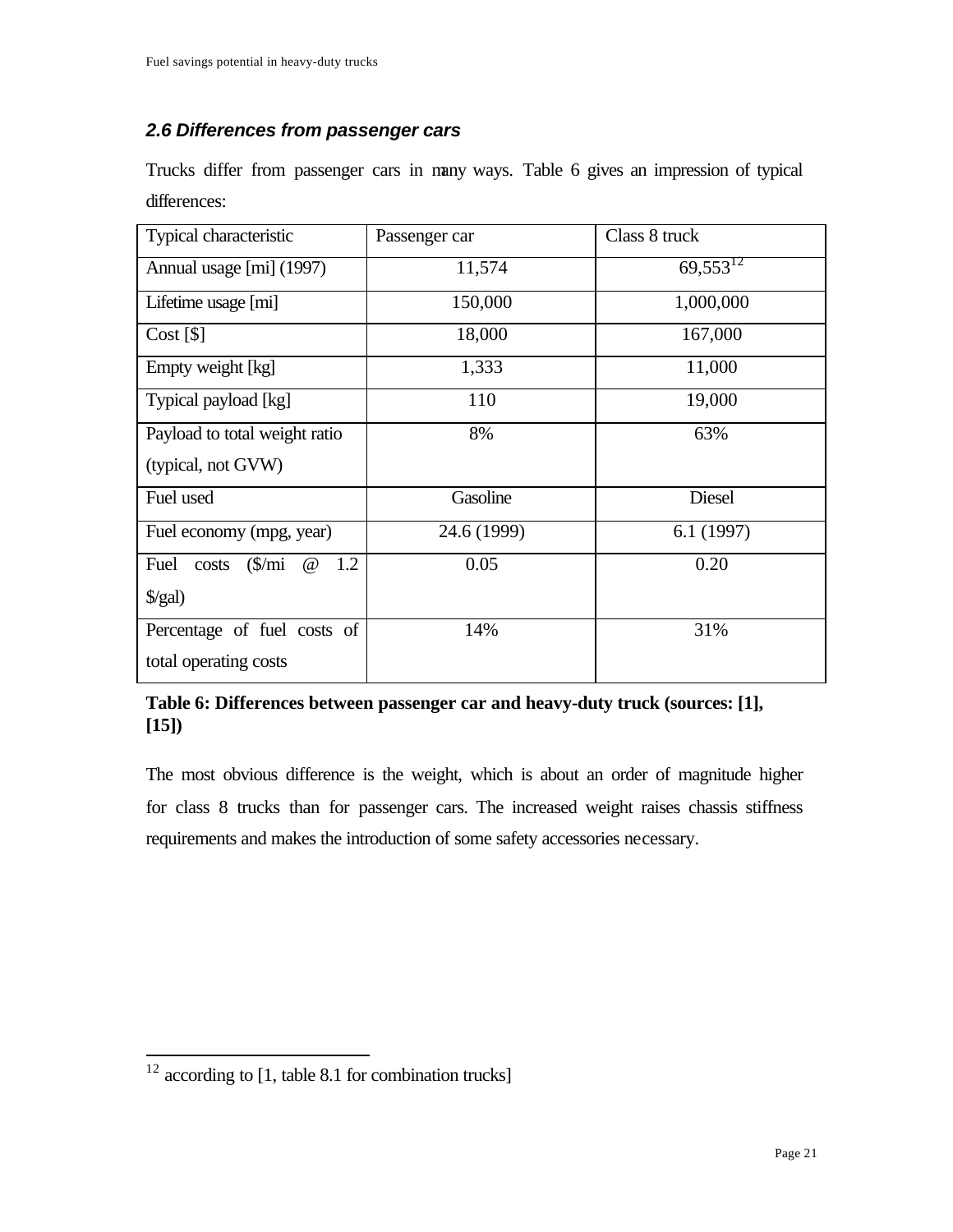### *2.6 Differences from passenger cars*

Trucks differ from passenger cars in many ways. Table 6 gives an impression of typical differences:

| Typical characteristic | Passenger car | Class 8 truck |
|---|---|---|
| Annual usage [mi] (1997) | 11,574 | 69,553[12] |
| Lifetime usage [mi] | 150,000 | 1,000,000 |
| Cost [$] | 18,000 | 167,000 |
| Empty weight [kg] | 1,333 | 11,000 |
| Typical payload [kg] | 110 | 19,000 |
| Payload to total weight ratio (typical, not GVW) | 8% | 63% |
| Fuel used | Gasoline | Diesel |
| Fuel economy (mpg, year) | 24.6 (1999) | 6.1 (1997) |
| Fuel costs ($/mi @ 1.2 $/gal) | 0.05 | 0.20 |
| Percentage of fuel costs of total operating costs | 14% | 31% |

**Table 6: Differences between passenger car and heavy-duty truck (sources: [1], [15])**

The most obvious difference is the weight, which is about an order of magnitude higher for class 8 trucks than for passenger cars. The increased weight raises chassis stiffness requirements and makes the introduction of some safety accessories necessary.

[12] according to [1, table 8.1 for combination trucks]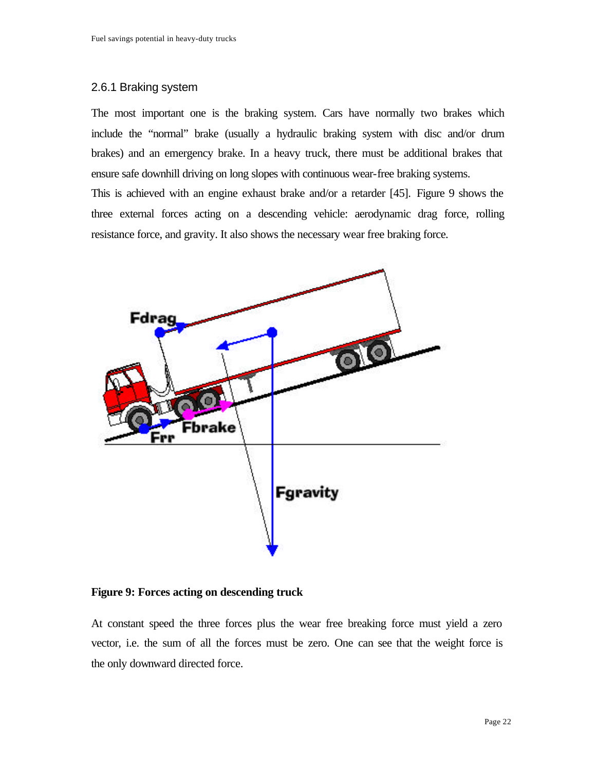### 2.6.1 Braking system

The most important one is the braking system. Cars have normally two brakes which include the "normal" brake (usually a hydraulic braking system with disc and/or drum brakes) and an emergency brake. In a heavy truck, there must be additional brakes that ensure safe downhill driving on long slopes with continuous wear-free braking systems.
This is achieved with an engine exhaust brake and/or a retarder [45]. Figure 9 shows the three external forces acting on a descending vehicle: aerodynamic drag force, rolling resistance force, and gravity. It also shows the necessary wear free braking force.

**Figure 9: Forces acting on descending truck**

At constant speed the three forces plus the wear free breaking force must yield a zero vector, i.e. the sum of all the forces must be zero. One can see that the weight force is the only downward directed force.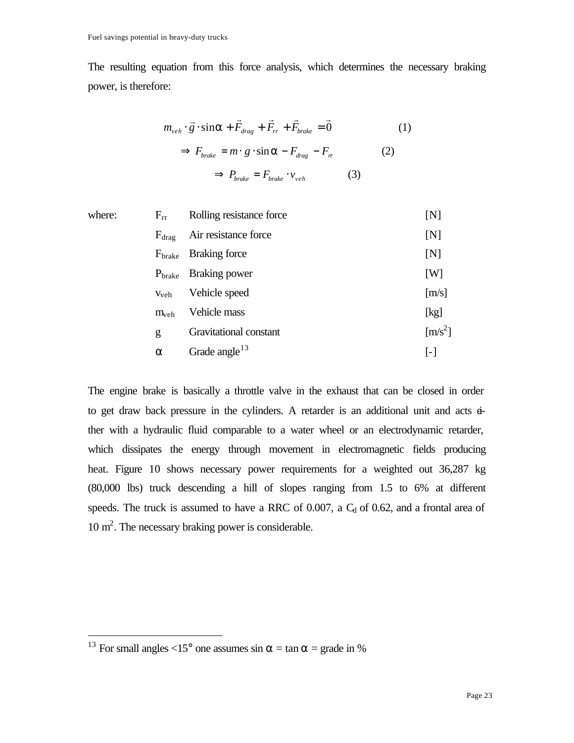The resulting equation from this force analysis, which determines the necessary braking power, is therefore:

$$m_{veh} \cdot \vec{g} \cdot \sin\alpha + \vec{F}_{drag} + \vec{F}_{rr} + \vec{F}_{brake} = \vec{0} \qquad (1)$$

$$\Rightarrow F_{brake} = m \cdot g \cdot \sin\alpha - F_{drag} - F_{rr} \qquad (2)$$

$$\Rightarrow P_{brake} = F_{brake} \cdot v_{veh} \qquad (3)$$

where:

| | | |
|---|---|---|
| $F_{rr}$ | Rolling resistance force | [N] |
| $F_{drag}$ | Air resistance force | [N] |
| $F_{brake}$ | Braking force | [N] |
| $P_{brake}$ | Braking power | [W] |
| $v_{veh}$ | Vehicle speed | [m/s] |
| $m_{veh}$ | Vehicle mass | [kg] |
| g | Gravitational constant | [m/s$^2$] |
| $\alpha$ | Grade angle[13] | [-] |

The engine brake is basically a throttle valve in the exhaust that can be closed in order to get draw back pressure in the cylinders. A retarder is an additional unit and acts either with a hydraulic fluid comparable to a water wheel or an electrodynamic retarder, which dissipates the energy through movement in electromagnetic fields producing heat. Figure 10 shows necessary power requirements for a weighted out 36,287 kg (80,000 lbs) truck descending a hill of slopes ranging from 1.5 to 6% at different speeds. The truck is assumed to have a RRC of 0.007, a $C_d$ of 0.62, and a frontal area of 10 m$^2$. The necessary braking power is considerable.

---

[13] For small angles <15° one assumes sin $\alpha$ = tan $\alpha$ = grade in %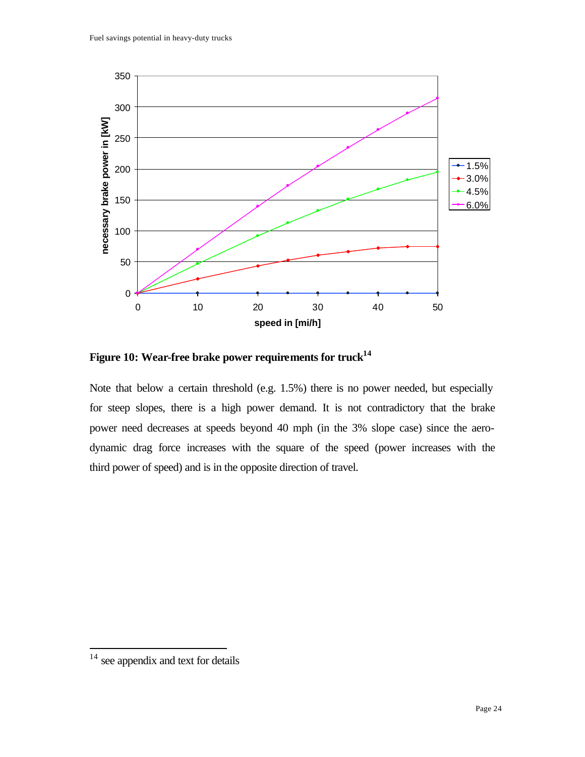Figure 10: Wear-free brake power requirements for truck[14]

Note that below a certain threshold (e.g. 1.5%) there is no power needed, but especially for steep slopes, there is a high power demand. It is not contradictory that the brake power need decreases at speeds beyond 40 mph (in the 3% slope case) since the aerodynamic drag force increases with the square of the speed (power increases with the third power of speed) and is in the opposite direction of travel.

[14] see appendix and text for details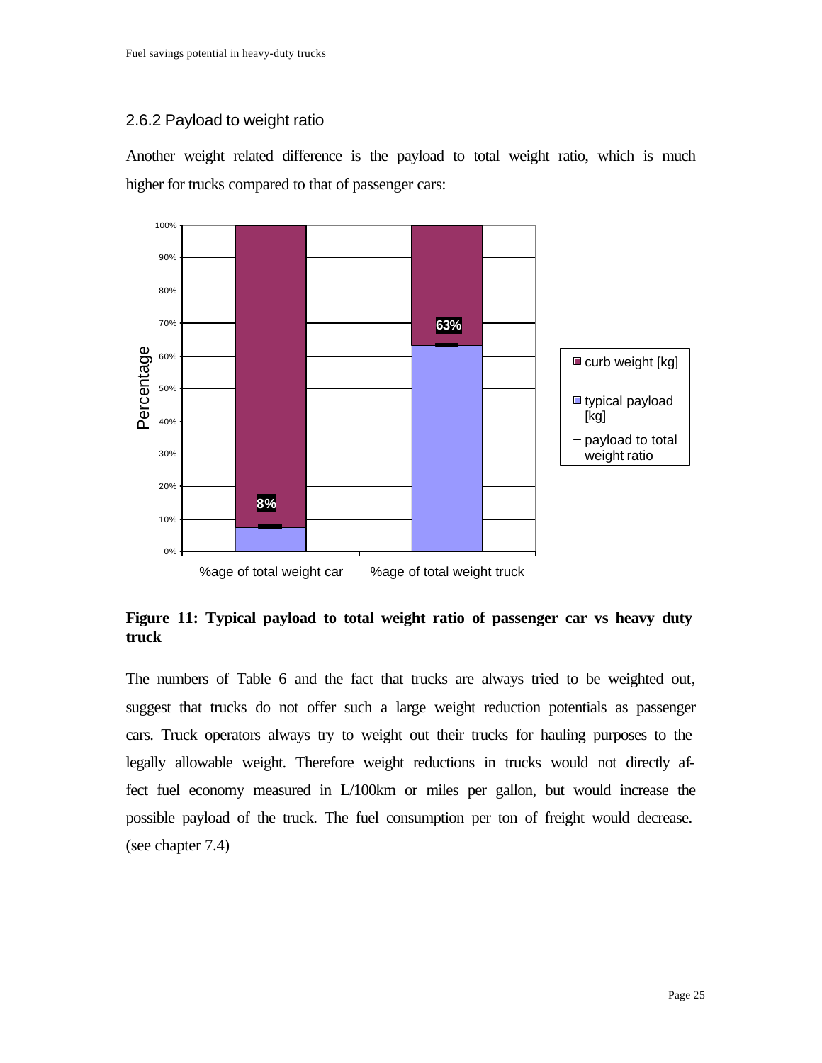### 2.6.2 Payload to weight ratio

Another weight related difference is the payload to total weight ratio, which is much higher for trucks compared to that of passenger cars:

**Figure 11: Typical payload to total weight ratio of passenger car vs heavy duty truck**

The numbers of Table 6 and the fact that trucks are always tried to be weighted out, suggest that trucks do not offer such a large weight reduction potentials as passenger cars. Truck operators always try to weight out their trucks for hauling purposes to the legally allowable weight. Therefore weight reductions in trucks would not directly affect fuel economy measured in L/100km or miles per gallon, but would increase the possible payload of the truck. The fuel consumption per ton of freight would decrease. (see chapter 7.4)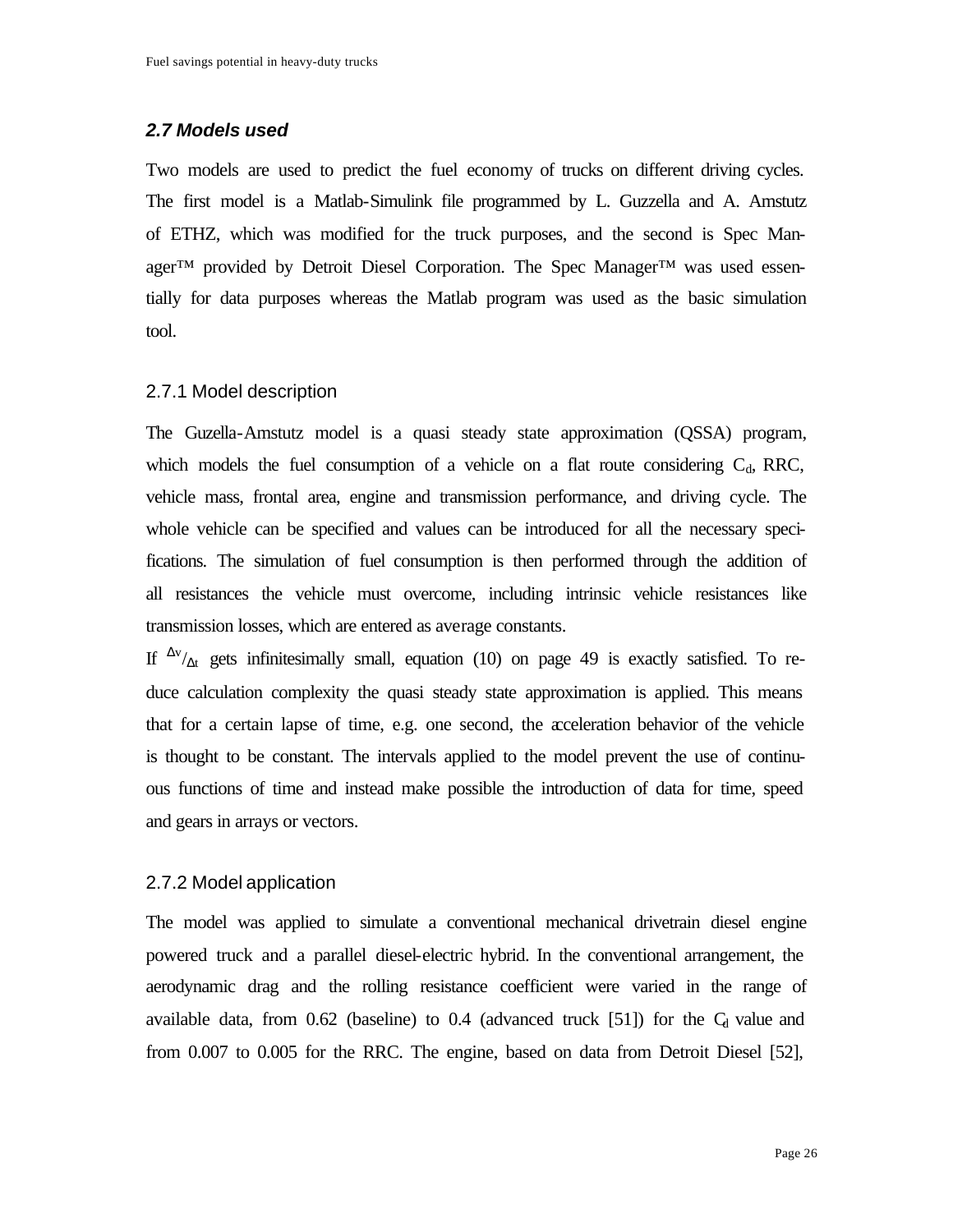## *2.7 Models used*

Two models are used to predict the fuel economy of trucks on different driving cycles. The first model is a Matlab-Simulink file programmed by L. Guzzella and A. Amstutz of ETHZ, which was modified for the truck purposes, and the second is Spec Manager™ provided by Detroit Diesel Corporation. The Spec Manager™ was used essentially for data purposes whereas the Matlab program was used as the basic simulation tool.

### 2.7.1 Model description

The Guzella-Amstutz model is a quasi steady state approximation (QSSA) program, which models the fuel consumption of a vehicle on a flat route considering $C_d$, RRC, vehicle mass, frontal area, engine and transmission performance, and driving cycle. The whole vehicle can be specified and values can be introduced for all the necessary specifications. The simulation of fuel consumption is then performed through the addition of all resistances the vehicle must overcome, including intrinsic vehicle resistances like transmission losses, which are entered as average constants.

If ${}^{\Delta v}/_{\Delta t}$ gets infinitesimally small, equation (10) on page 49 is exactly satisfied. To reduce calculation complexity the quasi steady state approximation is applied. This means that for a certain lapse of time, e.g. one second, the acceleration behavior of the vehicle is thought to be constant. The intervals applied to the model prevent the use of continuous functions of time and instead make possible the introduction of data for time, speed and gears in arrays or vectors.

### 2.7.2 Model application

The model was applied to simulate a conventional mechanical drivetrain diesel engine powered truck and a parallel diesel-electric hybrid. In the conventional arrangement, the aerodynamic drag and the rolling resistance coefficient were varied in the range of available data, from 0.62 (baseline) to 0.4 (advanced truck [51]) for the $C_d$ value and from 0.007 to 0.005 for the RRC. The engine, based on data from Detroit Diesel [52],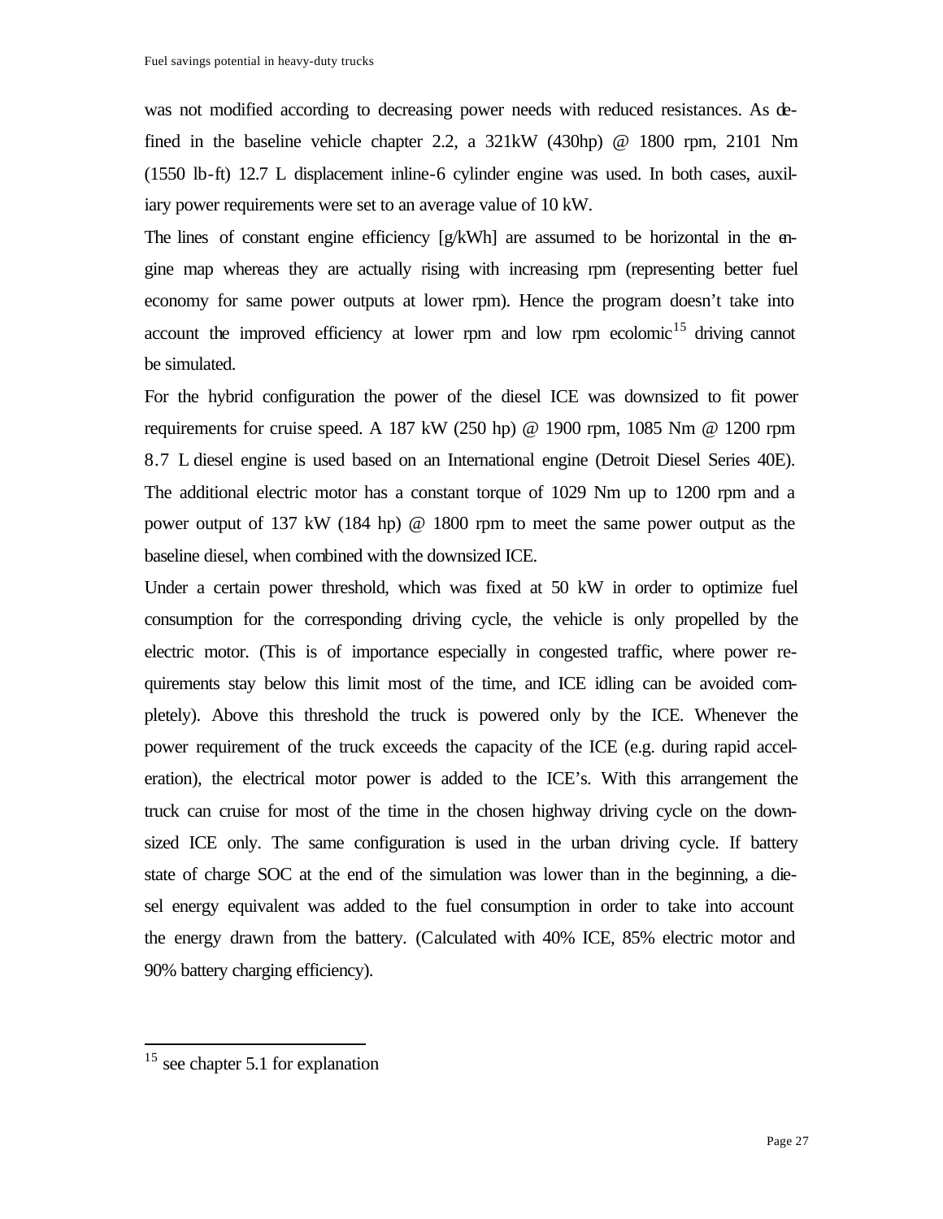was not modified according to decreasing power needs with reduced resistances. As defined in the baseline vehicle chapter 2.2, a 321kW (430hp) @ 1800 rpm, 2101 Nm (1550 lb-ft) 12.7 L displacement inline-6 cylinder engine was used. In both cases, auxiliary power requirements were set to an average value of 10 kW.

The lines of constant engine efficiency [g/kWh] are assumed to be horizontal in the engine map whereas they are actually rising with increasing rpm (representing better fuel economy for same power outputs at lower rpm). Hence the program doesn't take into account the improved efficiency at lower rpm and low rpm ecolomic[15] driving cannot be simulated.

For the hybrid configuration the power of the diesel ICE was downsized to fit power requirements for cruise speed. A 187 kW (250 hp) @ 1900 rpm, 1085 Nm @ 1200 rpm 8.7 L diesel engine is used based on an International engine (Detroit Diesel Series 40E). The additional electric motor has a constant torque of 1029 Nm up to 1200 rpm and a power output of 137 kW (184 hp) @ 1800 rpm to meet the same power output as the baseline diesel, when combined with the downsized ICE.

Under a certain power threshold, which was fixed at 50 kW in order to optimize fuel consumption for the corresponding driving cycle, the vehicle is only propelled by the electric motor. (This is of importance especially in congested traffic, where power requirements stay below this limit most of the time, and ICE idling can be avoided completely). Above this threshold the truck is powered only by the ICE. Whenever the power requirement of the truck exceeds the capacity of the ICE (e.g. during rapid acceleration), the electrical motor power is added to the ICE's. With this arrangement the truck can cruise for most of the time in the chosen highway driving cycle on the downsized ICE only. The same configuration is used in the urban driving cycle. If battery state of charge SOC at the end of the simulation was lower than in the beginning, a diesel energy equivalent was added to the fuel consumption in order to take into account the energy drawn from the battery. (Calculated with 40% ICE, 85% electric motor and 90% battery charging efficiency).

---

[15] see chapter 5.1 for explanation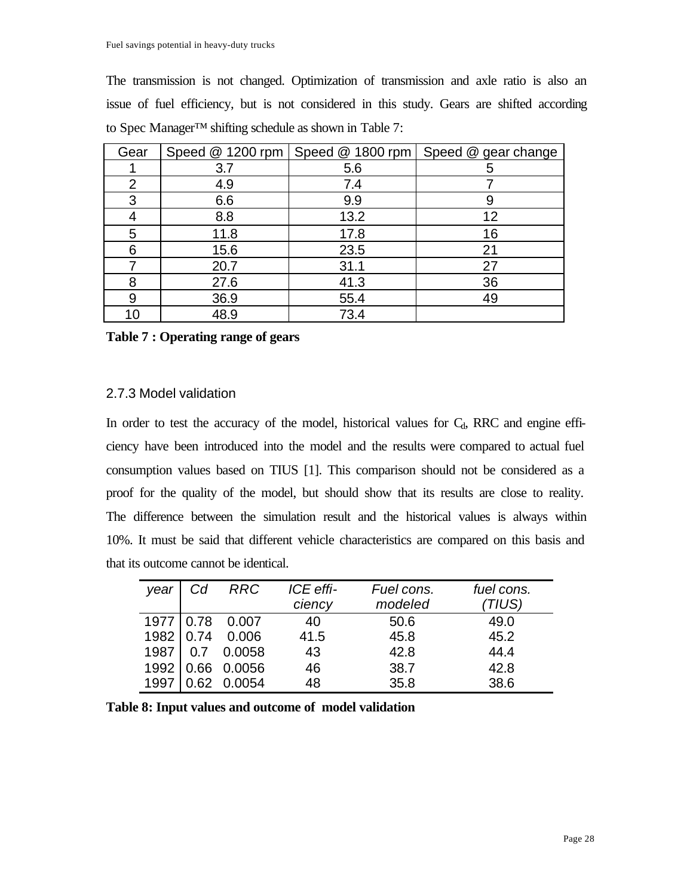The transmission is not changed. Optimization of transmission and axle ratio is also an issue of fuel efficiency, but is not considered in this study. Gears are shifted according to Spec Manager™ shifting schedule as shown in Table 7:

| Gear | Speed @ 1200 rpm | Speed @ 1800 rpm | Speed @ gear change |
|---|---|---|---|
| 1 | 3.7 | 5.6 | 5 |
| 2 | 4.9 | 7.4 | 7 |
| 3 | 6.6 | 9.9 | 9 |
| 4 | 8.8 | 13.2 | 12 |
| 5 | 11.8 | 17.8 | 16 |
| 6 | 15.6 | 23.5 | 21 |
| 7 | 20.7 | 31.1 | 27 |
| 8 | 27.6 | 41.3 | 36 |
| 9 | 36.9 | 55.4 | 49 |
| 10 | 48.9 | 73.4 | |

**Table 7 : Operating range of gears**

### 2.7.3 Model validation

In order to test the accuracy of the model, historical values for $C_d$, RRC and engine efficiency have been introduced into the model and the results were compared to actual fuel consumption values based on TIUS [1]. This comparison should not be considered as a proof for the quality of the model, but should show that its results are close to reality. The difference between the simulation result and the historical values is always within 10%. It must be said that different vehicle characteristics are compared on this basis and that its outcome cannot be identical.

| *year* | *Cd* | *RRC* | *ICE efficiency* | *Fuel cons. modeled* | *fuel cons. (TIUS)* |
|---|---|---|---|---|---|
| 1977 | 0.78 | 0.007 | 40 | 50.6 | 49.0 |
| 1982 | 0.74 | 0.006 | 41.5 | 45.8 | 45.2 |
| 1987 | 0.7 | 0.0058 | 43 | 42.8 | 44.4 |
| 1992 | 0.66 | 0.0056 | 46 | 38.7 | 42.8 |
| 1997 | 0.62 | 0.0054 | 48 | 35.8 | 38.6 |

**Table 8: Input values and outcome of model validation**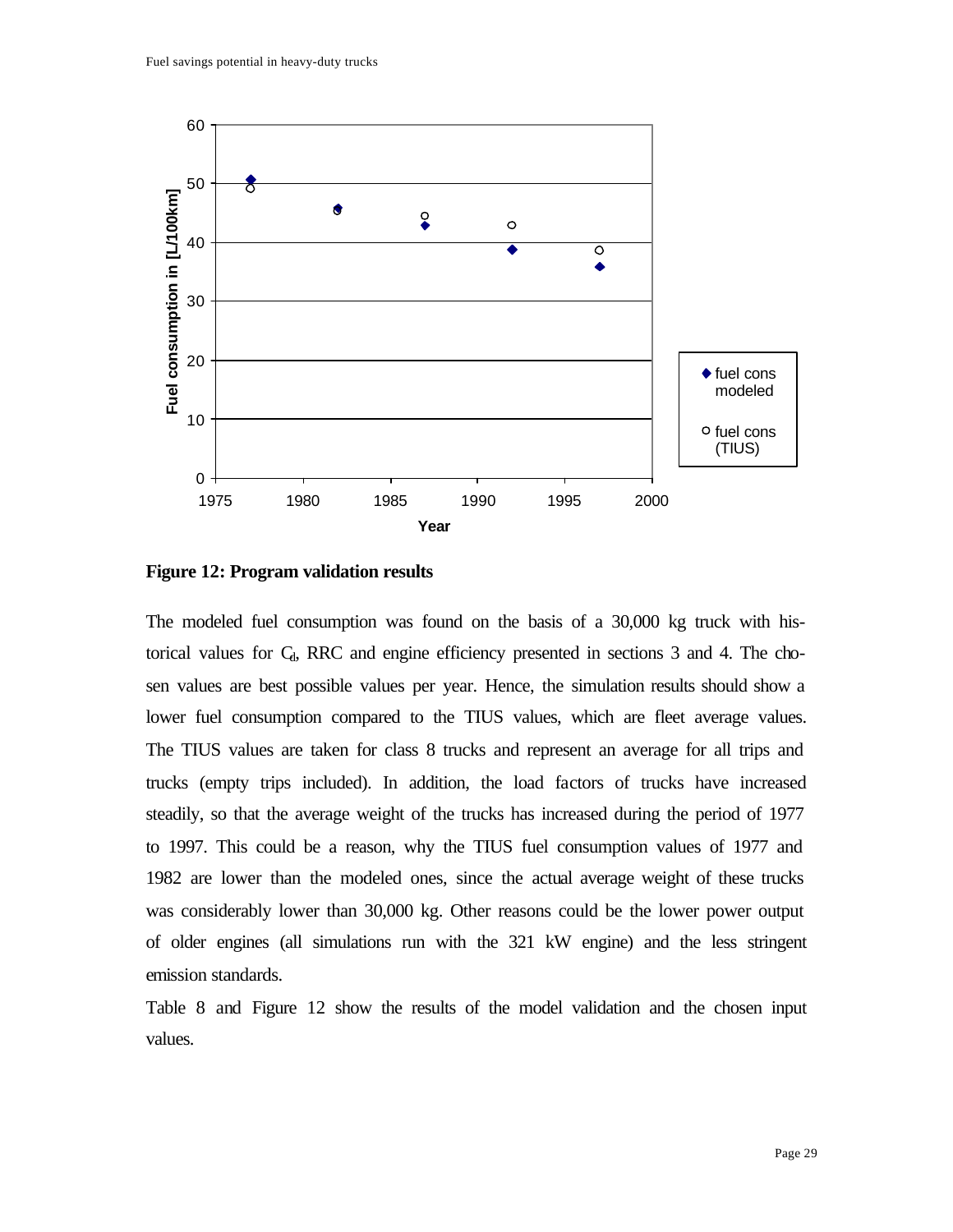**Figure 12: Program validation results**

The modeled fuel consumption was found on the basis of a 30,000 kg truck with historical values for $C_d$, RRC and engine efficiency presented in sections 3 and 4. The chosen values are best possible values per year. Hence, the simulation results should show a lower fuel consumption compared to the TIUS values, which are fleet average values. The TIUS values are taken for class 8 trucks and represent an average for all trips and trucks (empty trips included). In addition, the load factors of trucks have increased steadily, so that the average weight of the trucks has increased during the period of 1977 to 1997. This could be a reason, why the TIUS fuel consumption values of 1977 and 1982 are lower than the modeled ones, since the actual average weight of these trucks was considerably lower than 30,000 kg. Other reasons could be the lower power output of older engines (all simulations run with the 321 kW engine) and the less stringent emission standards.

Table 8 and Figure 12 show the results of the model validation and the chosen input values.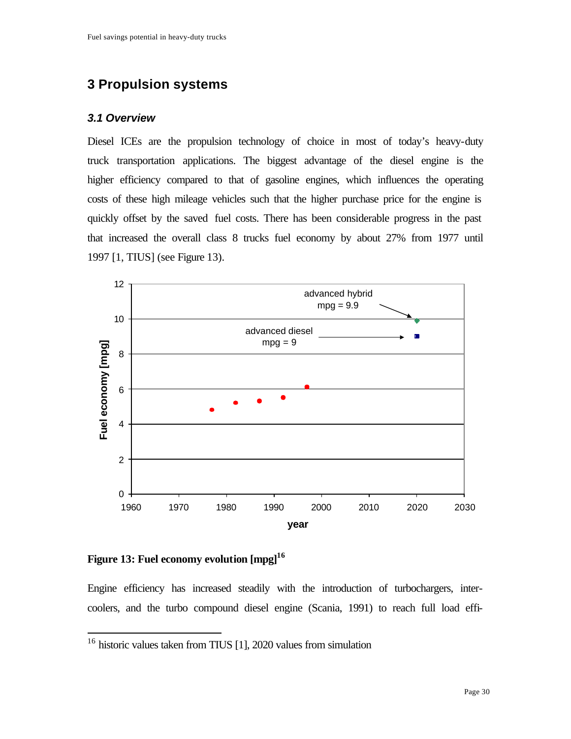# 3 Propulsion systems

## *3.1 Overview*

Diesel ICEs are the propulsion technology of choice in most of today's heavy-duty truck transportation applications. The biggest advantage of the diesel engine is the higher efficiency compared to that of gasoline engines, which influences the operating costs of these high mileage vehicles such that the higher purchase price for the engine is quickly offset by the saved fuel costs. There has been considerable progress in the past that increased the overall class 8 trucks fuel economy by about 27% from 1977 until 1997 [1, TIUS] (see Figure 13).

**Figure 13: Fuel economy evolution [mpg][16]**

Engine efficiency has increased steadily with the introduction of turbochargers, inter-coolers, and the turbo compound diesel engine (Scania, 1991) to reach full load effi-

[16] historic values taken from TIUS [1], 2020 values from simulation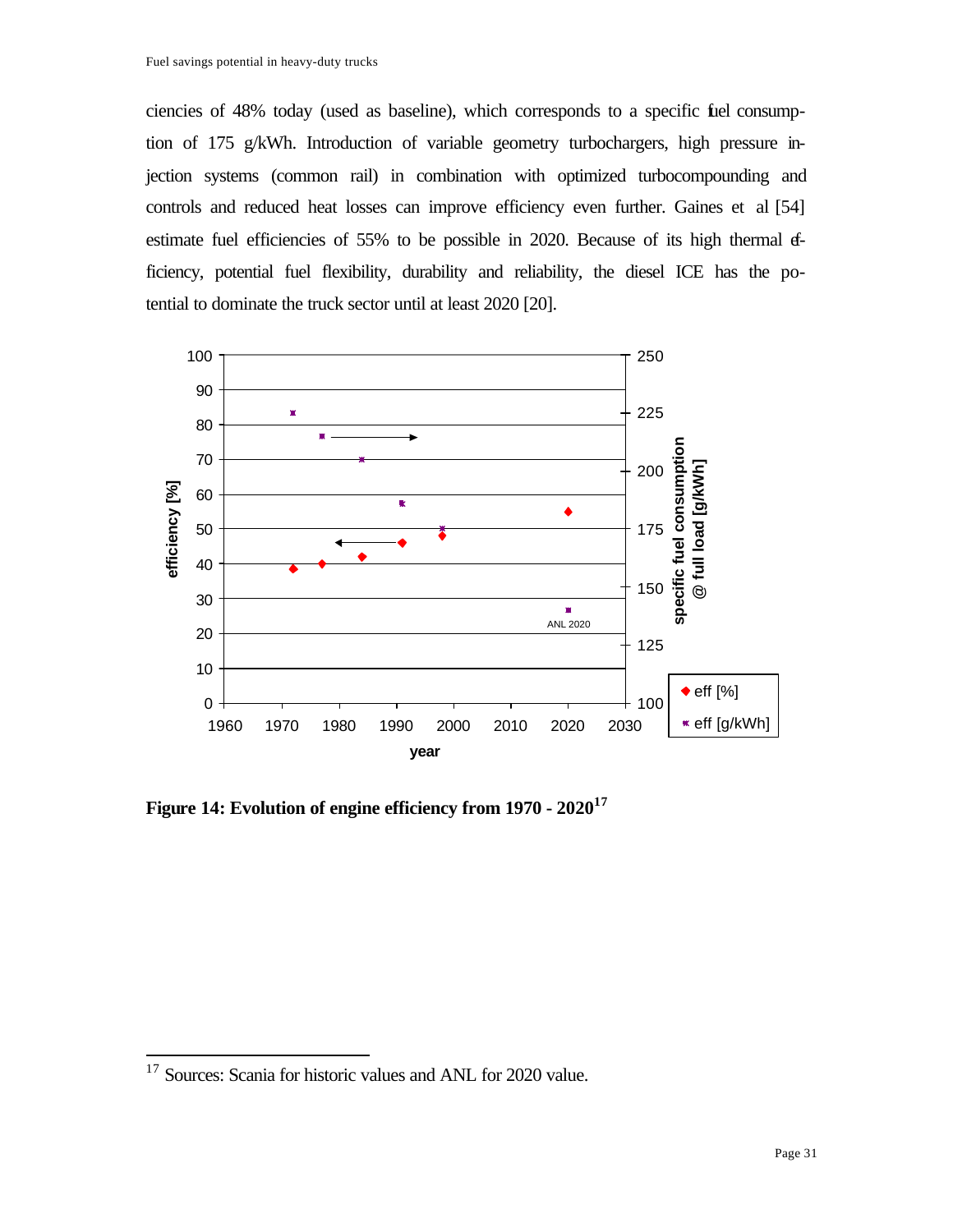ciencies of 48% today (used as baseline), which corresponds to a specific fuel consumption of 175 g/kWh. Introduction of variable geometry turbochargers, high pressure injection systems (common rail) in combination with optimized turbocompounding and controls and reduced heat losses can improve efficiency even further. Gaines et al [54] estimate fuel efficiencies of 55% to be possible in 2020. Because of its high thermal efficiency, potential fuel flexibility, durability and reliability, the diesel ICE has the potential to dominate the truck sector until at least 2020 [20].

**Figure 14: Evolution of engine efficiency from 1970 - 2020[17]**

[17] Sources: Scania for historic values and ANL for 2020 value.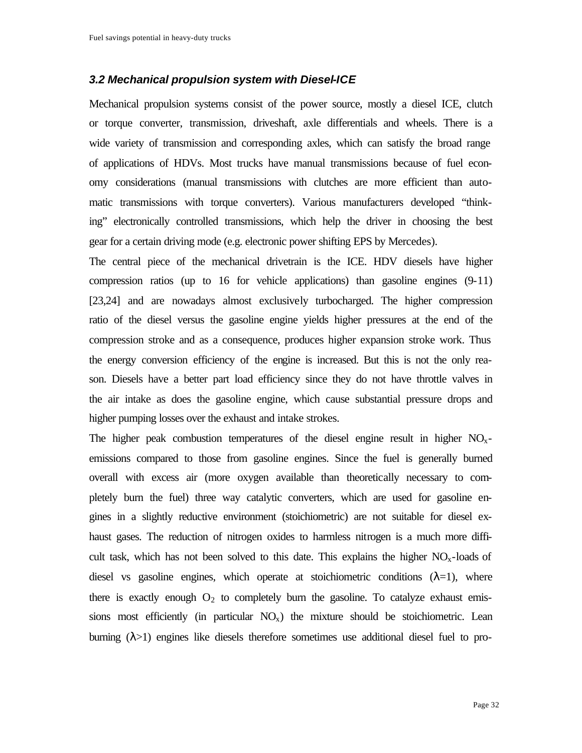### *3.2 Mechanical propulsion system with Diesel-ICE*

Mechanical propulsion systems consist of the power source, mostly a diesel ICE, clutch or torque converter, transmission, driveshaft, axle differentials and wheels. There is a wide variety of transmission and corresponding axles, which can satisfy the broad range of applications of HDVs. Most trucks have manual transmissions because of fuel economy considerations (manual transmissions with clutches are more efficient than automatic transmissions with torque converters). Various manufacturers developed "thinking" electronically controlled transmissions, which help the driver in choosing the best gear for a certain driving mode (e.g. electronic power shifting EPS by Mercedes).

The central piece of the mechanical drivetrain is the ICE. HDV diesels have higher compression ratios (up to 16 for vehicle applications) than gasoline engines (9-11) [23,24] and are nowadays almost exclusively turbocharged. The higher compression ratio of the diesel versus the gasoline engine yields higher pressures at the end of the compression stroke and as a consequence, produces higher expansion stroke work. Thus the energy conversion efficiency of the engine is increased. But this is not the only reason. Diesels have a better part load efficiency since they do not have throttle valves in the air intake as does the gasoline engine, which cause substantial pressure drops and higher pumping losses over the exhaust and intake strokes.

The higher peak combustion temperatures of the diesel engine result in higher $NO_x$-emissions compared to those from gasoline engines. Since the fuel is generally burned overall with excess air (more oxygen available than theoretically necessary to completely burn the fuel) three way catalytic converters, which are used for gasoline engines in a slightly reductive environment (stoichiometric) are not suitable for diesel exhaust gases. The reduction of nitrogen oxides to harmless nitrogen is a much more difficult task, which has not been solved to this date. This explains the higher $NO_x$-loads of diesel vs gasoline engines, which operate at stoichiometric conditions ($\lambda=1$), where there is exactly enough $O_2$ to completely burn the gasoline. To catalyze exhaust emissions most efficiently (in particular $NO_x$) the mixture should be stoichiometric. Lean burning ($\lambda>1$) engines like diesels therefore sometimes use additional diesel fuel to pro-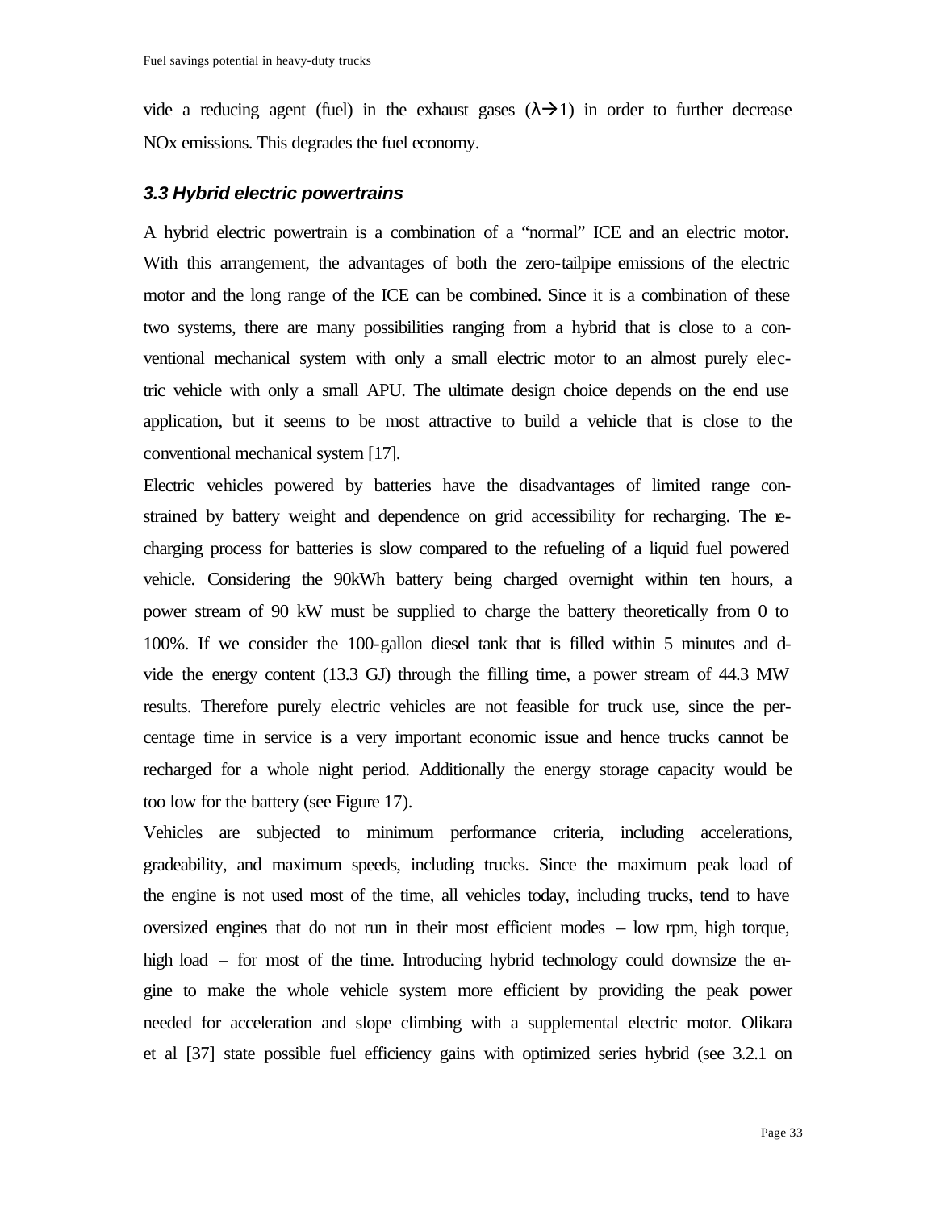vide a reducing agent (fuel) in the exhaust gases ($\lambda \rightarrow 1$) in order to further decrease NOx emissions. This degrades the fuel economy.

### *3.3 Hybrid electric powertrains*

A hybrid electric powertrain is a combination of a "normal" ICE and an electric motor. With this arrangement, the advantages of both the zero-tailpipe emissions of the electric motor and the long range of the ICE can be combined. Since it is a combination of these two systems, there are many possibilities ranging from a hybrid that is close to a conventional mechanical system with only a small electric motor to an almost purely electric vehicle with only a small APU. The ultimate design choice depends on the end use application, but it seems to be most attractive to build a vehicle that is close to the conventional mechanical system [17].

Electric vehicles powered by batteries have the disadvantages of limited range constrained by battery weight and dependence on grid accessibility for recharging. The recharging process for batteries is slow compared to the refueling of a liquid fuel powered vehicle. Considering the 90kWh battery being charged overnight within ten hours, a power stream of 90 kW must be supplied to charge the battery theoretically from 0 to 100%. If we consider the 100-gallon diesel tank that is filled within 5 minutes and divide the energy content (13.3 GJ) through the filling time, a power stream of 44.3 MW results. Therefore purely electric vehicles are not feasible for truck use, since the percentage time in service is a very important economic issue and hence trucks cannot be recharged for a whole night period. Additionally the energy storage capacity would be too low for the battery (see Figure 17).

Vehicles are subjected to minimum performance criteria, including accelerations, gradeability, and maximum speeds, including trucks. Since the maximum peak load of the engine is not used most of the time, all vehicles today, including trucks, tend to have oversized engines that do not run in their most efficient modes – low rpm, high torque, high load – for most of the time. Introducing hybrid technology could downsize the engine to make the whole vehicle system more efficient by providing the peak power needed for acceleration and slope climbing with a supplemental electric motor. Olikara et al [37] state possible fuel efficiency gains with optimized series hybrid (see 3.2.1 on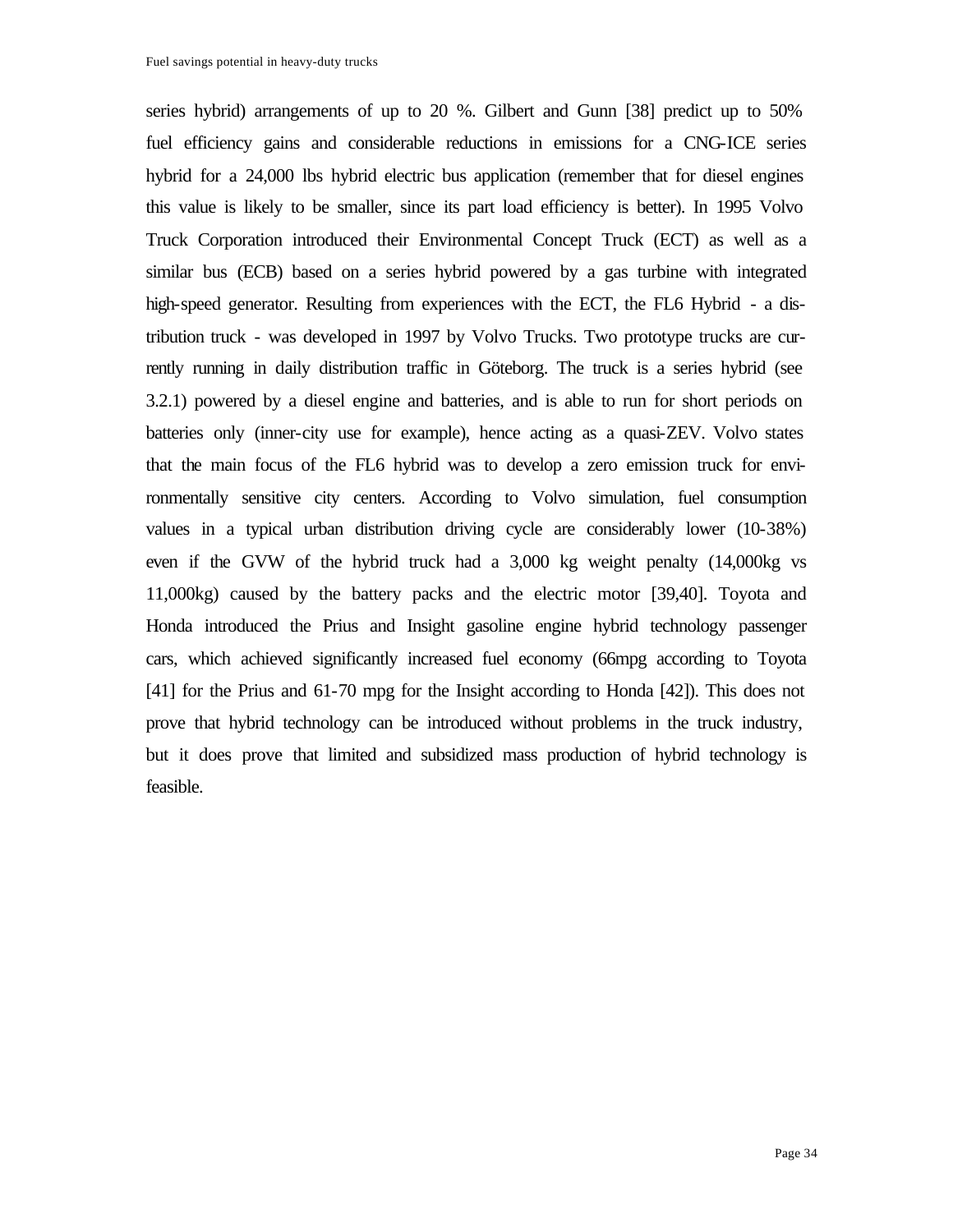series hybrid) arrangements of up to 20 %. Gilbert and Gunn [38] predict up to 50% fuel efficiency gains and considerable reductions in emissions for a CNG-ICE series hybrid for a 24,000 lbs hybrid electric bus application (remember that for diesel engines this value is likely to be smaller, since its part load efficiency is better). In 1995 Volvo Truck Corporation introduced their Environmental Concept Truck (ECT) as well as a similar bus (ECB) based on a series hybrid powered by a gas turbine with integrated high-speed generator. Resulting from experiences with the ECT, the FL6 Hybrid - a distribution truck - was developed in 1997 by Volvo Trucks. Two prototype trucks are currently running in daily distribution traffic in Göteborg. The truck is a series hybrid (see 3.2.1) powered by a diesel engine and batteries, and is able to run for short periods on batteries only (inner-city use for example), hence acting as a quasi-ZEV. Volvo states that the main focus of the FL6 hybrid was to develop a zero emission truck for environmentally sensitive city centers. According to Volvo simulation, fuel consumption values in a typical urban distribution driving cycle are considerably lower (10-38%) even if the GVW of the hybrid truck had a 3,000 kg weight penalty (14,000kg vs 11,000kg) caused by the battery packs and the electric motor [39,40]. Toyota and Honda introduced the Prius and Insight gasoline engine hybrid technology passenger cars, which achieved significantly increased fuel economy (66mpg according to Toyota [41] for the Prius and 61-70 mpg for the Insight according to Honda [42]). This does not prove that hybrid technology can be introduced without problems in the truck industry, but it does prove that limited and subsidized mass production of hybrid technology is feasible.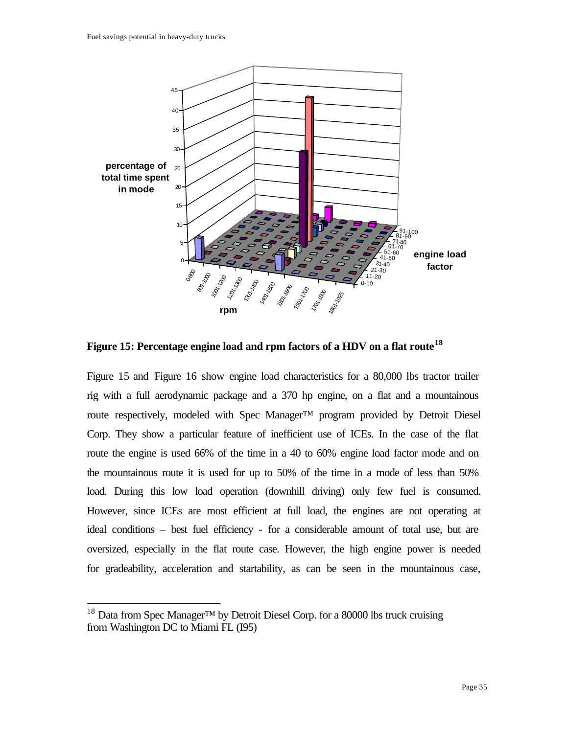**Figure 15: Percentage engine load and rpm factors of a HDV on a flat route[18]**

Figure 15 and Figure 16 show engine load characteristics for a 80,000 lbs tractor trailer rig with a full aerodynamic package and a 370 hp engine, on a flat and a mountainous route respectively, modeled with Spec Manager™ program provided by Detroit Diesel Corp. They show a particular feature of inefficient use of ICEs. In the case of the flat route the engine is used 66% of the time in a 40 to 60% engine load factor mode and on the mountainous route it is used for up to 50% of the time in a mode of less than 50% load. During this low load operation (downhill driving) only few fuel is consumed. However, since ICEs are most efficient at full load, the engines are not operating at ideal conditions – best fuel efficiency - for a considerable amount of total use, but are oversized, especially in the flat route case. However, the high engine power is needed for gradeability, acceleration and startability, as can be seen in the mountainous case,

[18] Data from Spec Manager™ by Detroit Diesel Corp. for a 80000 lbs truck cruising from Washington DC to Miami FL (I95)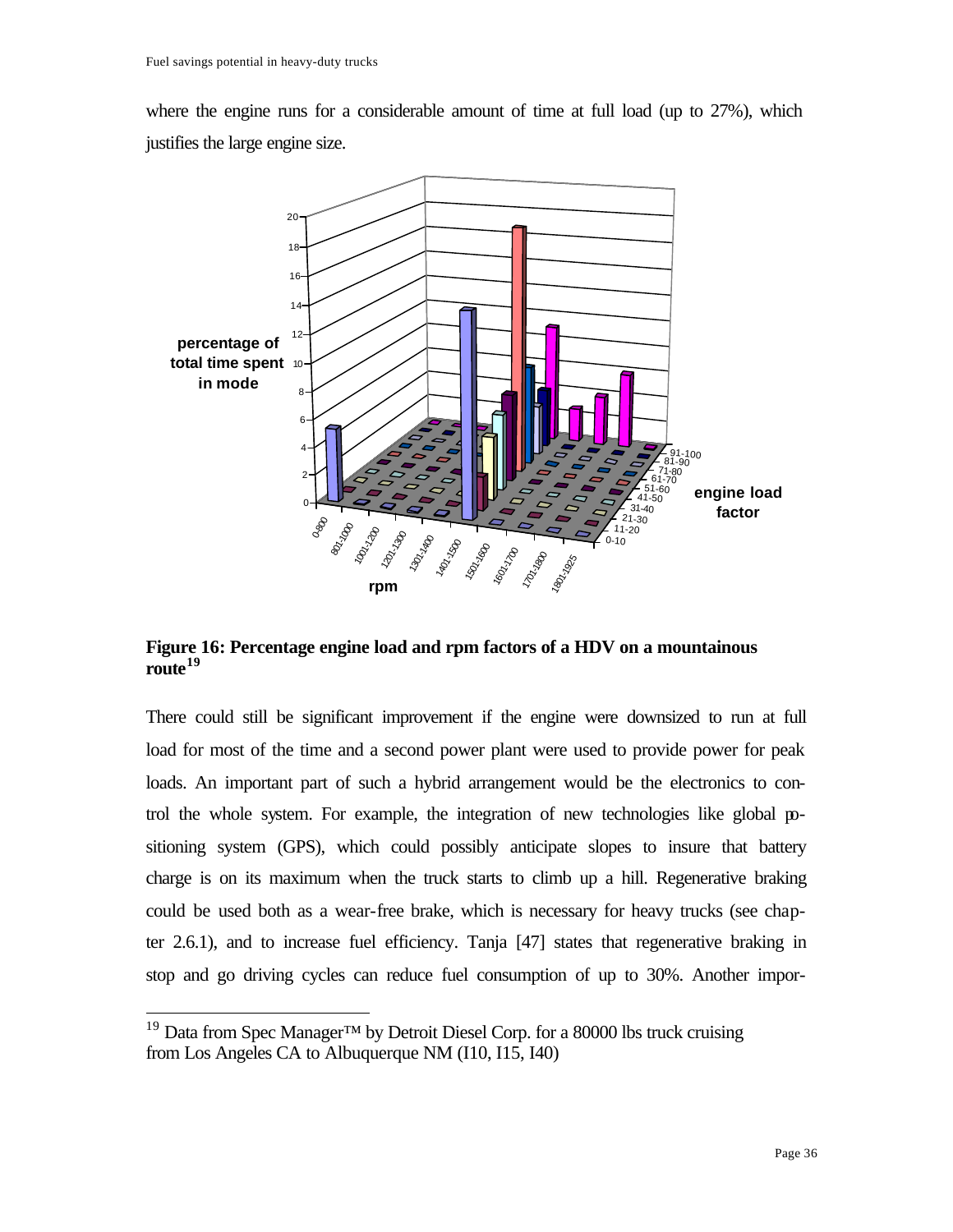where the engine runs for a considerable amount of time at full load (up to 27%), which justifies the large engine size.

**Figure 16: Percentage engine load and rpm factors of a HDV on a mountainous route[19]**

There could still be significant improvement if the engine were downsized to run at full load for most of the time and a second power plant were used to provide power for peak loads. An important part of such a hybrid arrangement would be the electronics to control the whole system. For example, the integration of new technologies like global positioning system (GPS), which could possibly anticipate slopes to insure that battery charge is on its maximum when the truck starts to climb up a hill. Regenerative braking could be used both as a wear-free brake, which is necessary for heavy trucks (see chapter 2.6.1), and to increase fuel efficiency. Tanja [47] states that regenerative braking in stop and go driving cycles can reduce fuel consumption of up to 30%. Another impor-

[19] Data from Spec Manager™ by Detroit Diesel Corp. for a 80000 lbs truck cruising from Los Angeles CA to Albuquerque NM (I10, I15, I40)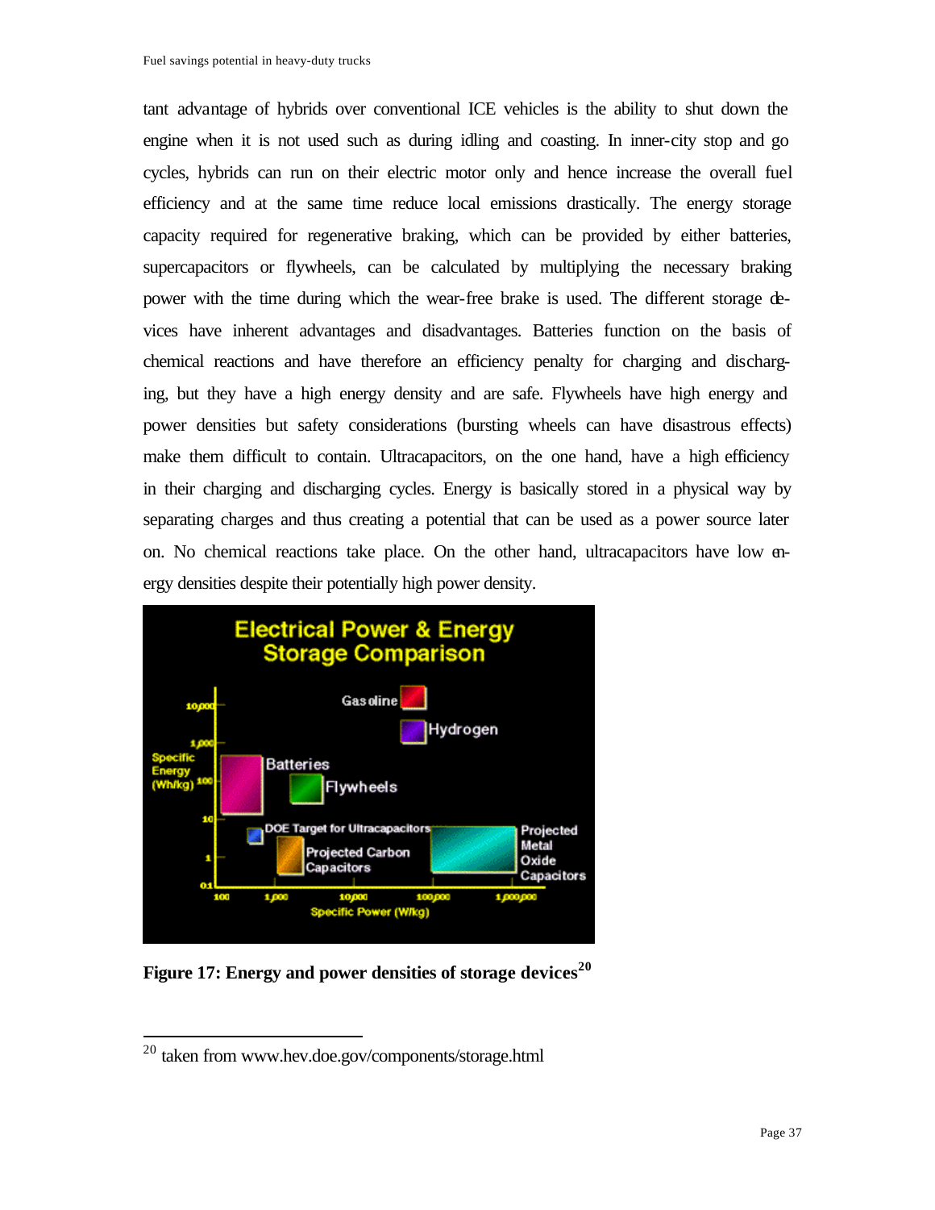tant advantage of hybrids over conventional ICE vehicles is the ability to shut down the engine when it is not used such as during idling and coasting. In inner-city stop and go cycles, hybrids can run on their electric motor only and hence increase the overall fuel efficiency and at the same time reduce local emissions drastically. The energy storage capacity required for regenerative braking, which can be provided by either batteries, supercapacitors or flywheels, can be calculated by multiplying the necessary braking power with the time during which the wear-free brake is used. The different storage devices have inherent advantages and disadvantages. Batteries function on the basis of chemical reactions and have therefore an efficiency penalty for charging and discharging, but they have a high energy density and are safe. Flywheels have high energy and power densities but safety considerations (bursting wheels can have disastrous effects) make them difficult to contain. Ultracapacitors, on the one hand, have a high efficiency in their charging and discharging cycles. Energy is basically stored in a physical way by separating charges and thus creating a potential that can be used as a power source later on. No chemical reactions take place. On the other hand, ultracapacitors have low energy densities despite their potentially high power density.

**Figure 17: Energy and power densities of storage devices**[20]

[20] taken from www.hev.doe.gov/components/storage.html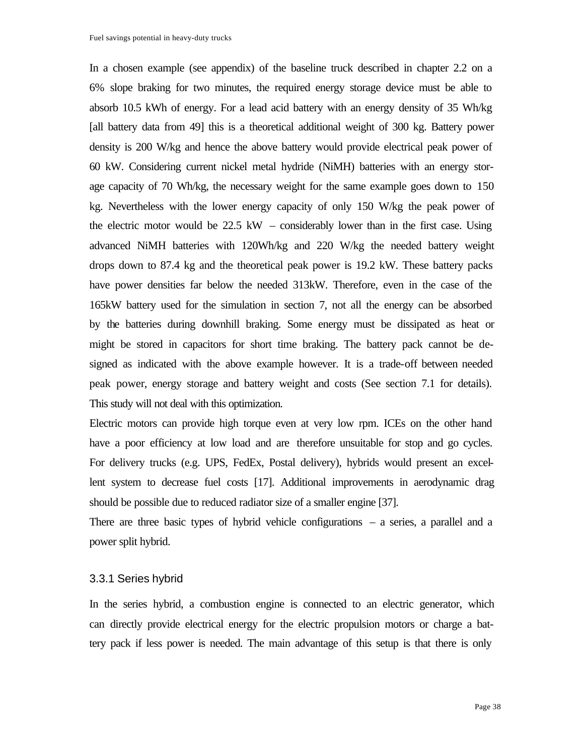In a chosen example (see appendix) of the baseline truck described in chapter 2.2 on a 6% slope braking for two minutes, the required energy storage device must be able to absorb 10.5 kWh of energy. For a lead acid battery with an energy density of 35 Wh/kg [all battery data from 49] this is a theoretical additional weight of 300 kg. Battery power density is 200 W/kg and hence the above battery would provide electrical peak power of 60 kW. Considering current nickel metal hydride (NiMH) batteries with an energy storage capacity of 70 Wh/kg, the necessary weight for the same example goes down to 150 kg. Nevertheless with the lower energy capacity of only 150 W/kg the peak power of the electric motor would be 22.5 kW – considerably lower than in the first case. Using advanced NiMH batteries with 120Wh/kg and 220 W/kg the needed battery weight drops down to 87.4 kg and the theoretical peak power is 19.2 kW. These battery packs have power densities far below the needed 313kW. Therefore, even in the case of the 165kW battery used for the simulation in section 7, not all the energy can be absorbed by the batteries during downhill braking. Some energy must be dissipated as heat or might be stored in capacitors for short time braking. The battery pack cannot be designed as indicated with the above example however. It is a trade-off between needed peak power, energy storage and battery weight and costs (See section 7.1 for details). This study will not deal with this optimization.

Electric motors can provide high torque even at very low rpm. ICEs on the other hand have a poor efficiency at low load and are therefore unsuitable for stop and go cycles. For delivery trucks (e.g. UPS, FedEx, Postal delivery), hybrids would present an excellent system to decrease fuel costs [17]. Additional improvements in aerodynamic drag should be possible due to reduced radiator size of a smaller engine [37].

There are three basic types of hybrid vehicle configurations – a series, a parallel and a power split hybrid.

### 3.3.1 Series hybrid

In the series hybrid, a combustion engine is connected to an electric generator, which can directly provide electrical energy for the electric propulsion motors or charge a battery pack if less power is needed. The main advantage of this setup is that there is only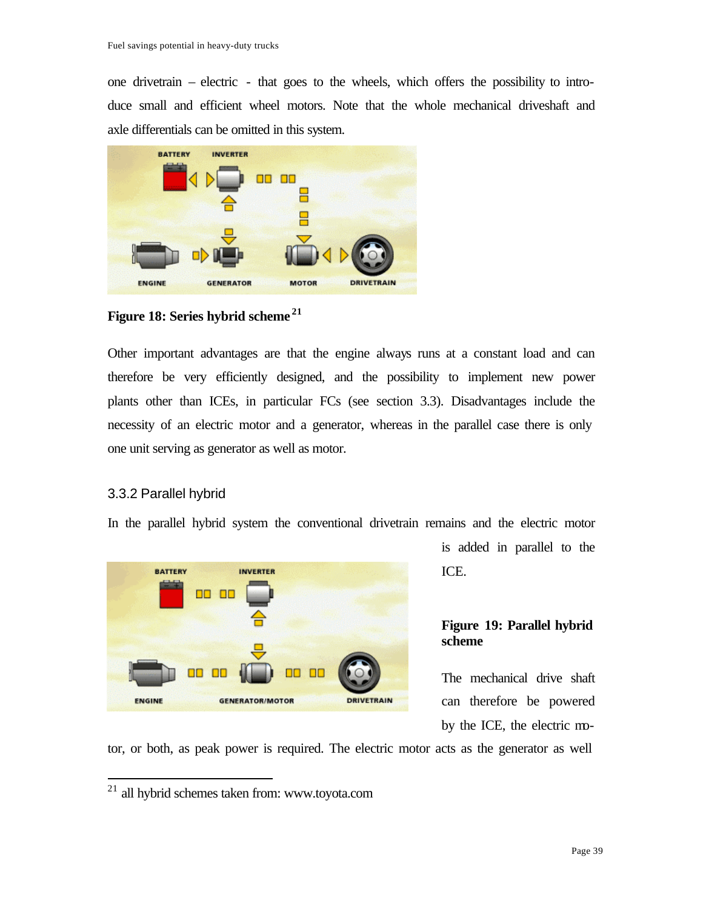one drivetrain – electric - that goes to the wheels, which offers the possibility to introduce small and efficient wheel motors. Note that the whole mechanical driveshaft and axle differentials can be omitted in this system.

**Figure 18: Series hybrid scheme** [21]

Other important advantages are that the engine always runs at a constant load and can therefore be very efficiently designed, and the possibility to implement new power plants other than ICEs, in particular FCs (see section 3.3). Disadvantages include the necessity of an electric motor and a generator, whereas in the parallel case there is only one unit serving as generator as well as motor.

### 3.3.2 Parallel hybrid

In the parallel hybrid system the conventional drivetrain remains and the electric motor is added in parallel to the ICE.

**Figure 19: Parallel hybrid scheme**

The mechanical drive shaft can therefore be powered by the ICE, the electric motor, or both, as peak power is required. The electric motor acts as the generator as well

[21] all hybrid schemes taken from: www.toyota.com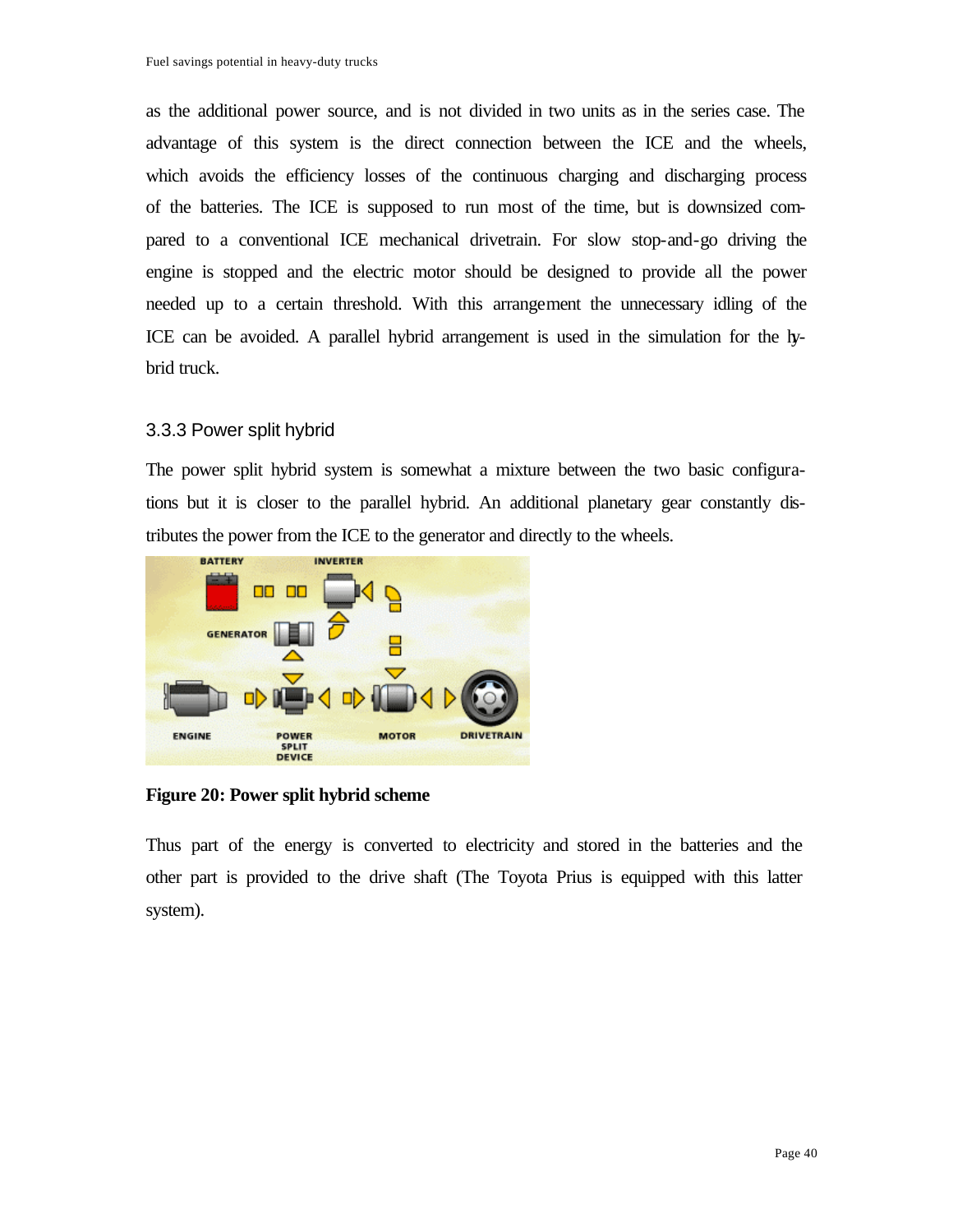as the additional power source, and is not divided in two units as in the series case. The advantage of this system is the direct connection between the ICE and the wheels, which avoids the efficiency losses of the continuous charging and discharging process of the batteries. The ICE is supposed to run most of the time, but is downsized compared to a conventional ICE mechanical drivetrain. For slow stop-and-go driving the engine is stopped and the electric motor should be designed to provide all the power needed up to a certain threshold. With this arrangement the unnecessary idling of the ICE can be avoided. A parallel hybrid arrangement is used in the simulation for the hybrid truck.

### 3.3.3 Power split hybrid

The power split hybrid system is somewhat a mixture between the two basic configurations but it is closer to the parallel hybrid. An additional planetary gear constantly distributes the power from the ICE to the generator and directly to the wheels.

**Figure 20: Power split hybrid scheme**

Thus part of the energy is converted to electricity and stored in the batteries and the other part is provided to the drive shaft (The Toyota Prius is equipped with this latter system).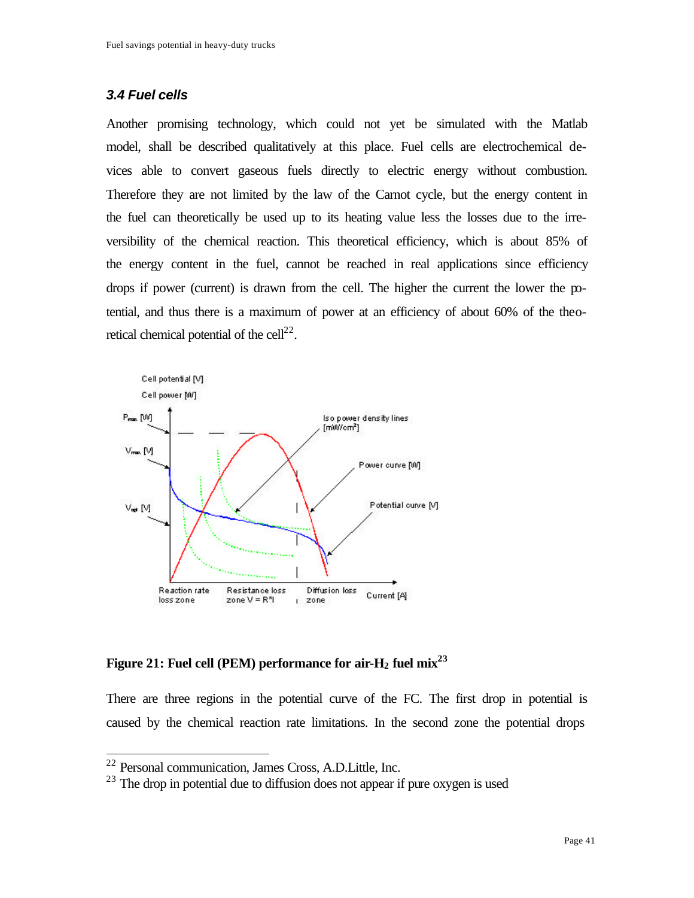### *3.4 Fuel cells*

Another promising technology, which could not yet be simulated with the Matlab model, shall be described qualitatively at this place. Fuel cells are electrochemical devices able to convert gaseous fuels directly to electric energy without combustion. Therefore they are not limited by the law of the Carnot cycle, but the energy content in the fuel can theoretically be used up to its heating value less the losses due to the irreversibility of the chemical reaction. This theoretical efficiency, which is about 85% of the energy content in the fuel, cannot be reached in real applications since efficiency drops if power (current) is drawn from the cell. The higher the current the lower the potential, and thus there is a maximum of power at an efficiency of about 60% of the theoretical chemical potential of the cell[22].

**Figure 21: Fuel cell (PEM) performance for air-$H_2$ fuel mix[23]**

There are three regions in the potential curve of the FC. The first drop in potential is caused by the chemical reaction rate limitations. In the second zone the potential drops

---

[22] Personal communication, James Cross, A.D.Little, Inc.

[23] The drop in potential due to diffusion does not appear if pure oxygen is used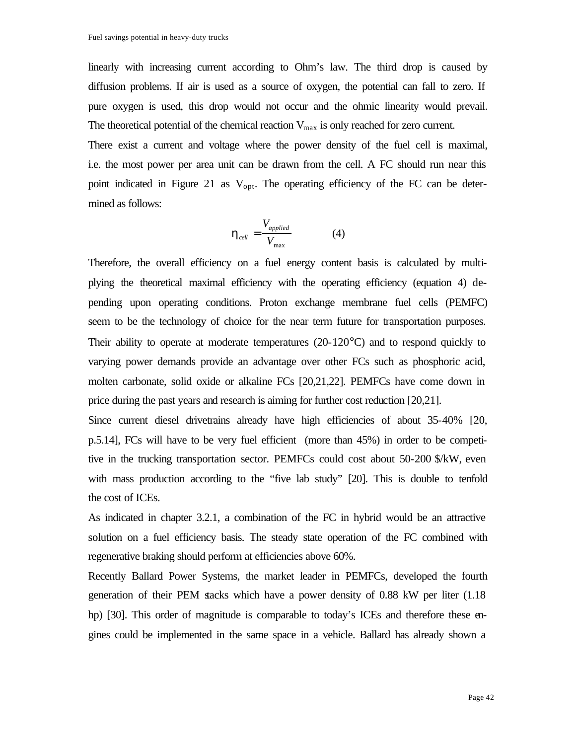linearly with increasing current according to Ohm's law. The third drop is caused by diffusion problems. If air is used as a source of oxygen, the potential can fall to zero. If pure oxygen is used, this drop would not occur and the ohmic linearity would prevail. The theoretical potential of the chemical reaction $V_{max}$ is only reached for zero current.

There exist a current and voltage where the power density of the fuel cell is maximal, i.e. the most power per area unit can be drawn from the cell. A FC should run near this point indicated in Figure 21 as $V_{opt}$. The operating efficiency of the FC can be determined as follows:

$$\eta_{cell} = \frac{V_{applied}}{V_{max}} \qquad (4)$$

Therefore, the overall efficiency on a fuel energy content basis is calculated by multiplying the theoretical maximal efficiency with the operating efficiency (equation 4) depending upon operating conditions. Proton exchange membrane fuel cells (PEMFC) seem to be the technology of choice for the near term future for transportation purposes. Their ability to operate at moderate temperatures (20-120°C) and to respond quickly to varying power demands provide an advantage over other FCs such as phosphoric acid, molten carbonate, solid oxide or alkaline FCs [20,21,22]. PEMFCs have come down in price during the past years and research is aiming for further cost reduction [20,21].

Since current diesel drivetrains already have high efficiencies of about 35-40% [20, p.5.14], FCs will have to be very fuel efficient (more than 45%) in order to be competitive in the trucking transportation sector. PEMFCs could cost about 50-200 $/kW, even with mass production according to the "five lab study" [20]. This is double to tenfold the cost of ICEs.

As indicated in chapter 3.2.1, a combination of the FC in hybrid would be an attractive solution on a fuel efficiency basis. The steady state operation of the FC combined with regenerative braking should perform at efficiencies above 60%.

Recently Ballard Power Systems, the market leader in PEMFCs, developed the fourth generation of their PEM stacks which have a power density of 0.88 kW per liter (1.18 hp) [30]. This order of magnitude is comparable to today's ICEs and therefore these engines could be implemented in the same space in a vehicle. Ballard has already shown a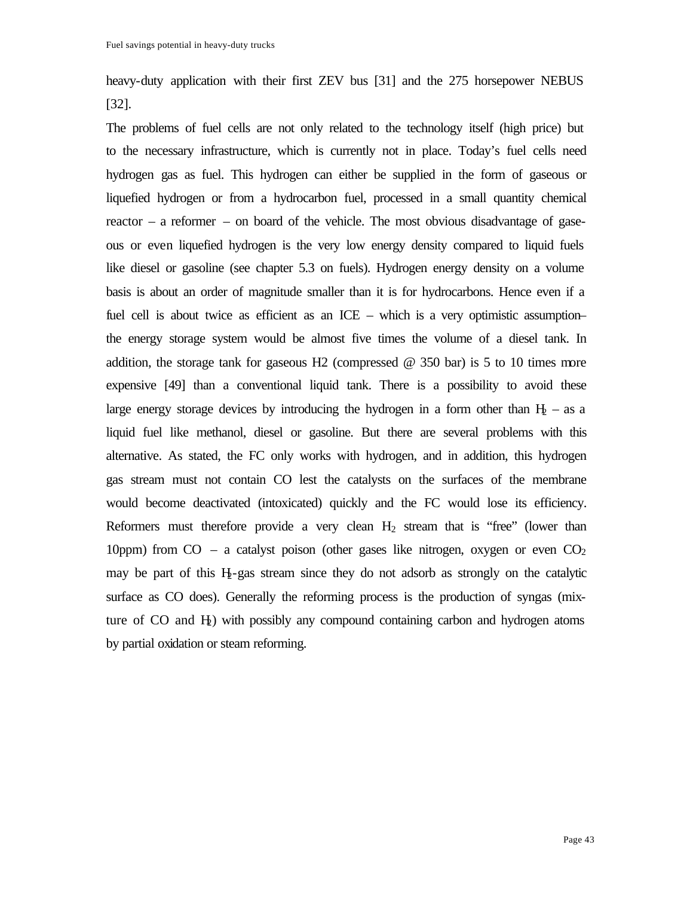heavy-duty application with their first ZEV bus [31] and the 275 horsepower NEBUS [32].

The problems of fuel cells are not only related to the technology itself (high price) but to the necessary infrastructure, which is currently not in place. Today's fuel cells need hydrogen gas as fuel. This hydrogen can either be supplied in the form of gaseous or liquefied hydrogen or from a hydrocarbon fuel, processed in a small quantity chemical reactor – a reformer – on board of the vehicle. The most obvious disadvantage of gaseous or even liquefied hydrogen is the very low energy density compared to liquid fuels like diesel or gasoline (see chapter 5.3 on fuels). Hydrogen energy density on a volume basis is about an order of magnitude smaller than it is for hydrocarbons. Hence even if a fuel cell is about twice as efficient as an ICE – which is a very optimistic assumption– the energy storage system would be almost five times the volume of a diesel tank. In addition, the storage tank for gaseous H2 (compressed @ 350 bar) is 5 to 10 times more expensive [49] than a conventional liquid tank. There is a possibility to avoid these large energy storage devices by introducing the hydrogen in a form other than $H_2$ – as a liquid fuel like methanol, diesel or gasoline. But there are several problems with this alternative. As stated, the FC only works with hydrogen, and in addition, this hydrogen gas stream must not contain CO lest the catalysts on the surfaces of the membrane would become deactivated (intoxicated) quickly and the FC would lose its efficiency. Reformers must therefore provide a very clean $H_2$ stream that is "free" (lower than 10ppm) from CO – a catalyst poison (other gases like nitrogen, oxygen or even $CO_2$ may be part of this $H_2$-gas stream since they do not adsorb as strongly on the catalytic surface as CO does). Generally the reforming process is the production of syngas (mixture of CO and $H_2$) with possibly any compound containing carbon and hydrogen atoms by partial oxidation or steam reforming.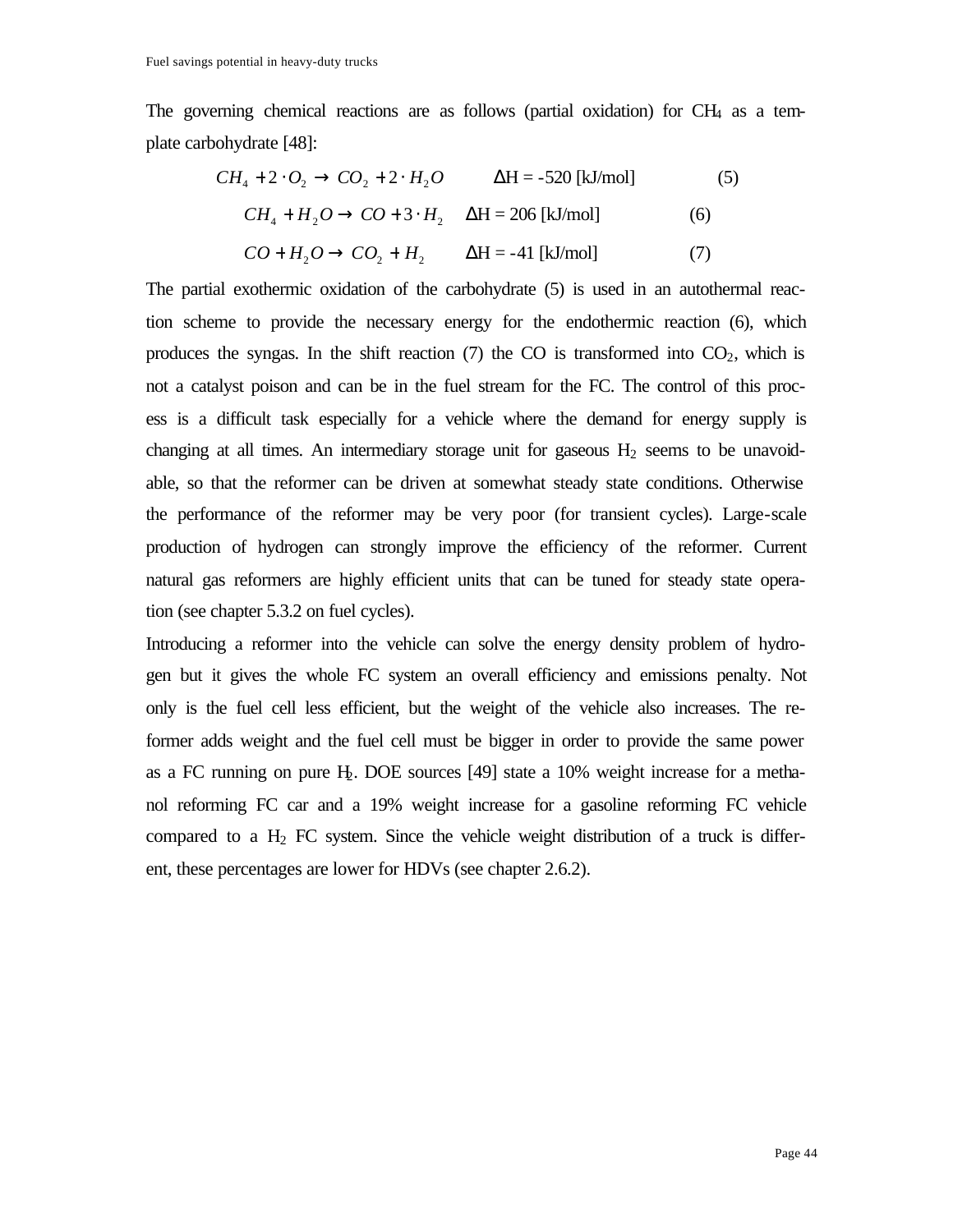The governing chemical reactions are as follows (partial oxidation) for $CH_4$ as a template carbohydrate [48]:

$$CH_4 + 2 \cdot O_2 \rightarrow CO_2 + 2 \cdot H_2O \qquad \Delta H = -520 \text{ [kJ/mol]} \qquad (5)$$

$$CH_4 + H_2O \rightarrow CO + 3 \cdot H_2 \qquad \Delta H = 206 \text{ [kJ/mol]} \qquad (6)$$

$$CO + H_2O \rightarrow CO_2 + H_2 \qquad \Delta H = -41 \text{ [kJ/mol]} \qquad (7)$$

The partial exothermic oxidation of the carbohydrate (5) is used in an autothermal reaction scheme to provide the necessary energy for the endothermic reaction (6), which produces the syngas. In the shift reaction (7) the CO is transformed into $CO_2$, which is not a catalyst poison and can be in the fuel stream for the FC. The control of this process is a difficult task especially for a vehicle where the demand for energy supply is changing at all times. An intermediary storage unit for gaseous $H_2$ seems to be unavoidable, so that the reformer can be driven at somewhat steady state conditions. Otherwise the performance of the reformer may be very poor (for transient cycles). Large-scale production of hydrogen can strongly improve the efficiency of the reformer. Current natural gas reformers are highly efficient units that can be tuned for steady state operation (see chapter 5.3.2 on fuel cycles).

Introducing a reformer into the vehicle can solve the energy density problem of hydrogen but it gives the whole FC system an overall efficiency and emissions penalty. Not only is the fuel cell less efficient, but the weight of the vehicle also increases. The reformer adds weight and the fuel cell must be bigger in order to provide the same power as a FC running on pure $H_2$. DOE sources [49] state a 10% weight increase for a methanol reforming FC car and a 19% weight increase for a gasoline reforming FC vehicle compared to a $H_2$ FC system. Since the vehicle weight distribution of a truck is different, these percentages are lower for HDVs (see chapter 2.6.2).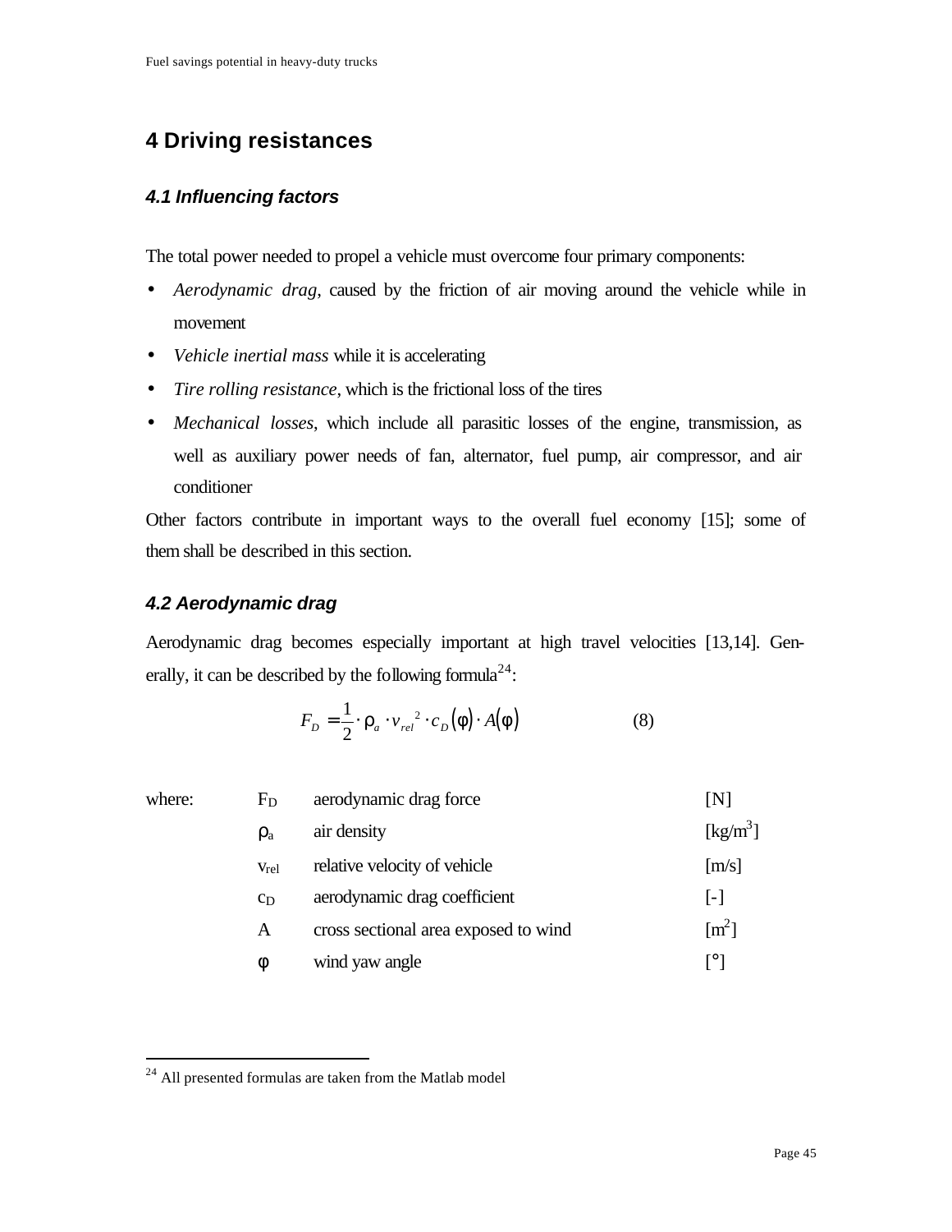# 4 Driving resistances

## 4.1 Influencing factors

The total power needed to propel a vehicle must overcome four primary components:

- *Aerodynamic drag*, caused by the friction of air moving around the vehicle while in movement
- *Vehicle inertial mass* while it is accelerating
- *Tire rolling resistance*, which is the frictional loss of the tires
- *Mechanical losses*, which include all parasitic losses of the engine, transmission, as well as auxiliary power needs of fan, alternator, fuel pump, air compressor, and air conditioner

Other factors contribute in important ways to the overall fuel economy [15]; some of them shall be described in this section.

## 4.2 Aerodynamic drag

Aerodynamic drag becomes especially important at high travel velocities [13,14]. Generally, it can be described by the following formula[24]:

$$F_D = \frac{1}{2} \cdot \rho_a \cdot v_{rel}^{\ 2} \cdot c_D(\phi) \cdot A(\phi) \qquad (8)$$

| where: | | | |
|---|---|---|---|
| | $F_D$ | aerodynamic drag force | [N] |
| | $\rho_a$ | air density | [kg/m$^3$] |
| | $v_{rel}$ | relative velocity of vehicle | [m/s] |
| | $c_D$ | aerodynamic drag coefficient | [-] |
| | $A$ | cross sectional area exposed to wind | [m$^2$] |
| | $\phi$ | wind yaw angle | [°] |

---

[24] All presented formulas are taken from the Matlab model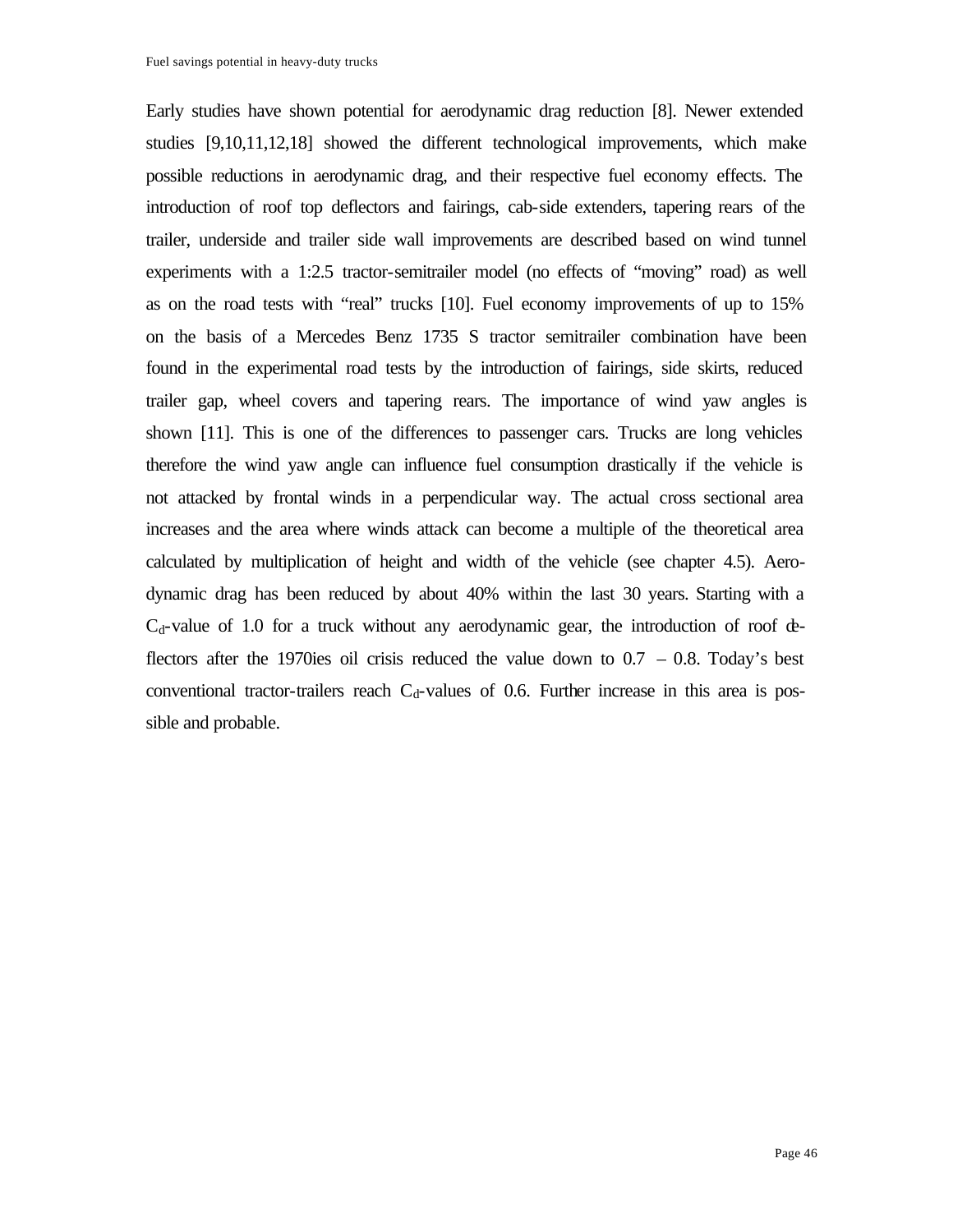Early studies have shown potential for aerodynamic drag reduction [8]. Newer extended studies [9,10,11,12,18] showed the different technological improvements, which make possible reductions in aerodynamic drag, and their respective fuel economy effects. The introduction of roof top deflectors and fairings, cab-side extenders, tapering rears of the trailer, underside and trailer side wall improvements are described based on wind tunnel experiments with a 1:2.5 tractor-semitrailer model (no effects of "moving" road) as well as on the road tests with "real" trucks [10]. Fuel economy improvements of up to 15% on the basis of a Mercedes Benz 1735 S tractor semitrailer combination have been found in the experimental road tests by the introduction of fairings, side skirts, reduced trailer gap, wheel covers and tapering rears. The importance of wind yaw angles is shown [11]. This is one of the differences to passenger cars. Trucks are long vehicles therefore the wind yaw angle can influence fuel consumption drastically if the vehicle is not attacked by frontal winds in a perpendicular way. The actual cross sectional area increases and the area where winds attack can become a multiple of the theoretical area calculated by multiplication of height and width of the vehicle (see chapter 4.5). Aerodynamic drag has been reduced by about 40% within the last 30 years. Starting with a $C_d$-value of 1.0 for a truck without any aerodynamic gear, the introduction of roof deflectors after the 1970ies oil crisis reduced the value down to 0.7 – 0.8. Today's best conventional tractor-trailers reach $C_d$-values of 0.6. Further increase in this area is possible and probable.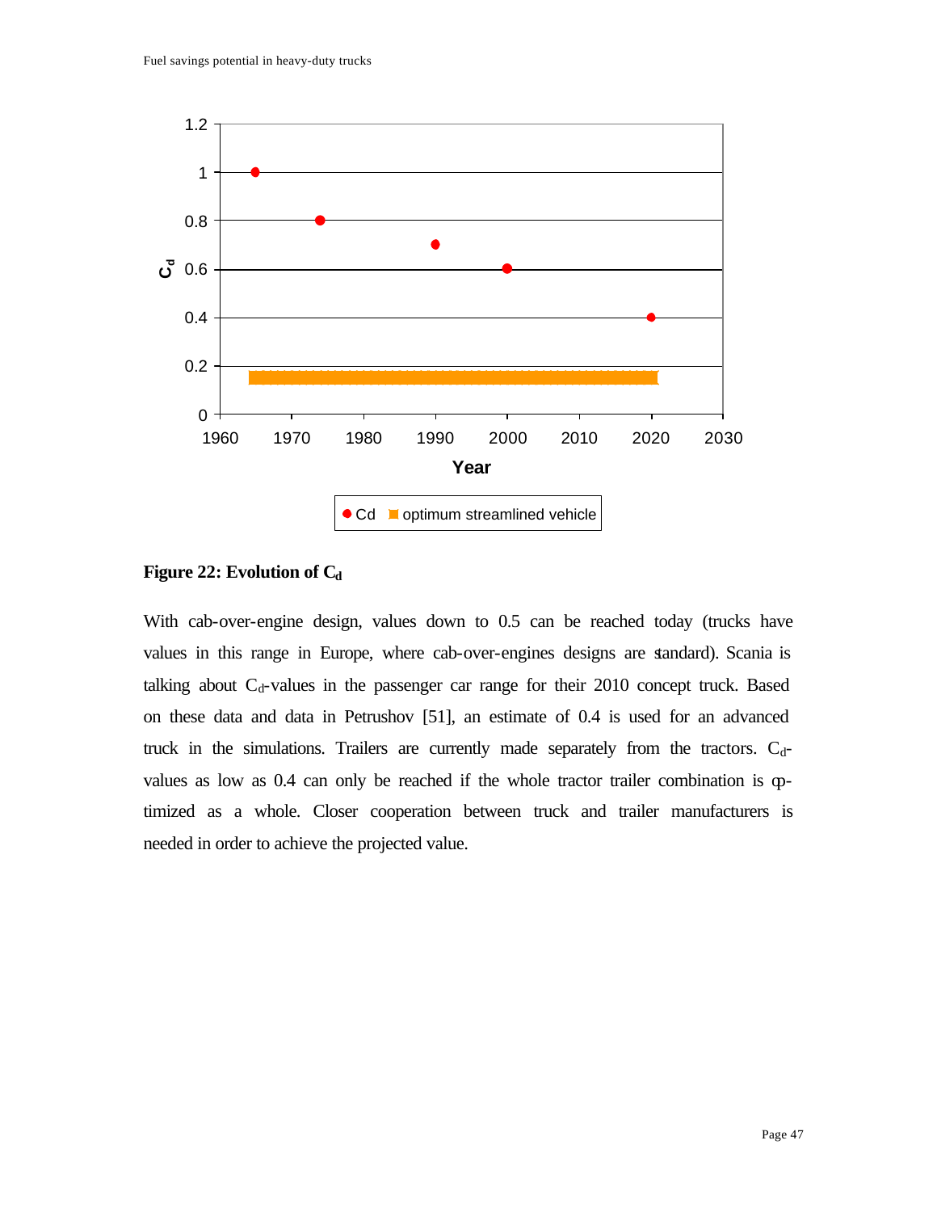**Figure 22: Evolution of $C_d$**

With cab-over-engine design, values down to 0.5 can be reached today (trucks have values in this range in Europe, where cab-over-engines designs are standard). Scania is talking about $C_d$-values in the passenger car range for their 2010 concept truck. Based on these data and data in Petrushov [51], an estimate of 0.4 is used for an advanced truck in the simulations. Trailers are currently made separately from the tractors. $C_d$-values as low as 0.4 can only be reached if the whole tractor trailer combination is optimized as a whole. Closer cooperation between truck and trailer manufacturers is needed in order to achieve the projected value.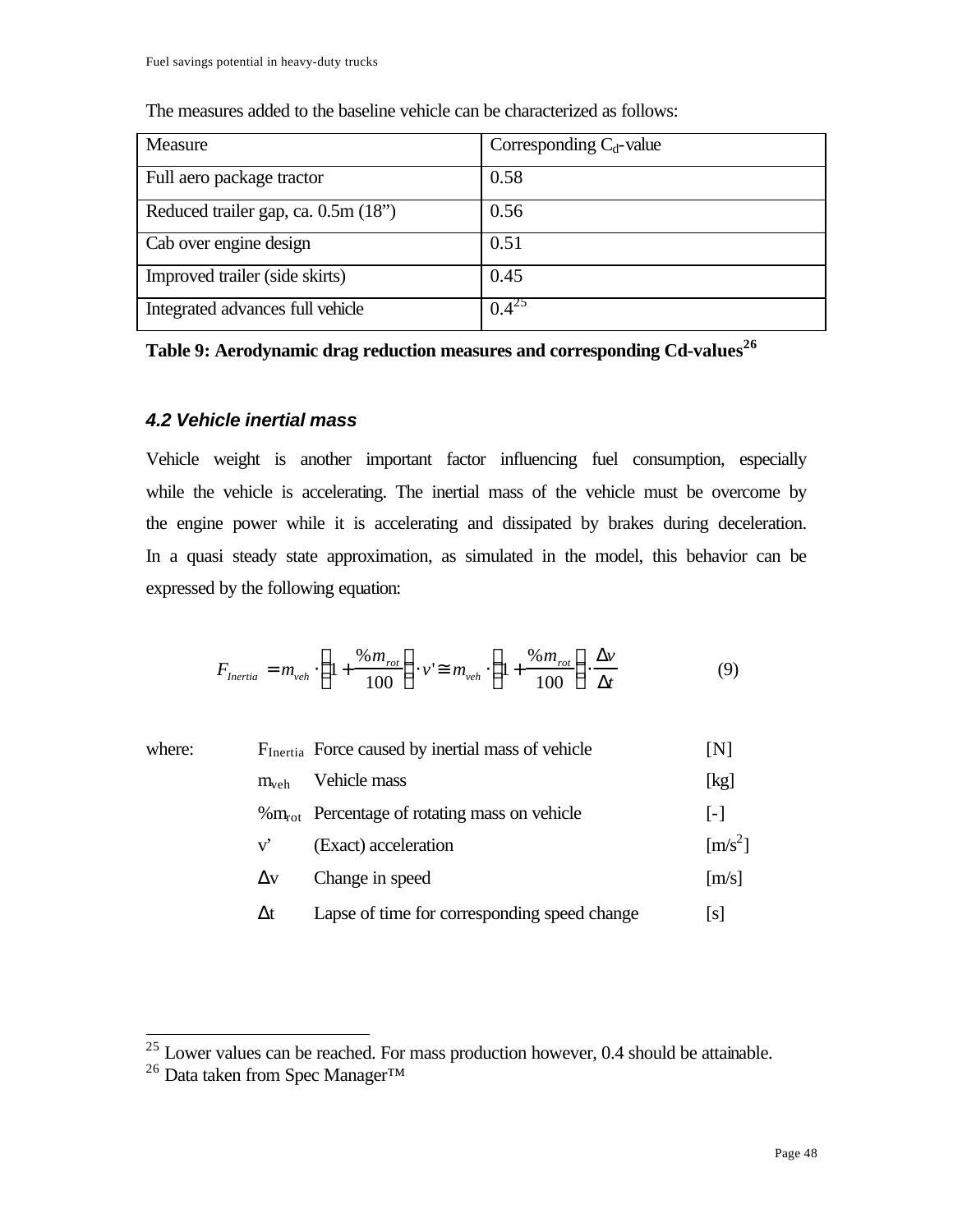The measures added to the baseline vehicle can be characterized as follows:

| Measure | Corresponding $C_d$-value |
|---|---|
| Full aero package tractor | 0.58 |
| Reduced trailer gap, ca. 0.5m (18”) | 0.56 |
| Cab over engine design | 0.51 |
| Improved trailer (side skirts) | 0.45 |
| Integrated advances full vehicle | 0.4[25] |

**Table 9: Aerodynamic drag reduction measures and corresponding Cd-values[26]**

### *4.2 Vehicle inertial mass*

Vehicle weight is another important factor influencing fuel consumption, especially while the vehicle is accelerating. The inertial mass of the vehicle must be overcome by the engine power while it is accelerating and dissipated by brakes during deceleration. In a quasi steady state approximation, as simulated in the model, this behavior can be expressed by the following equation:

$$F_{Inertia} = m_{veh} \cdot \left(1 + \frac{\%m_{rot}}{100}\right) \cdot v' \cong m_{veh} \cdot \left(1 + \frac{\%m_{rot}}{100}\right) \cdot \frac{\Delta v}{\Delta t} \qquad (9)$$

where:

| | | |
|---|---|---|
| $F_{Inertia}$ | Force caused by inertial mass of vehicle | [N] |
| $m_{veh}$ | Vehicle mass | [kg] |
| $\%m_{rot}$ | Percentage of rotating mass on vehicle | [-] |
| $v'$ | (Exact) acceleration | [m/s$^2$] |
| $\Delta v$ | Change in speed | [m/s] |
| $\Delta t$ | Lapse of time for corresponding speed change | [s] |

---

[25] Lower values can be reached. For mass production however, 0.4 should be attainable.

[26] Data taken from Spec Manager™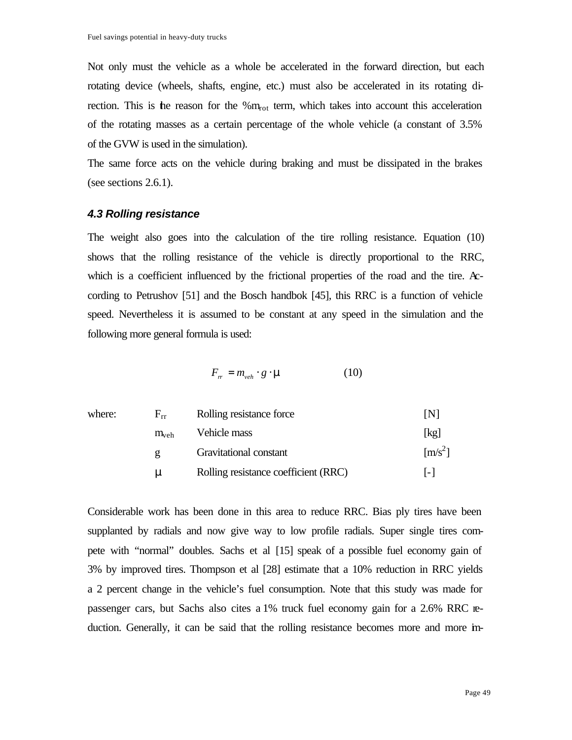Not only must the vehicle as a whole be accelerated in the forward direction, but each rotating device (wheels, shafts, engine, etc.) must also be accelerated in its rotating direction. This is the reason for the $\%m_{rot}$ term, which takes into account this acceleration of the rotating masses as a certain percentage of the whole vehicle (a constant of 3.5% of the GVW is used in the simulation).

The same force acts on the vehicle during braking and must be dissipated in the brakes (see sections 2.6.1).

### *4.3 Rolling resistance*

The weight also goes into the calculation of the tire rolling resistance. Equation (10) shows that the rolling resistance of the vehicle is directly proportional to the RRC, which is a coefficient influenced by the frictional properties of the road and the tire. According to Petrushov [51] and the Bosch handbok [45], this RRC is a function of vehicle speed. Nevertheless it is assumed to be constant at any speed in the simulation and the following more general formula is used:

$$F_{rr} = m_{veh} \cdot g \cdot \mu \qquad (10)$$

| where: | | | |
|---|---|---|---|
| | $F_{rr}$ | Rolling resistance force | [N] |
| | $m_{veh}$ | Vehicle mass | [kg] |
| | $g$ | Gravitational constant | [m/s$^2$] |
| | $\mu$ | Rolling resistance coefficient (RRC) | [-] |

Considerable work has been done in this area to reduce RRC. Bias ply tires have been supplanted by radials and now give way to low profile radials. Super single tires compete with "normal" doubles. Sachs et al [15] speak of a possible fuel economy gain of 3% by improved tires. Thompson et al [28] estimate that a 10% reduction in RRC yields a 2 percent change in the vehicle's fuel consumption. Note that this study was made for passenger cars, but Sachs also cites a 1% truck fuel economy gain for a 2.6% RRC reduction. Generally, it can be said that the rolling resistance becomes more and more im-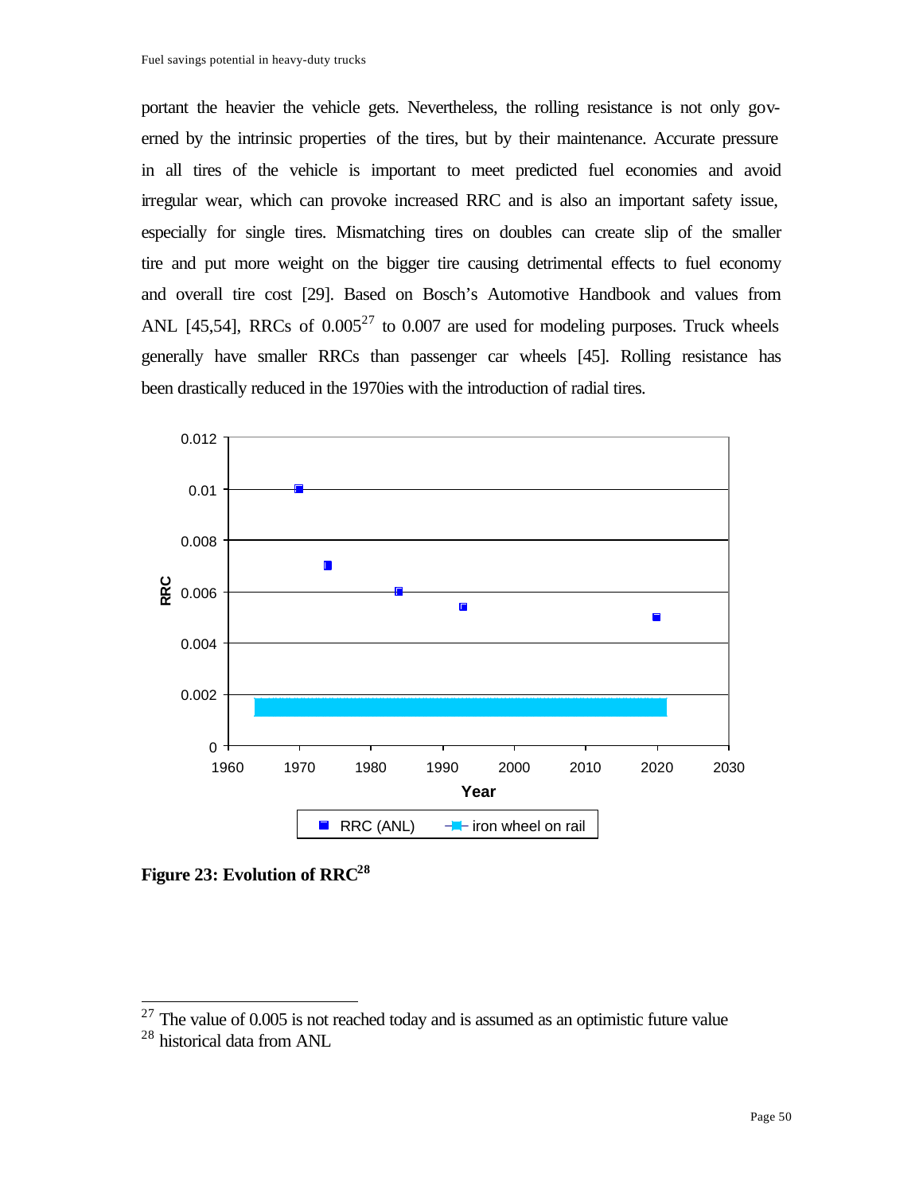portant the heavier the vehicle gets. Nevertheless, the rolling resistance is not only governed by the intrinsic properties of the tires, but by their maintenance. Accurate pressure in all tires of the vehicle is important to meet predicted fuel economies and avoid irregular wear, which can provoke increased RRC and is also an important safety issue, especially for single tires. Mismatching tires on doubles can create slip of the smaller tire and put more weight on the bigger tire causing detrimental effects to fuel economy and overall tire cost [29]. Based on Bosch's Automotive Handbook and values from ANL [45,54], RRCs of 0.005[27] to 0.007 are used for modeling purposes. Truck wheels generally have smaller RRCs than passenger car wheels [45]. Rolling resistance has been drastically reduced in the 1970ies with the introduction of radial tires.

**Figure 23: Evolution of RRC[28]**

---

[27] The value of 0.005 is not reached today and is assumed as an optimistic future value

[28] historical data from ANL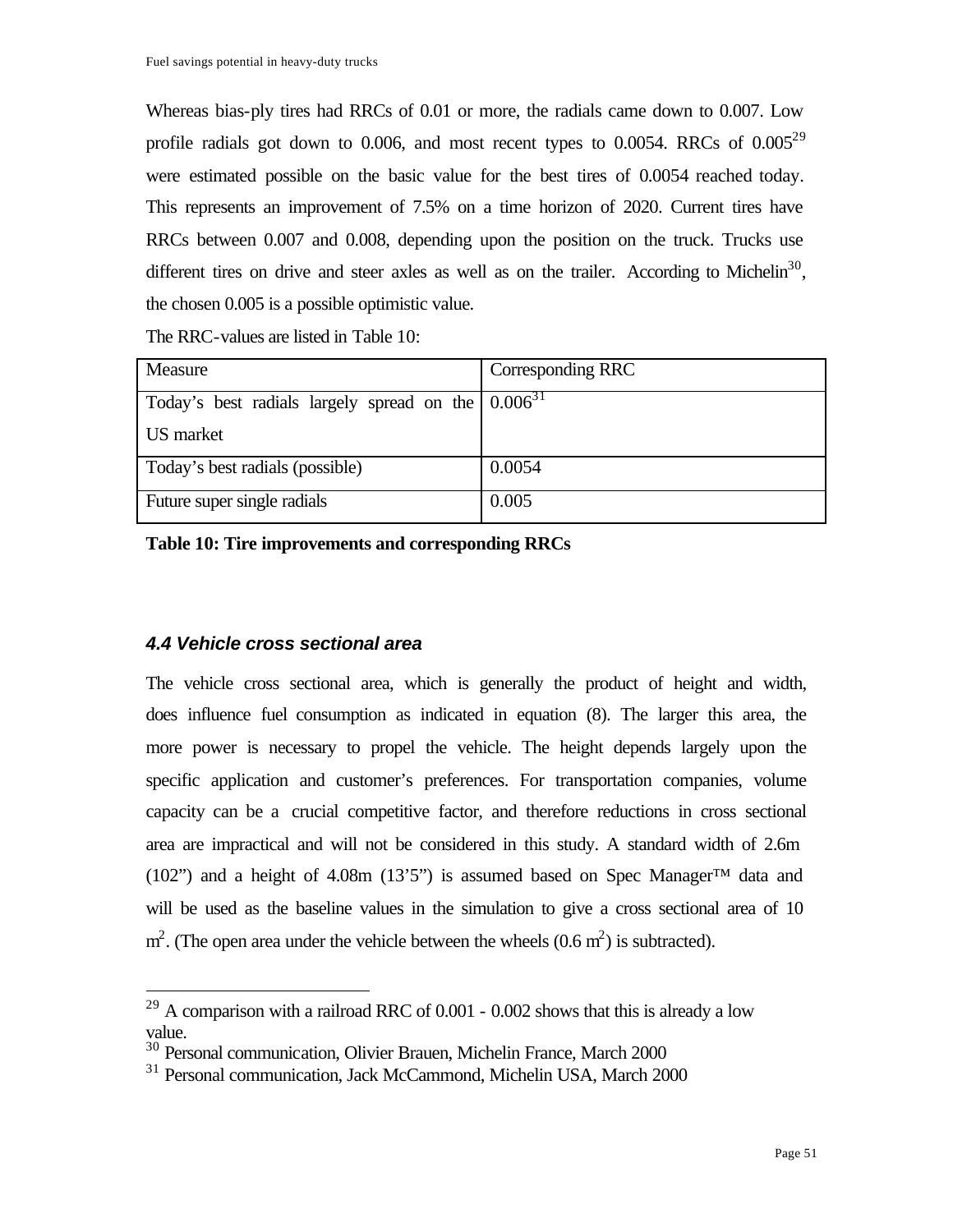Whereas bias-ply tires had RRCs of 0.01 or more, the radials came down to 0.007. Low profile radials got down to 0.006, and most recent types to 0.0054. RRCs of 0.005[29] were estimated possible on the basic value for the best tires of 0.0054 reached today. This represents an improvement of 7.5% on a time horizon of 2020. Current tires have RRCs between 0.007 and 0.008, depending upon the position on the truck. Trucks use different tires on drive and steer axles as well as on the trailer. According to Michelin[30], the chosen 0.005 is a possible optimistic value.

The RRC-values are listed in Table 10:

| Measure | Corresponding RRC |
|---|---|
| Today's best radials largely spread on the US market | 0.006[31] |
| Today's best radials (possible) | 0.0054 |
| Future super single radials | 0.005 |

**Table 10: Tire improvements and corresponding RRCs**

### *4.4 Vehicle cross sectional area*

The vehicle cross sectional area, which is generally the product of height and width, does influence fuel consumption as indicated in equation (8). The larger this area, the more power is necessary to propel the vehicle. The height depends largely upon the specific application and customer's preferences. For transportation companies, volume capacity can be a crucial competitive factor, and therefore reductions in cross sectional area are impractical and will not be considered in this study. A standard width of 2.6m (102") and a height of 4.08m (13'5") is assumed based on Spec Manager™ data and will be used as the baseline values in the simulation to give a cross sectional area of 10 $m^2$. (The open area under the vehicle between the wheels (0.6 $m^2$) is subtracted).

---

[29] A comparison with a railroad RRC of 0.001 - 0.002 shows that this is already a low value.

[30] Personal communication, Olivier Brauen, Michelin France, March 2000

[31] Personal communication, Jack McCammond, Michelin USA, March 2000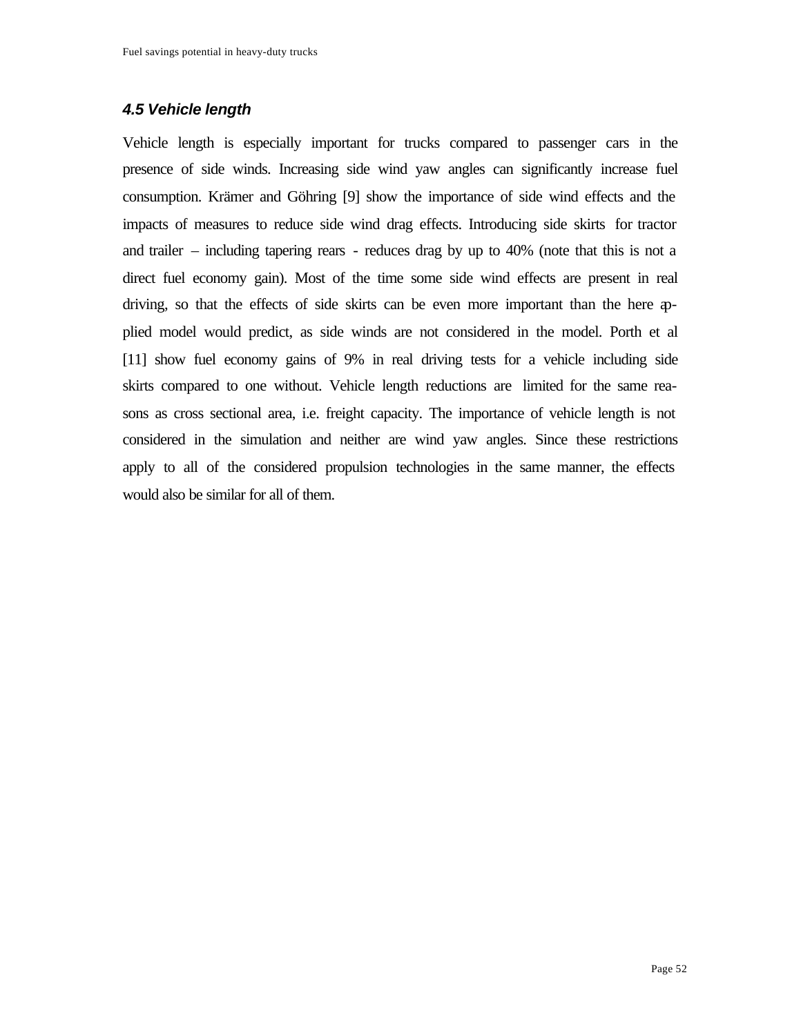### *4.5 Vehicle length*

Vehicle length is especially important for trucks compared to passenger cars in the presence of side winds. Increasing side wind yaw angles can significantly increase fuel consumption. Krämer and Göhring [9] show the importance of side wind effects and the impacts of measures to reduce side wind drag effects. Introducing side skirts for tractor and trailer – including tapering rears - reduces drag by up to 40% (note that this is not a direct fuel economy gain). Most of the time some side wind effects are present in real driving, so that the effects of side skirts can be even more important than the here applied model would predict, as side winds are not considered in the model. Porth et al [11] show fuel economy gains of 9% in real driving tests for a vehicle including side skirts compared to one without. Vehicle length reductions are limited for the same reasons as cross sectional area, i.e. freight capacity. The importance of vehicle length is not considered in the simulation and neither are wind yaw angles. Since these restrictions apply to all of the considered propulsion technologies in the same manner, the effects would also be similar for all of them.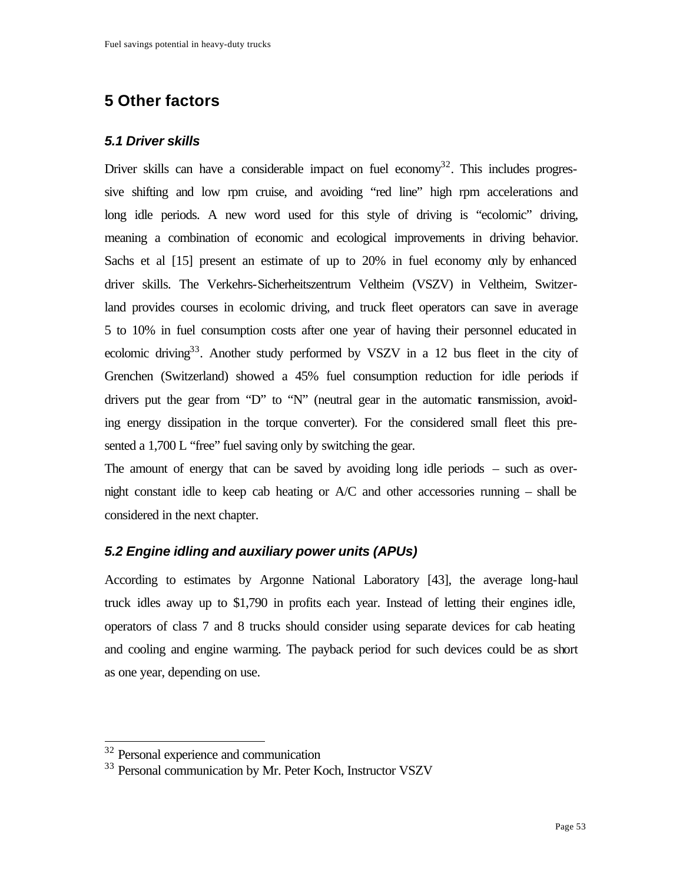# 5 Other factors

### *5.1 Driver skills*

Driver skills can have a considerable impact on fuel economy[32]. This includes progressive shifting and low rpm cruise, and avoiding "red line" high rpm accelerations and long idle periods. A new word used for this style of driving is "ecolomic" driving, meaning a combination of economic and ecological improvements in driving behavior. Sachs et al [15] present an estimate of up to 20% in fuel economy only by enhanced driver skills. The Verkehrs-Sicherheitszentrum Veltheim (VSZV) in Veltheim, Switzerland provides courses in ecolomic driving, and truck fleet operators can save in average 5 to 10% in fuel consumption costs after one year of having their personnel educated in ecolomic driving[33]. Another study performed by VSZV in a 12 bus fleet in the city of Grenchen (Switzerland) showed a 45% fuel consumption reduction for idle periods if drivers put the gear from "D" to "N" (neutral gear in the automatic transmission, avoiding energy dissipation in the torque converter). For the considered small fleet this presented a 1,700 L "free" fuel saving only by switching the gear.

The amount of energy that can be saved by avoiding long idle periods – such as overnight constant idle to keep cab heating or A/C and other accessories running – shall be considered in the next chapter.

### *5.2 Engine idling and auxiliary power units (APUs)*

According to estimates by Argonne National Laboratory [43], the average long-haul truck idles away up to $1,790 in profits each year. Instead of letting their engines idle, operators of class 7 and 8 trucks should consider using separate devices for cab heating and cooling and engine warming. The payback period for such devices could be as short as one year, depending on use.

---

[32] Personal experience and communication

[33] Personal communication by Mr. Peter Koch, Instructor VSZV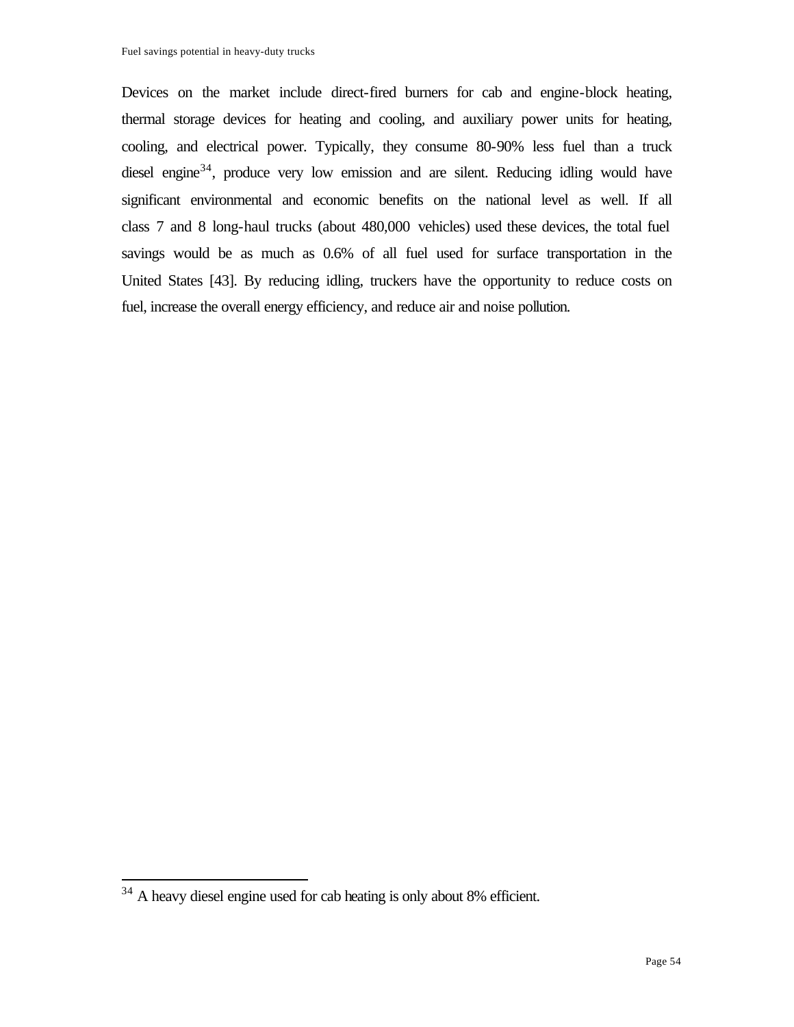Devices on the market include direct-fired burners for cab and engine-block heating, thermal storage devices for heating and cooling, and auxiliary power units for heating, cooling, and electrical power. Typically, they consume 80-90% less fuel than a truck diesel engine[34], produce very low emission and are silent. Reducing idling would have significant environmental and economic benefits on the national level as well. If all class 7 and 8 long-haul trucks (about 480,000 vehicles) used these devices, the total fuel savings would be as much as 0.6% of all fuel used for surface transportation in the United States [43]. By reducing idling, truckers have the opportunity to reduce costs on fuel, increase the overall energy efficiency, and reduce air and noise pollution.

---

[34] A heavy diesel engine used for cab heating is only about 8% efficient.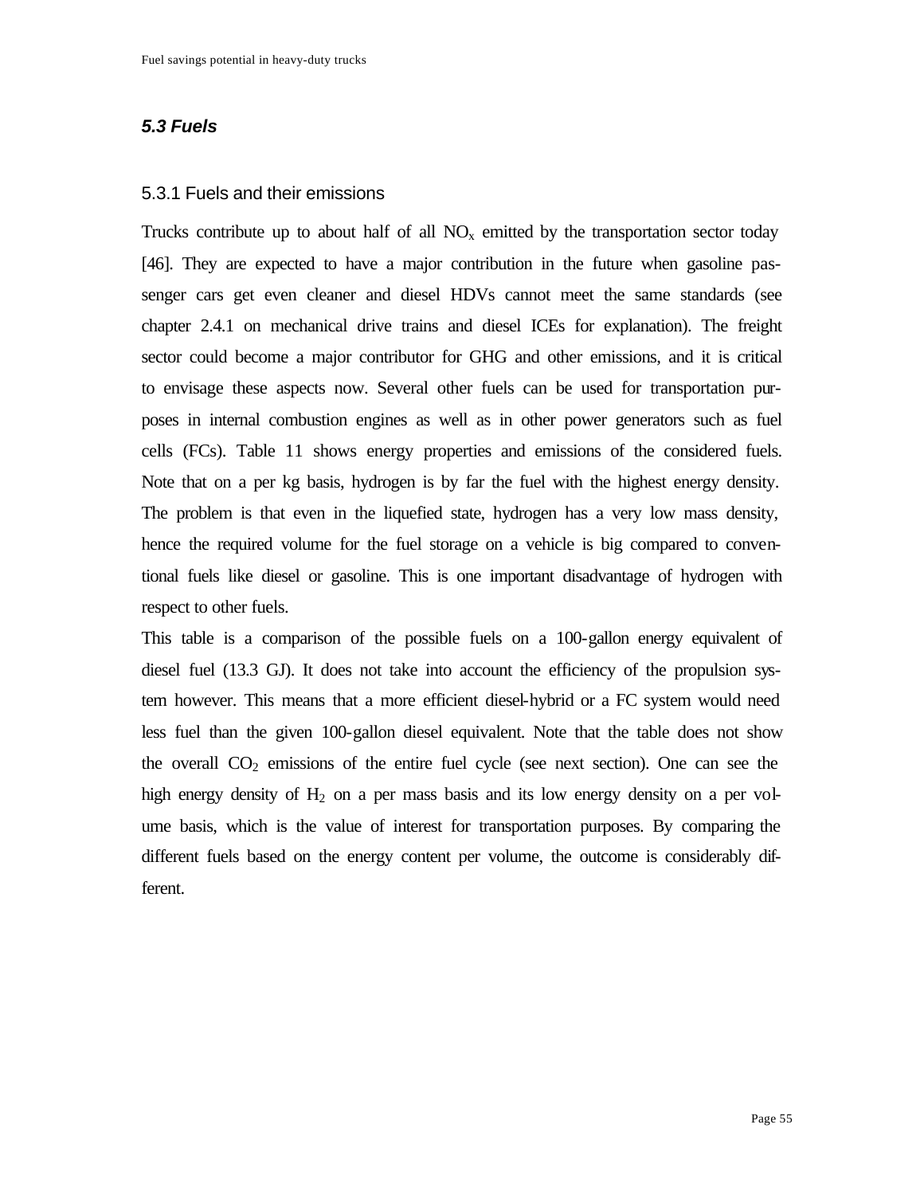### *5.3 Fuels*

#### 5.3.1 Fuels and their emissions

Trucks contribute up to about half of all $NO_x$ emitted by the transportation sector today [46]. They are expected to have a major contribution in the future when gasoline passenger cars get even cleaner and diesel HDVs cannot meet the same standards (see chapter 2.4.1 on mechanical drive trains and diesel ICEs for explanation). The freight sector could become a major contributor for GHG and other emissions, and it is critical to envisage these aspects now. Several other fuels can be used for transportation purposes in internal combustion engines as well as in other power generators such as fuel cells (FCs). Table 11 shows energy properties and emissions of the considered fuels. Note that on a per kg basis, hydrogen is by far the fuel with the highest energy density. The problem is that even in the liquefied state, hydrogen has a very low mass density, hence the required volume for the fuel storage on a vehicle is big compared to conventional fuels like diesel or gasoline. This is one important disadvantage of hydrogen with respect to other fuels.

This table is a comparison of the possible fuels on a 100-gallon energy equivalent of diesel fuel (13.3 GJ). It does not take into account the efficiency of the propulsion system however. This means that a more efficient diesel-hybrid or a FC system would need less fuel than the given 100-gallon diesel equivalent. Note that the table does not show the overall $CO_2$ emissions of the entire fuel cycle (see next section). One can see the high energy density of $H_2$ on a per mass basis and its low energy density on a per volume basis, which is the value of interest for transportation purposes. By comparing the different fuels based on the energy content per volume, the outcome is considerably different.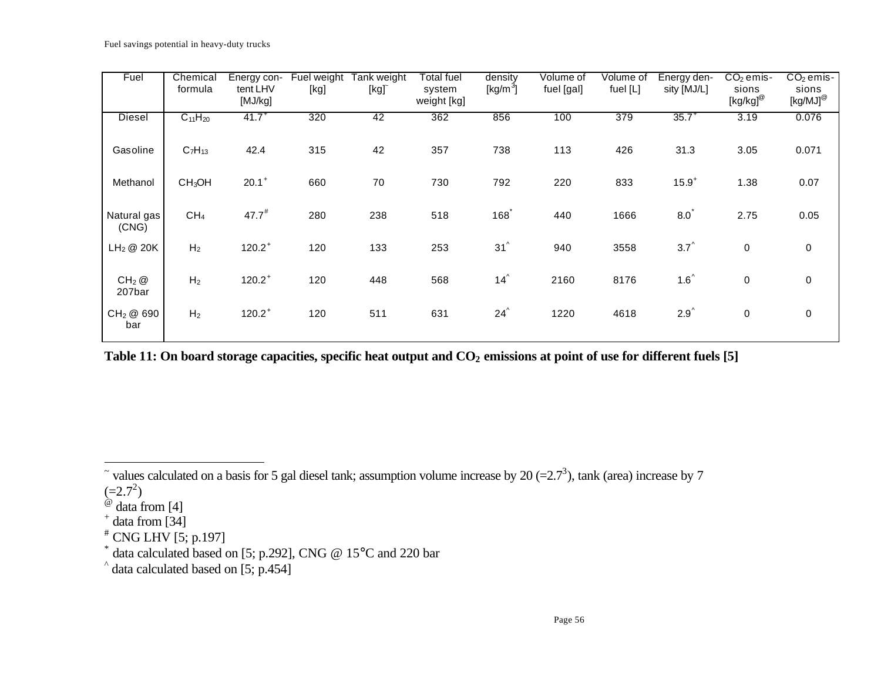| Fuel | Chemical formula | Energy content LHV [MJ/kg] | Fuel weight [kg] | Tank weight [kg]~ | Total fuel system weight [kg] | density [kg/m$^3$] | Volume of fuel [gal] | Volume of fuel [L] | Energy density [MJ/L] | $CO_2$ emissions [kg/kg]@ | $CO_2$ emissions [kg/MJ]@ |
|---|---|---|---|---|---|---|---|---|---|---|---|
| Diesel | $C_{11}H_{20}$ | 41.7+ | 320 | 42 | 362 | 856 | 100 | 379 | 35.7+ | 3.19 | 0.076 |
| Gasoline | $C_7H_{13}$ | 42.4 | 315 | 42 | 357 | 738 | 113 | 426 | 31.3 | 3.05 | 0.071 |
| Methanol | $CH_3OH$ | 20.1+ | 660 | 70 | 730 | 792 | 220 | 833 | 15.9+ | 1.38 | 0.07 |
| Natural gas (CNG) | $CH_4$ | 47.7# | 280 | 238 | 518 | 168* | 440 | 1666 | 8.0* | 2.75 | 0.05 |
| $LH_2$ @ 20K | $H_2$ | 120.2+ | 120 | 133 | 253 | 31^ | 940 | 3558 | 3.7^ | 0 | 0 |
| $CH_2$ @ 207bar | $H_2$ | 120.2+ | 120 | 448 | 568 | 14^ | 2160 | 8176 | 1.6^ | 0 | 0 |
| $CH_2$ @ 690 bar | $H_2$ | 120.2+ | 120 | 511 | 631 | 24^ | 1220 | 4618 | 2.9^ | 0 | 0 |

**Table 11: On board storage capacities, specific heat output and $CO_2$ emissions at point of use for different fuels [5]**

~ values calculated on a basis for 5 gal diesel tank; assumption volume increase by 20 (=$2.7^3$), tank (area) increase by 7 (=$2.7^2$)

@ data from [4]

+ data from [34]

# CNG LHV [5; p.197]

* data calculated based on [5; p.292], CNG @ 15°C and 220 bar

^ data calculated based on [5; p.454]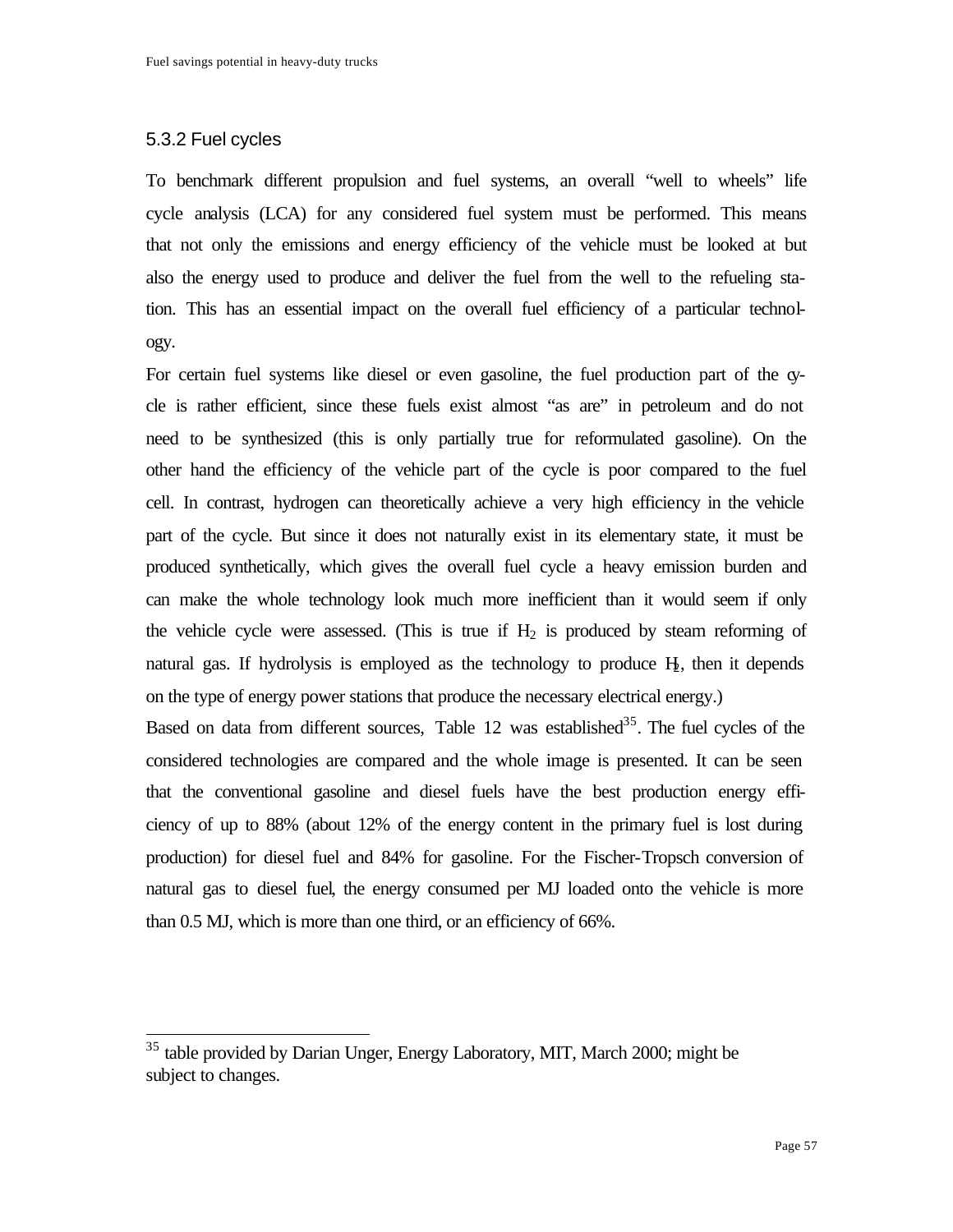### 5.3.2 Fuel cycles

To benchmark different propulsion and fuel systems, an overall "well to wheels" life cycle analysis (LCA) for any considered fuel system must be performed. This means that not only the emissions and energy efficiency of the vehicle must be looked at but also the energy used to produce and deliver the fuel from the well to the refueling station. This has an essential impact on the overall fuel efficiency of a particular technology.

For certain fuel systems like diesel or even gasoline, the fuel production part of the cycle is rather efficient, since these fuels exist almost "as are" in petroleum and do not need to be synthesized (this is only partially true for reformulated gasoline). On the other hand the efficiency of the vehicle part of the cycle is poor compared to the fuel cell. In contrast, hydrogen can theoretically achieve a very high efficiency in the vehicle part of the cycle. But since it does not naturally exist in its elementary state, it must be produced synthetically, which gives the overall fuel cycle a heavy emission burden and can make the whole technology look much more inefficient than it would seem if only the vehicle cycle were assessed. (This is true if $H_2$ is produced by steam reforming of natural gas. If hydrolysis is employed as the technology to produce $H_2$, then it depends on the type of energy power stations that produce the necessary electrical energy.)

Based on data from different sources, Table 12 was established[35]. The fuel cycles of the considered technologies are compared and the whole image is presented. It can be seen that the conventional gasoline and diesel fuels have the best production energy efficiency of up to 88% (about 12% of the energy content in the primary fuel is lost during production) for diesel fuel and 84% for gasoline. For the Fischer-Tropsch conversion of natural gas to diesel fuel, the energy consumed per MJ loaded onto the vehicle is more than 0.5 MJ, which is more than one third, or an efficiency of 66%.

---

[35] table provided by Darian Unger, Energy Laboratory, MIT, March 2000; might be subject to changes.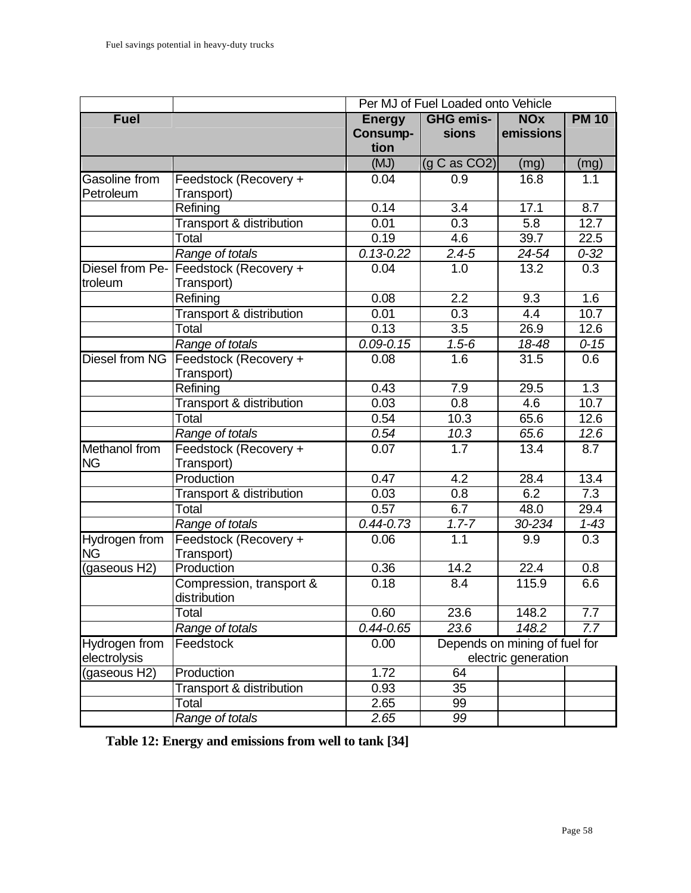| | | Per MJ of Fuel Loaded onto Vehicle | | | |
|---|---|---|---|---|---|
| **Fuel** | | **Energy Consump-tion** | **GHG emis-sions** | **NOx emissions** | **PM 10** |
| | | (MJ) | (g C as CO2) | (mg) | (mg) |
| Gasoline from Petroleum | Feedstock (Recovery + Transport) | 0.04 | 0.9 | 16.8 | 1.1 |
| | Refining | 0.14 | 3.4 | 17.1 | 8.7 |
| | Transport & distribution | 0.01 | 0.3 | 5.8 | 12.7 |
| | Total | 0.19 | 4.6 | 39.7 | 22.5 |
| | *Range of totals* | *0.13-0.22* | *2.4-5* | *24-54* | *0-32* |
| Diesel from Pe-troleum | Feedstock (Recovery + Transport) | 0.04 | 1.0 | 13.2 | 0.3 |
| | Refining | 0.08 | 2.2 | 9.3 | 1.6 |
| | Transport & distribution | 0.01 | 0.3 | 4.4 | 10.7 |
| | Total | 0.13 | 3.5 | 26.9 | 12.6 |
| | *Range of totals* | *0.09-0.15* | *1.5-6* | *18-48* | *0-15* |
| Diesel from NG | Feedstock (Recovery + Transport) | 0.08 | 1.6 | 31.5 | 0.6 |
| | Refining | 0.43 | 7.9 | 29.5 | 1.3 |
| | Transport & distribution | 0.03 | 0.8 | 4.6 | 10.7 |
| | Total | 0.54 | 10.3 | 65.6 | 12.6 |
| | *Range of totals* | *0.54* | *10.3* | *65.6* | *12.6* |
| Methanol from NG | Feedstock (Recovery + Transport) | 0.07 | 1.7 | 13.4 | 8.7 |
| | Production | 0.47 | 4.2 | 28.4 | 13.4 |
| | Transport & distribution | 0.03 | 0.8 | 6.2 | 7.3 |
| | Total | 0.57 | 6.7 | 48.0 | 29.4 |
| | *Range of totals* | *0.44-0.73* | *1.7-7* | *30-234* | *1-43* |
| Hydrogen from NG | Feedstock (Recovery + Transport) | 0.06 | 1.1 | 9.9 | 0.3 |
| (gaseous H2) | Production | 0.36 | 14.2 | 22.4 | 0.8 |
| | Compression, transport & distribution | 0.18 | 8.4 | 115.9 | 6.6 |
| | Total | 0.60 | 23.6 | 148.2 | 7.7 |
| | *Range of totals* | *0.44-0.65* | *23.6* | *148.2* | *7.7* |
| Hydrogen from electrolysis | Feedstock | 0.00 | Depends on mining of fuel for electric generation | | |
| (gaseous H2) | Production | 1.72 | 64 | | |
| | Transport & distribution | 0.93 | 35 | | |
| | Total | 2.65 | 99 | | |
| | *Range of totals* | *2.65* | *99* | | |

**Table 12: Energy and emissions from well to tank [34]**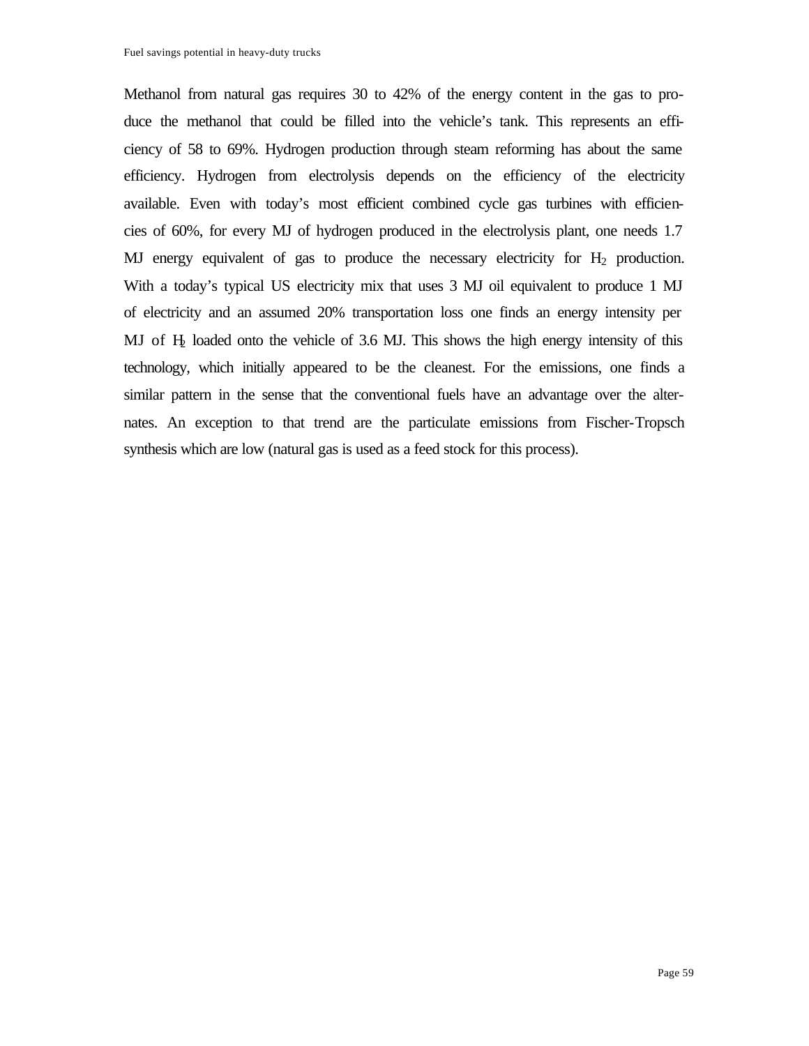Methanol from natural gas requires 30 to 42% of the energy content in the gas to produce the methanol that could be filled into the vehicle's tank. This represents an efficiency of 58 to 69%. Hydrogen production through steam reforming has about the same efficiency. Hydrogen from electrolysis depends on the efficiency of the electricity available. Even with today's most efficient combined cycle gas turbines with efficiencies of 60%, for every MJ of hydrogen produced in the electrolysis plant, one needs 1.7 MJ energy equivalent of gas to produce the necessary electricity for $H_2$ production. With a today's typical US electricity mix that uses 3 MJ oil equivalent to produce 1 MJ of electricity and an assumed 20% transportation loss one finds an energy intensity per MJ of $H_2$ loaded onto the vehicle of 3.6 MJ. This shows the high energy intensity of this technology, which initially appeared to be the cleanest. For the emissions, one finds a similar pattern in the sense that the conventional fuels have an advantage over the alternates. An exception to that trend are the particulate emissions from Fischer-Tropsch synthesis which are low (natural gas is used as a feed stock for this process).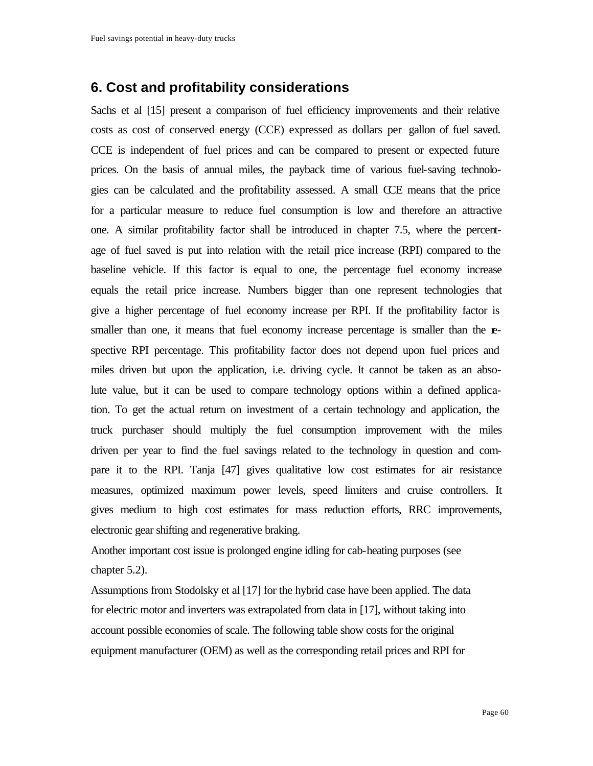## 6. Cost and profitability considerations

Sachs et al [15] present a comparison of fuel efficiency improvements and their relative costs as cost of conserved energy (CCE) expressed as dollars per gallon of fuel saved. CCE is independent of fuel prices and can be compared to present or expected future prices. On the basis of annual miles, the payback time of various fuel-saving technologies can be calculated and the profitability assessed. A small CCE means that the price for a particular measure to reduce fuel consumption is low and therefore an attractive one. A similar profitability factor shall be introduced in chapter 7.5, where the percentage of fuel saved is put into relation with the retail price increase (RPI) compared to the baseline vehicle. If this factor is equal to one, the percentage fuel economy increase equals the retail price increase. Numbers bigger than one represent technologies that give a higher percentage of fuel economy increase per RPI. If the profitability factor is smaller than one, it means that fuel economy increase percentage is smaller than the respective RPI percentage. This profitability factor does not depend upon fuel prices and miles driven but upon the application, i.e. driving cycle. It cannot be taken as an absolute value, but it can be used to compare technology options within a defined application. To get the actual return on investment of a certain technology and application, the truck purchaser should multiply the fuel consumption improvement with the miles driven per year to find the fuel savings related to the technology in question and compare it to the RPI. Tanja [47] gives qualitative low cost estimates for air resistance measures, optimized maximum power levels, speed limiters and cruise controllers. It gives medium to high cost estimates for mass reduction efforts, RRC improvements, electronic gear shifting and regenerative braking.

Another important cost issue is prolonged engine idling for cab-heating purposes (see chapter 5.2).

Assumptions from Stodolsky et al [17] for the hybrid case have been applied. The data for electric motor and inverters was extrapolated from data in [17], without taking into account possible economies of scale. The following table show costs for the original equipment manufacturer (OEM) as well as the corresponding retail prices and RPI for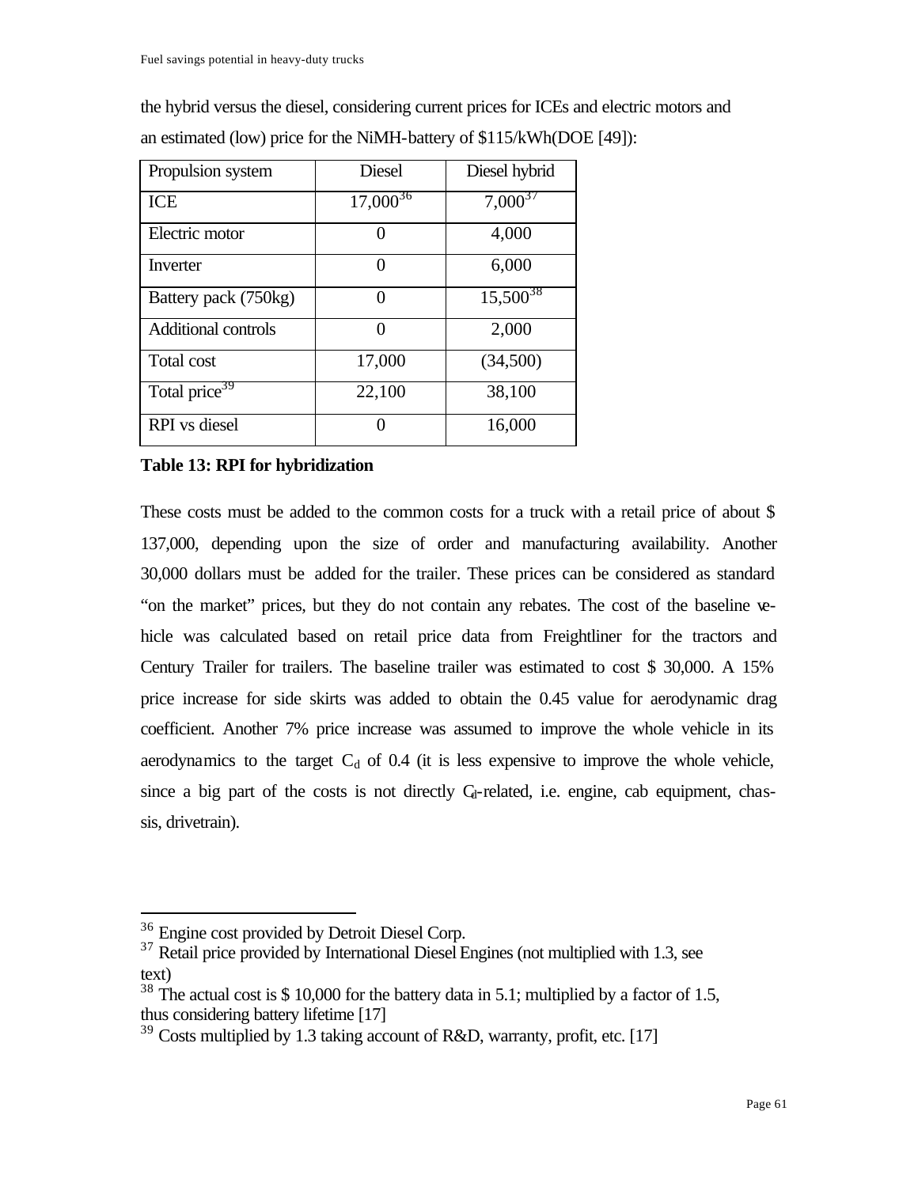the hybrid versus the diesel, considering current prices for ICEs and electric motors and an estimated (low) price for the NiMH-battery of $115/kWh(DOE [49]):

| Propulsion system | Diesel | Diesel hybrid |
|---|---|---|
| ICE | 17,000[36] | 7,000[37] |
| Electric motor | 0 | 4,000 |
| Inverter | 0 | 6,000 |
| Battery pack (750kg) | 0 | 15,500[38] |
| Additional controls | 0 | 2,000 |
| Total cost | 17,000 | (34,500) |
| Total price[39] | 22,100 | 38,100 |
| RPI vs diesel | 0 | 16,000 |

**Table 13: RPI for hybridization**

These costs must be added to the common costs for a truck with a retail price of about $ 137,000, depending upon the size of order and manufacturing availability. Another 30,000 dollars must be added for the trailer. These prices can be considered as standard "on the market" prices, but they do not contain any rebates. The cost of the baseline vehicle was calculated based on retail price data from Freightliner for the tractors and Century Trailer for trailers. The baseline trailer was estimated to cost $ 30,000. A 15% price increase for side skirts was added to obtain the 0.45 value for aerodynamic drag coefficient. Another 7% price increase was assumed to improve the whole vehicle in its aerodynamics to the target $C_d$ of 0.4 (it is less expensive to improve the whole vehicle, since a big part of the costs is not directly $C_d$-related, i.e. engine, cab equipment, chassis, drivetrain).

---

[36] Engine cost provided by Detroit Diesel Corp.

[37] Retail price provided by International Diesel Engines (not multiplied with 1.3, see text)

[38] The actual cost is $ 10,000 for the battery data in 5.1; multiplied by a factor of 1.5, thus considering battery lifetime [17]

[39] Costs multiplied by 1.3 taking account of R&D, warranty, profit, etc. [17]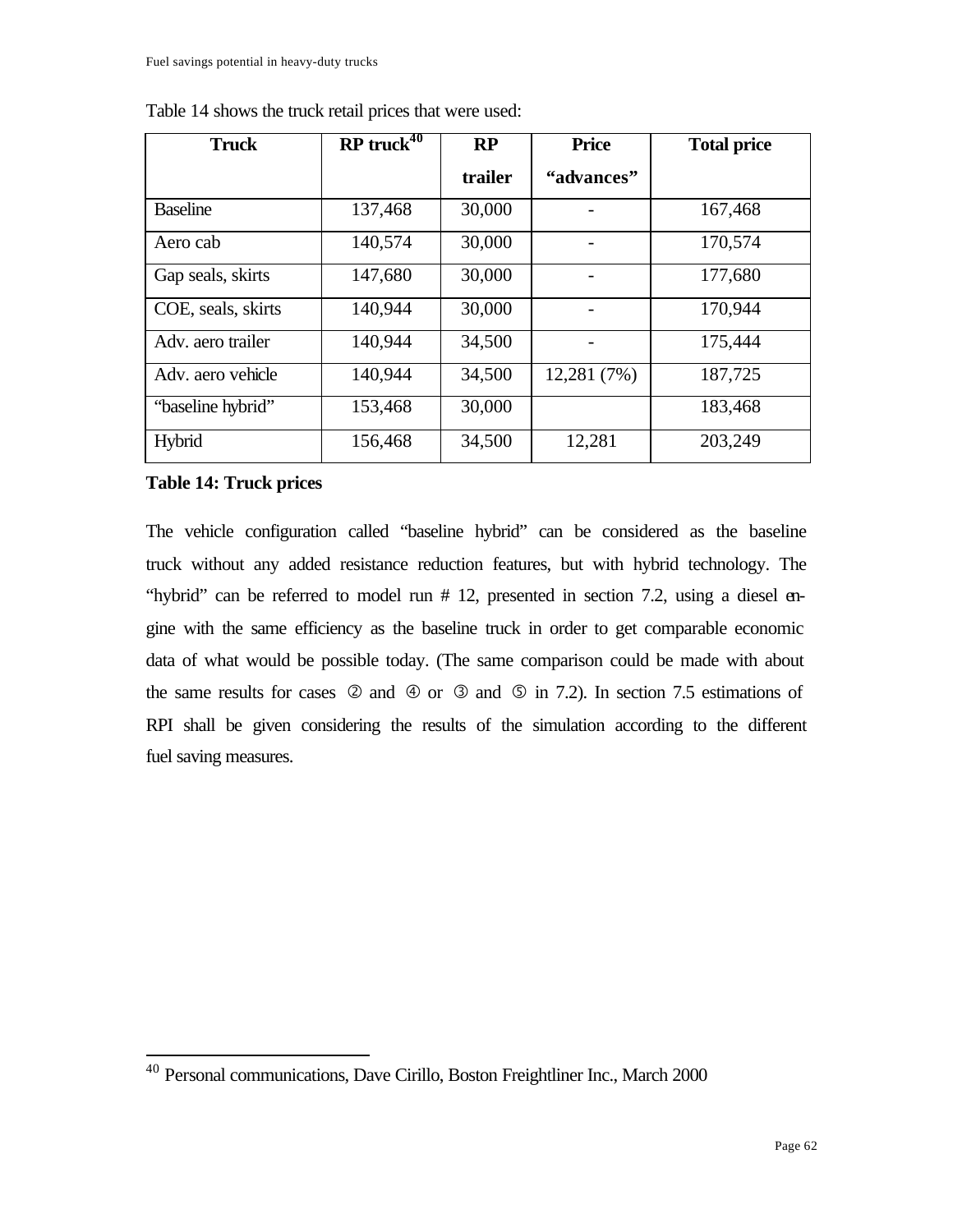Table 14 shows the truck retail prices that were used:

| Truck | RP truck[40] | RP trailer | Price "advances" | Total price |
|---|---|---|---|---|
| Baseline | 137,468 | 30,000 | - | 167,468 |
| Aero cab | 140,574 | 30,000 | - | 170,574 |
| Gap seals, skirts | 147,680 | 30,000 | - | 177,680 |
| COE, seals, skirts | 140,944 | 30,000 | - | 170,944 |
| Adv. aero trailer | 140,944 | 34,500 | - | 175,444 |
| Adv. aero vehicle | 140,944 | 34,500 | 12,281 (7%) | 187,725 |
| "baseline hybrid" | 153,468 | 30,000 | | 183,468 |
| Hybrid | 156,468 | 34,500 | 12,281 | 203,249 |

**Table 14: Truck prices**

The vehicle configuration called "baseline hybrid" can be considered as the baseline truck without any added resistance reduction features, but with hybrid technology. The "hybrid" can be referred to model run # 12, presented in section 7.2, using a diesel engine with the same efficiency as the baseline truck in order to get comparable economic data of what would be possible today. (The same comparison could be made with about the same results for cases ② and ④ or ③ and ⑤ in 7.2). In section 7.5 estimations of RPI shall be given considering the results of the simulation according to the different fuel saving measures.

---

[40] Personal communications, Dave Cirillo, Boston Freightliner Inc., March 2000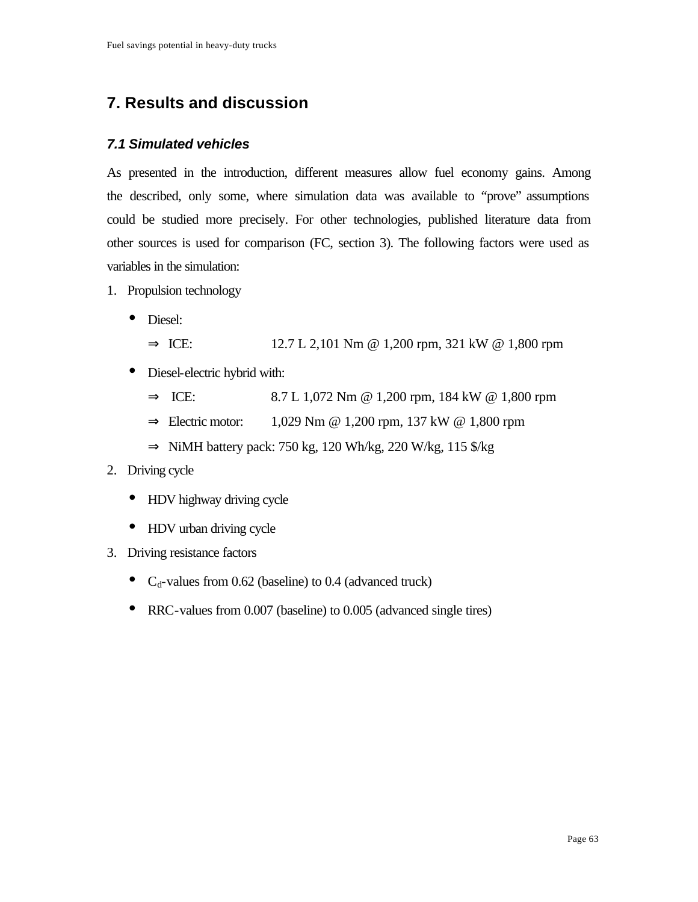# 7. Results and discussion

## 7.1 Simulated vehicles

As presented in the introduction, different measures allow fuel economy gains. Among the described, only some, where simulation data was available to "prove" assumptions could be studied more precisely. For other technologies, published literature data from other sources is used for comparison (FC, section 3). The following factors were used as variables in the simulation:

1. Propulsion technology
   - Diesel:
     - ⇒ ICE: 12.7 L 2,101 Nm @ 1,200 rpm, 321 kW @ 1,800 rpm
   - Diesel-electric hybrid with:
     - ⇒ ICE: 8.7 L 1,072 Nm @ 1,200 rpm, 184 kW @ 1,800 rpm
     - ⇒ Electric motor: 1,029 Nm @ 1,200 rpm, 137 kW @ 1,800 rpm
     - ⇒ NiMH battery pack: 750 kg, 120 Wh/kg, 220 W/kg, 115 $/kg
2. Driving cycle
   - HDV highway driving cycle
   - HDV urban driving cycle
3. Driving resistance factors
   - $C_d$-values from 0.62 (baseline) to 0.4 (advanced truck)
   - RRC-values from 0.007 (baseline) to 0.005 (advanced single tires)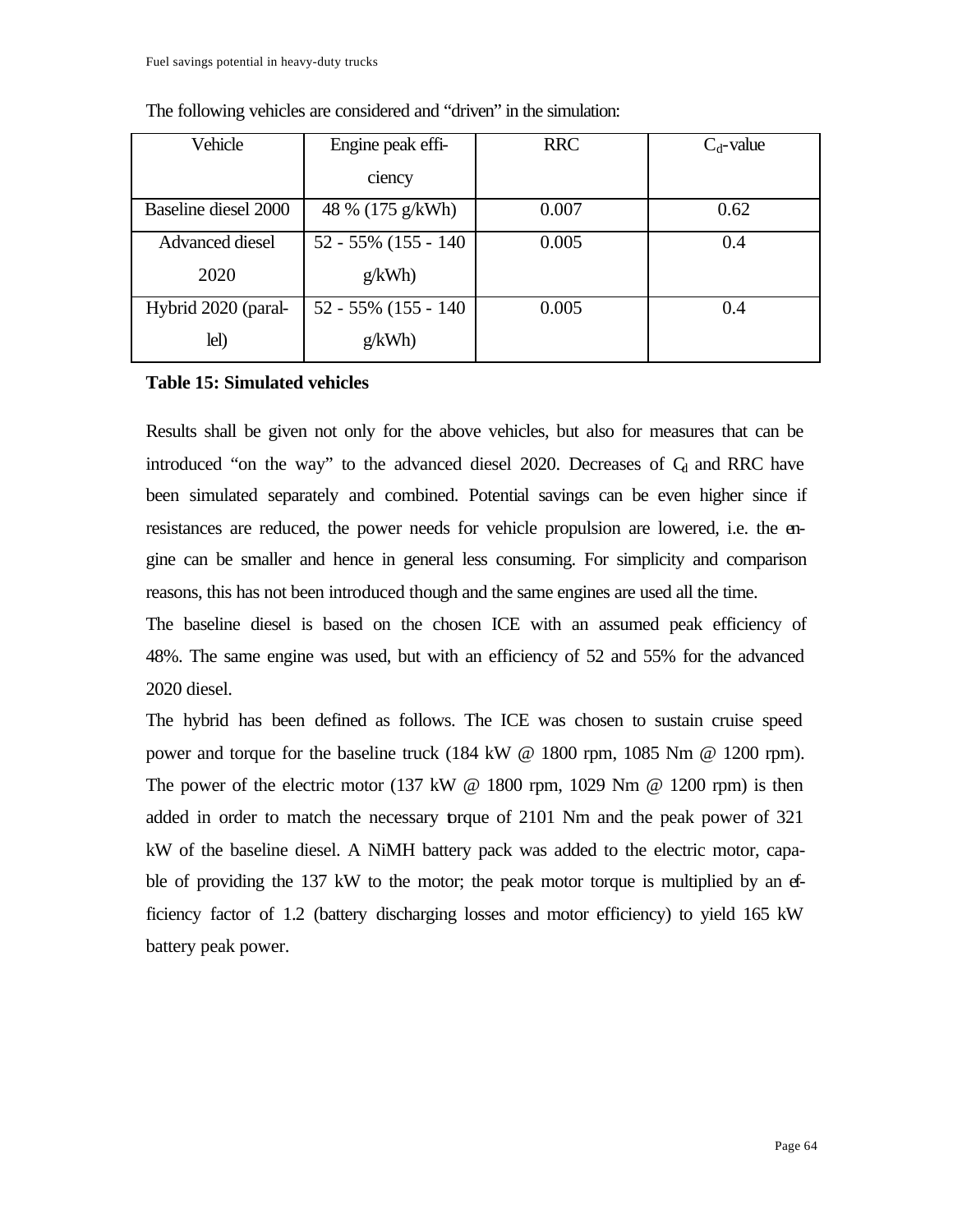The following vehicles are considered and "driven" in the simulation:

| Vehicle | Engine peak efficiency | RRC | $C_d$-value |
|---|---|---|---|
| Baseline diesel 2000 | 48 % (175 g/kWh) | 0.007 | 0.62 |
| Advanced diesel 2020 | 52 - 55% (155 - 140 g/kWh) | 0.005 | 0.4 |
| Hybrid 2020 (parallel) | 52 - 55% (155 - 140 g/kWh) | 0.005 | 0.4 |

**Table 15: Simulated vehicles**

Results shall be given not only for the above vehicles, but also for measures that can be introduced "on the way" to the advanced diesel 2020. Decreases of $C_d$ and RRC have been simulated separately and combined. Potential savings can be even higher since if resistances are reduced, the power needs for vehicle propulsion are lowered, i.e. the engine can be smaller and hence in general less consuming. For simplicity and comparison reasons, this has not been introduced though and the same engines are used all the time.

The baseline diesel is based on the chosen ICE with an assumed peak efficiency of 48%. The same engine was used, but with an efficiency of 52 and 55% for the advanced 2020 diesel.

The hybrid has been defined as follows. The ICE was chosen to sustain cruise speed power and torque for the baseline truck (184 kW @ 1800 rpm, 1085 Nm @ 1200 rpm). The power of the electric motor (137 kW @ 1800 rpm, 1029 Nm @ 1200 rpm) is then added in order to match the necessary torque of 2101 Nm and the peak power of 321 kW of the baseline diesel. A NiMH battery pack was added to the electric motor, capable of providing the 137 kW to the motor; the peak motor torque is multiplied by an efficiency factor of 1.2 (battery discharging losses and motor efficiency) to yield 165 kW battery peak power.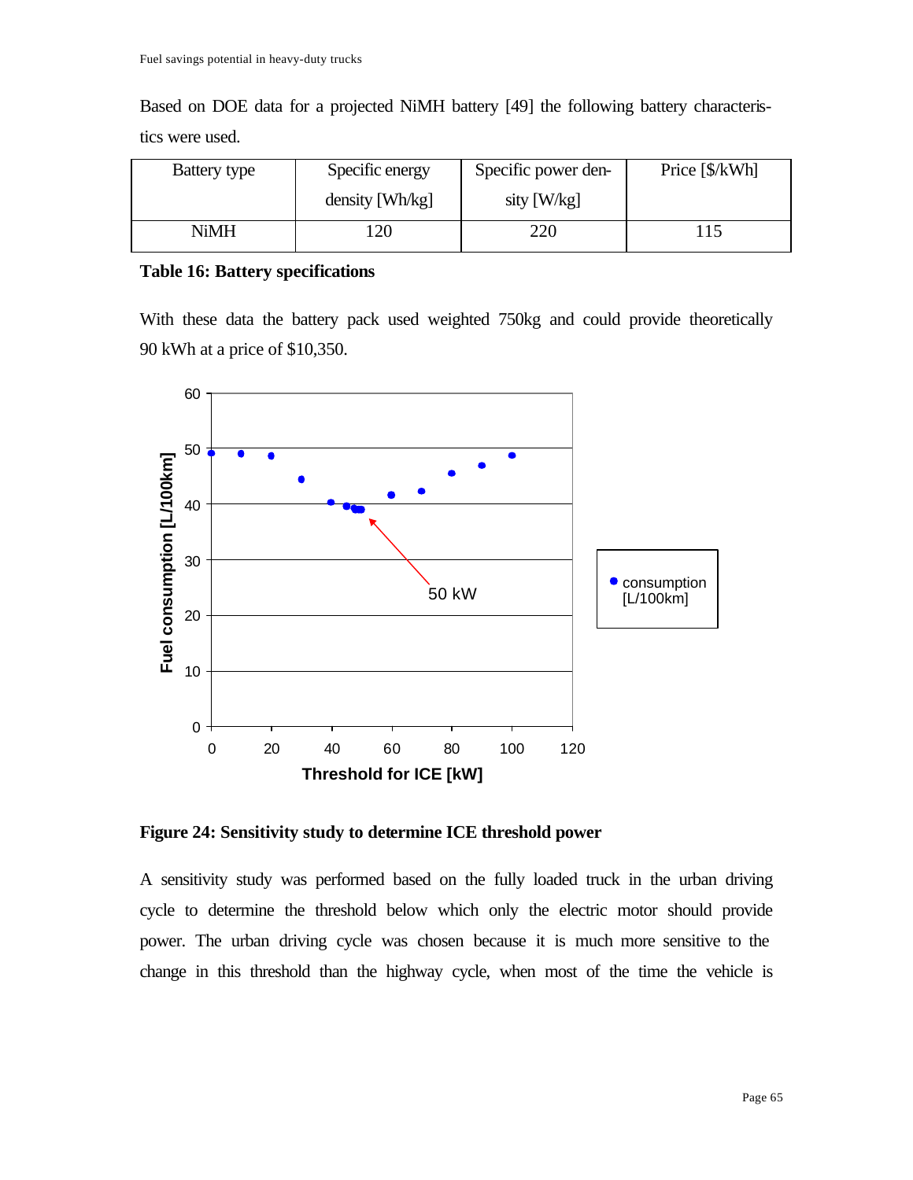Based on DOE data for a projected NiMH battery [49] the following battery characteristics were used.

| Battery type | Specific energy density [Wh/kg] | Specific power density [W/kg] | Price [$/kWh] |
|---|---|---|---|
| NiMH | 120 | 220 | 115 |

**Table 16: Battery specifications**

With these data the battery pack used weighted 750kg and could provide theoretically 90 kWh at a price of $10,350.

**Figure 24: Sensitivity study to determine ICE threshold power**

A sensitivity study was performed based on the fully loaded truck in the urban driving cycle to determine the threshold below which only the electric motor should provide power. The urban driving cycle was chosen because it is much more sensitive to the change in this threshold than the highway cycle, when most of the time the vehicle is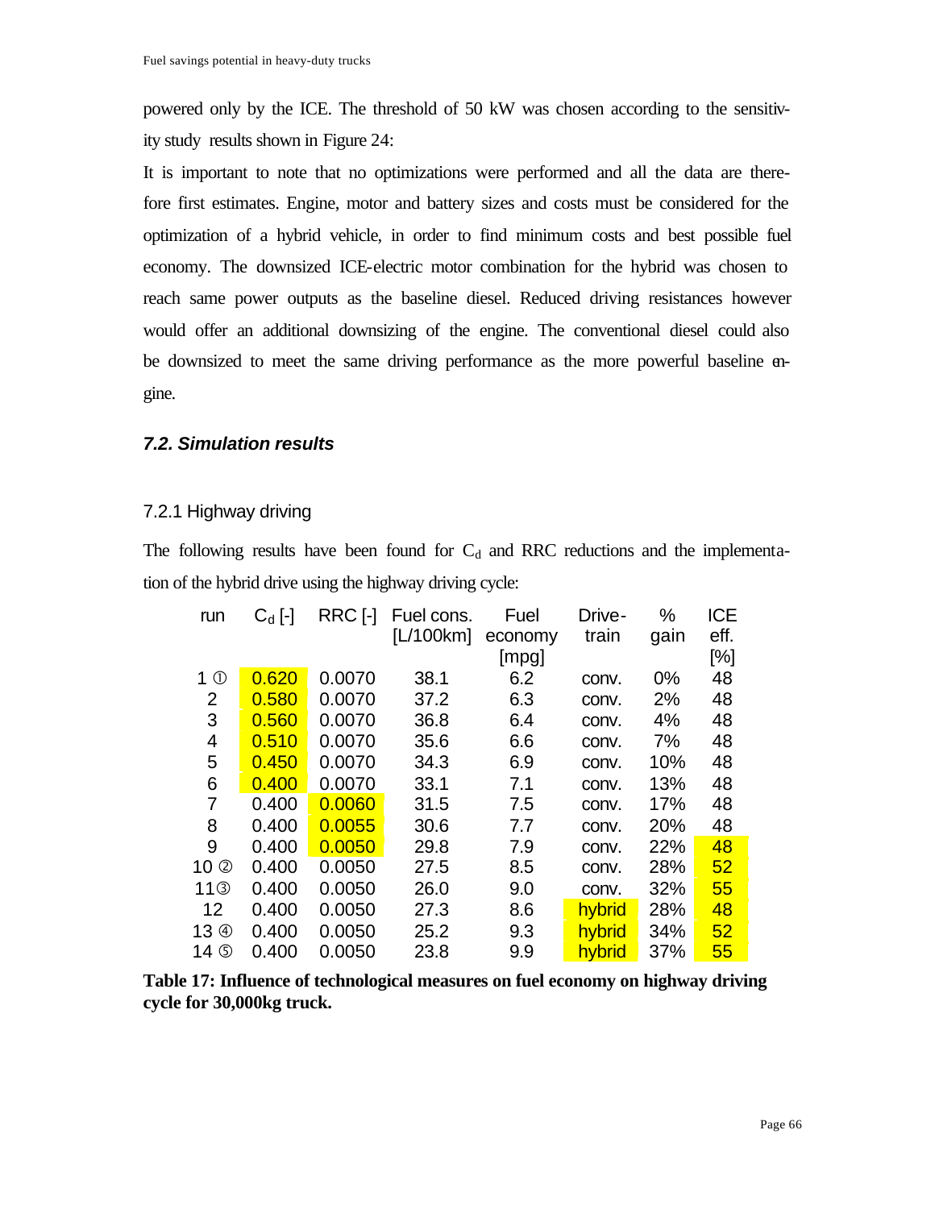powered only by the ICE. The threshold of 50 kW was chosen according to the sensitivity study results shown in Figure 24:

It is important to note that no optimizations were performed and all the data are therefore first estimates. Engine, motor and battery sizes and costs must be considered for the optimization of a hybrid vehicle, in order to find minimum costs and best possible fuel economy. The downsized ICE-electric motor combination for the hybrid was chosen to reach same power outputs as the baseline diesel. Reduced driving resistances however would offer an additional downsizing of the engine. The conventional diesel could also be downsized to meet the same driving performance as the more powerful baseline engine.

### *7.2. Simulation results*

#### 7.2.1 Highway driving

The following results have been found for $C_d$ and RRC reductions and the implementation of the hybrid drive using the highway driving cycle:

| run | $C_d$ [-] | RRC [-] | Fuel cons. [L/100km] | Fuel economy [mpg] | Drive-train | % gain | ICE eff. [%] |
|---|---|---|---|---|---|---|---|
| 1 ① | 0.620 | 0.0070 | 38.1 | 6.2 | conv. | 0% | 48 |
| 2 | 0.580 | 0.0070 | 37.2 | 6.3 | conv. | 2% | 48 |
| 3 | 0.560 | 0.0070 | 36.8 | 6.4 | conv. | 4% | 48 |
| 4 | 0.510 | 0.0070 | 35.6 | 6.6 | conv. | 7% | 48 |
| 5 | 0.450 | 0.0070 | 34.3 | 6.9 | conv. | 10% | 48 |
| 6 | 0.400 | 0.0070 | 33.1 | 7.1 | conv. | 13% | 48 |
| 7 | 0.400 | 0.0060 | 31.5 | 7.5 | conv. | 17% | 48 |
| 8 | 0.400 | 0.0055 | 30.6 | 7.7 | conv. | 20% | 48 |
| 9 | 0.400 | 0.0050 | 29.8 | 7.9 | conv. | 22% | 48 |
| 10 ② | 0.400 | 0.0050 | 27.5 | 8.5 | conv. | 28% | 52 |
| 11③ | 0.400 | 0.0050 | 26.0 | 9.0 | conv. | 32% | 55 |
| 12 | 0.400 | 0.0050 | 27.3 | 8.6 | hybrid | 28% | 48 |
| 13 ④ | 0.400 | 0.0050 | 25.2 | 9.3 | hybrid | 34% | 52 |
| 14 ⑤ | 0.400 | 0.0050 | 23.8 | 9.9 | hybrid | 37% | 55 |

**Table 17: Influence of technological measures on fuel economy on highway driving cycle for 30,000kg truck.**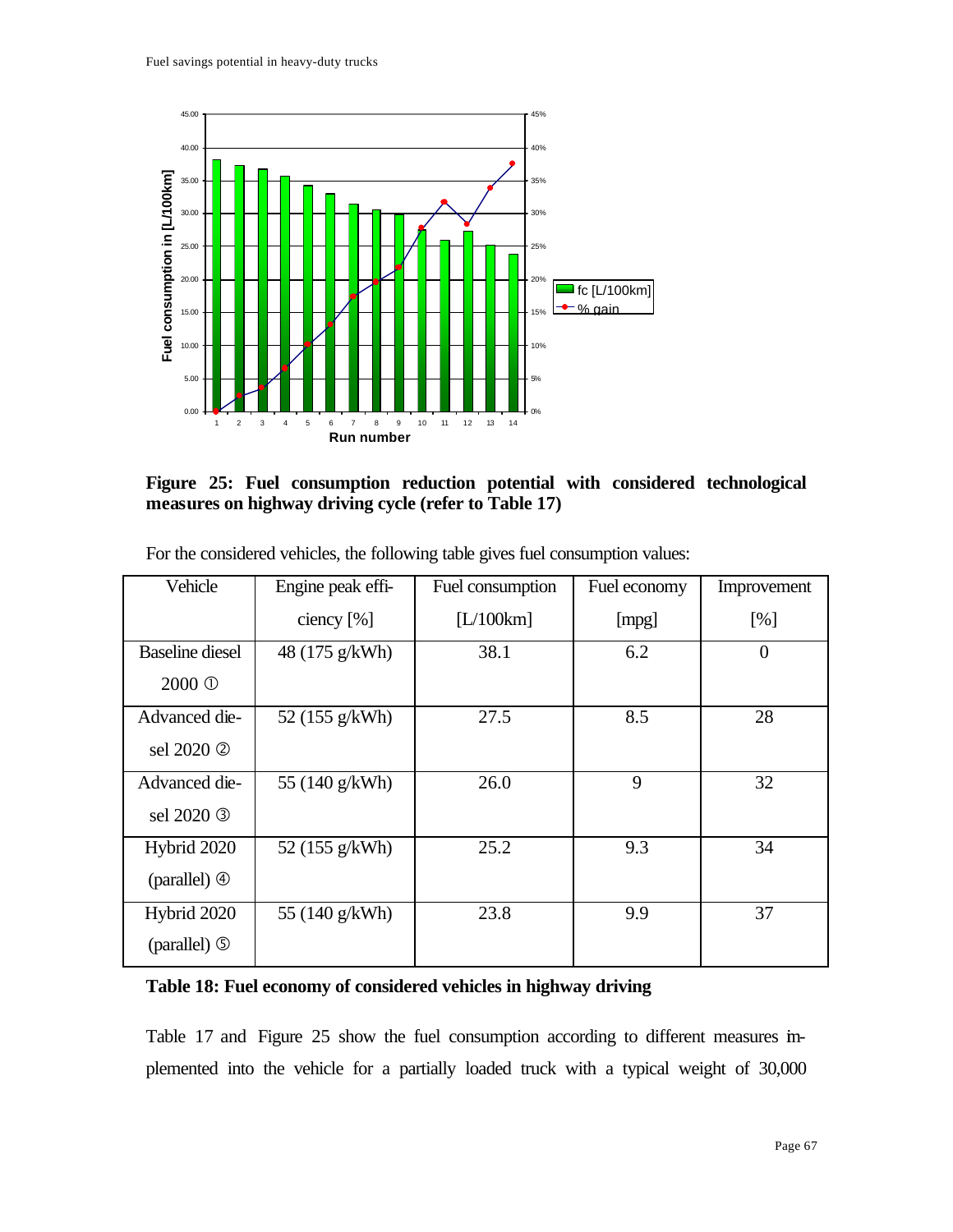**Figure 25: Fuel consumption reduction potential with considered technological measures on highway driving cycle (refer to Table 17)**

For the considered vehicles, the following table gives fuel consumption values:

| Vehicle | Engine peak efficiency [%] | Fuel consumption [L/100km] | Fuel economy [mpg] | Improvement [%] |
|---|---|---|---|---|
| Baseline diesel 2000 ① | 48 (175 g/kWh) | 38.1 | 6.2 | 0 |
| Advanced diesel 2020 ② | 52 (155 g/kWh) | 27.5 | 8.5 | 28 |
| Advanced diesel 2020 ③ | 55 (140 g/kWh) | 26.0 | 9 | 32 |
| Hybrid 2020 (parallel) ④ | 52 (155 g/kWh) | 25.2 | 9.3 | 34 |
| Hybrid 2020 (parallel) ⑤ | 55 (140 g/kWh) | 23.8 | 9.9 | 37 |

**Table 18: Fuel economy of considered vehicles in highway driving**

Table 17 and Figure 25 show the fuel consumption according to different measures implemented into the vehicle for a partially loaded truck with a typical weight of 30,000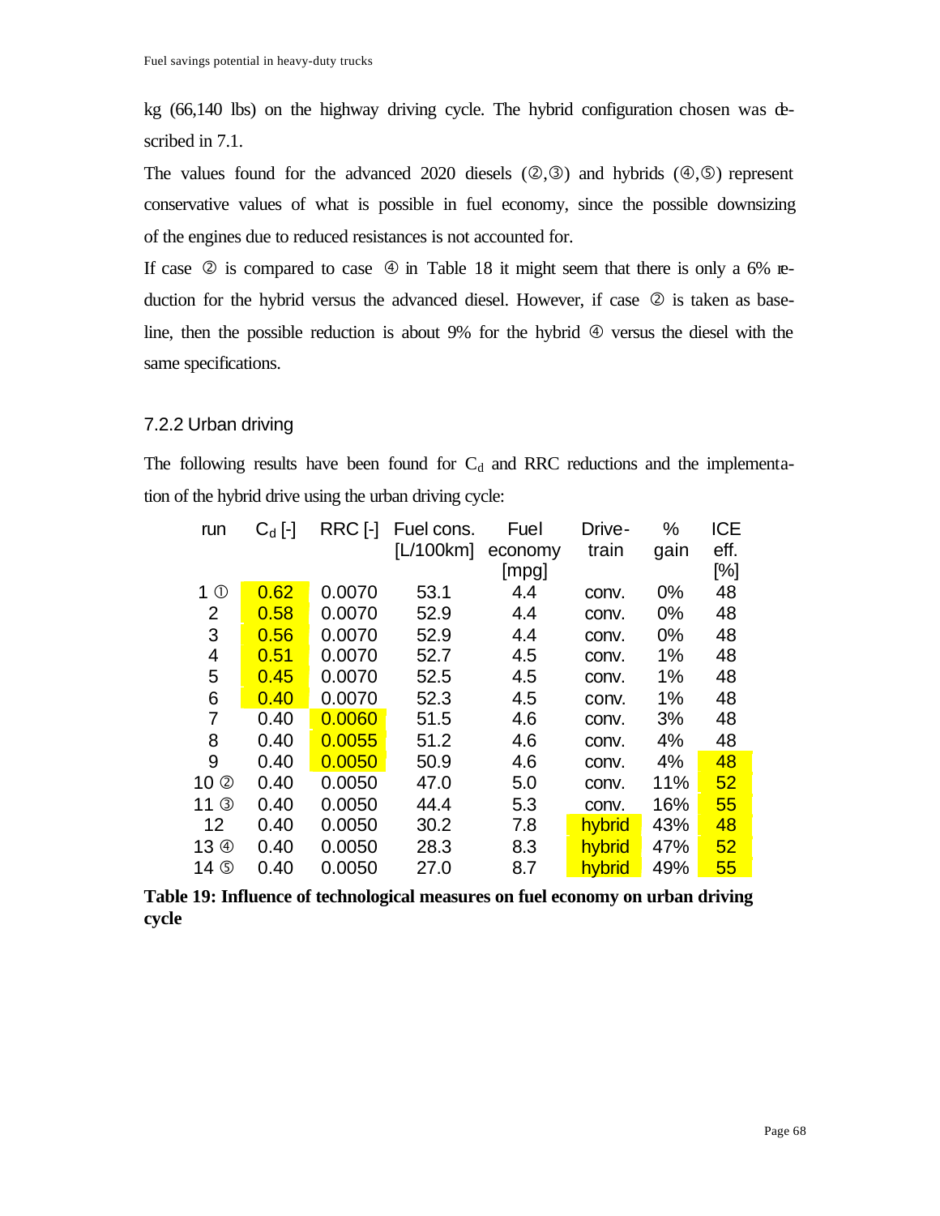kg (66,140 lbs) on the highway driving cycle. The hybrid configuration chosen was described in 7.1.

The values found for the advanced 2020 diesels (②,③) and hybrids (④,⑤) represent conservative values of what is possible in fuel economy, since the possible downsizing of the engines due to reduced resistances is not accounted for.

If case ② is compared to case ④ in Table 18 it might seem that there is only a 6% reduction for the hybrid versus the advanced diesel. However, if case ② is taken as baseline, then the possible reduction is about 9% for the hybrid ④ versus the diesel with the same specifications.

### 7.2.2 Urban driving

The following results have been found for $C_d$ and RRC reductions and the implementation of the hybrid drive using the urban driving cycle:

| run | $C_d$ [-] | RRC [-] | Fuel cons. [L/100km] | Fuel economy [mpg] | Drive-train | % gain | ICE eff. [%] |
|---|---|---|---|---|---|---|---|
| 1 ① | 0.62 | 0.0070 | 53.1 | 4.4 | conv. | 0% | 48 |
| 2 | 0.58 | 0.0070 | 52.9 | 4.4 | conv. | 0% | 48 |
| 3 | 0.56 | 0.0070 | 52.9 | 4.4 | conv. | 0% | 48 |
| 4 | 0.51 | 0.0070 | 52.7 | 4.5 | conv. | 1% | 48 |
| 5 | 0.45 | 0.0070 | 52.5 | 4.5 | conv. | 1% | 48 |
| 6 | 0.40 | 0.0070 | 52.3 | 4.5 | conv. | 1% | 48 |
| 7 | 0.40 | 0.0060 | 51.5 | 4.6 | conv. | 3% | 48 |
| 8 | 0.40 | 0.0055 | 51.2 | 4.6 | conv. | 4% | 48 |
| 9 | 0.40 | 0.0050 | 50.9 | 4.6 | conv. | 4% | 48 |
| 10 ② | 0.40 | 0.0050 | 47.0 | 5.0 | conv. | 11% | 52 |
| 11 ③ | 0.40 | 0.0050 | 44.4 | 5.3 | conv. | 16% | 55 |
| 12 | 0.40 | 0.0050 | 30.2 | 7.8 | hybrid | 43% | 48 |
| 13 ④ | 0.40 | 0.0050 | 28.3 | 8.3 | hybrid | 47% | 52 |
| 14 ⑤ | 0.40 | 0.0050 | 27.0 | 8.7 | hybrid | 49% | 55 |

**Table 19: Influence of technological measures on fuel economy on urban driving cycle**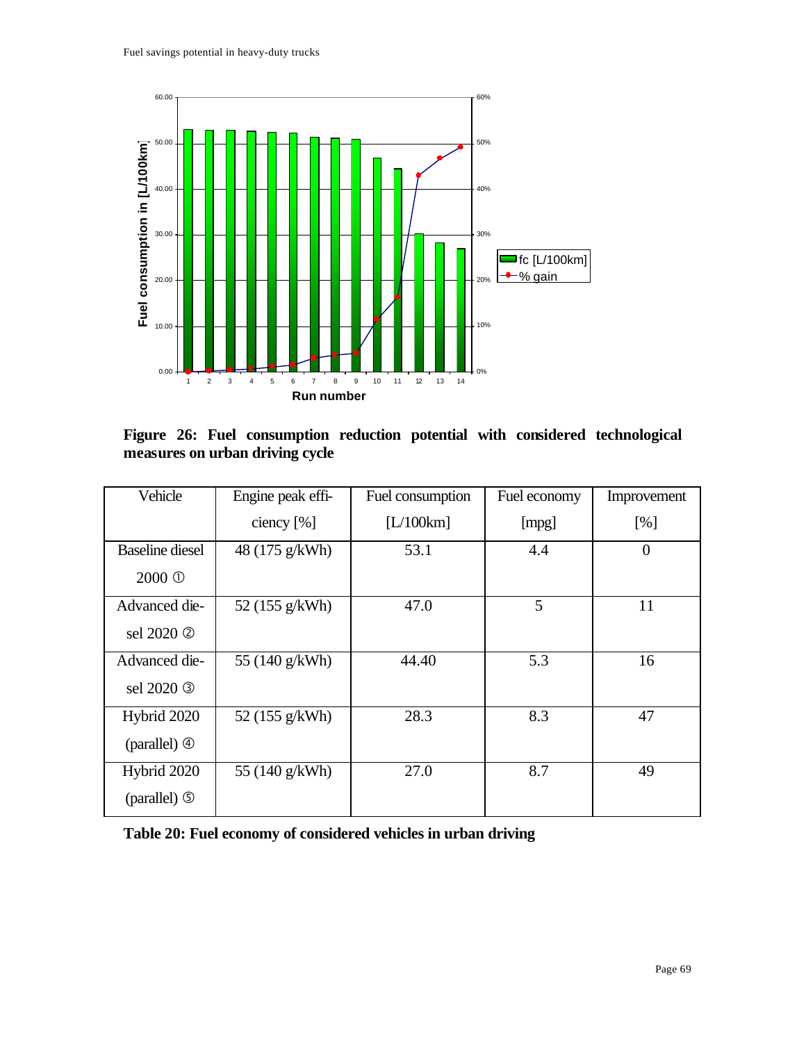**Figure 26: Fuel consumption reduction potential with considered technological measures on urban driving cycle**

| Vehicle | Engine peak efficiency [%] | Fuel consumption [L/100km] | Fuel economy [mpg] | Improvement [%] |
|---|---|---|---|---|
| Baseline diesel 2000 ① | 48 (175 g/kWh) | 53.1 | 4.4 | 0 |
| Advanced diesel 2020 ② | 52 (155 g/kWh) | 47.0 | 5 | 11 |
| Advanced diesel 2020 ③ | 55 (140 g/kWh) | 44.40 | 5.3 | 16 |
| Hybrid 2020 (parallel) ④ | 52 (155 g/kWh) | 28.3 | 8.3 | 47 |
| Hybrid 2020 (parallel) ⑤ | 55 (140 g/kWh) | 27.0 | 8.7 | 49 |

**Table 20: Fuel economy of considered vehicles in urban driving**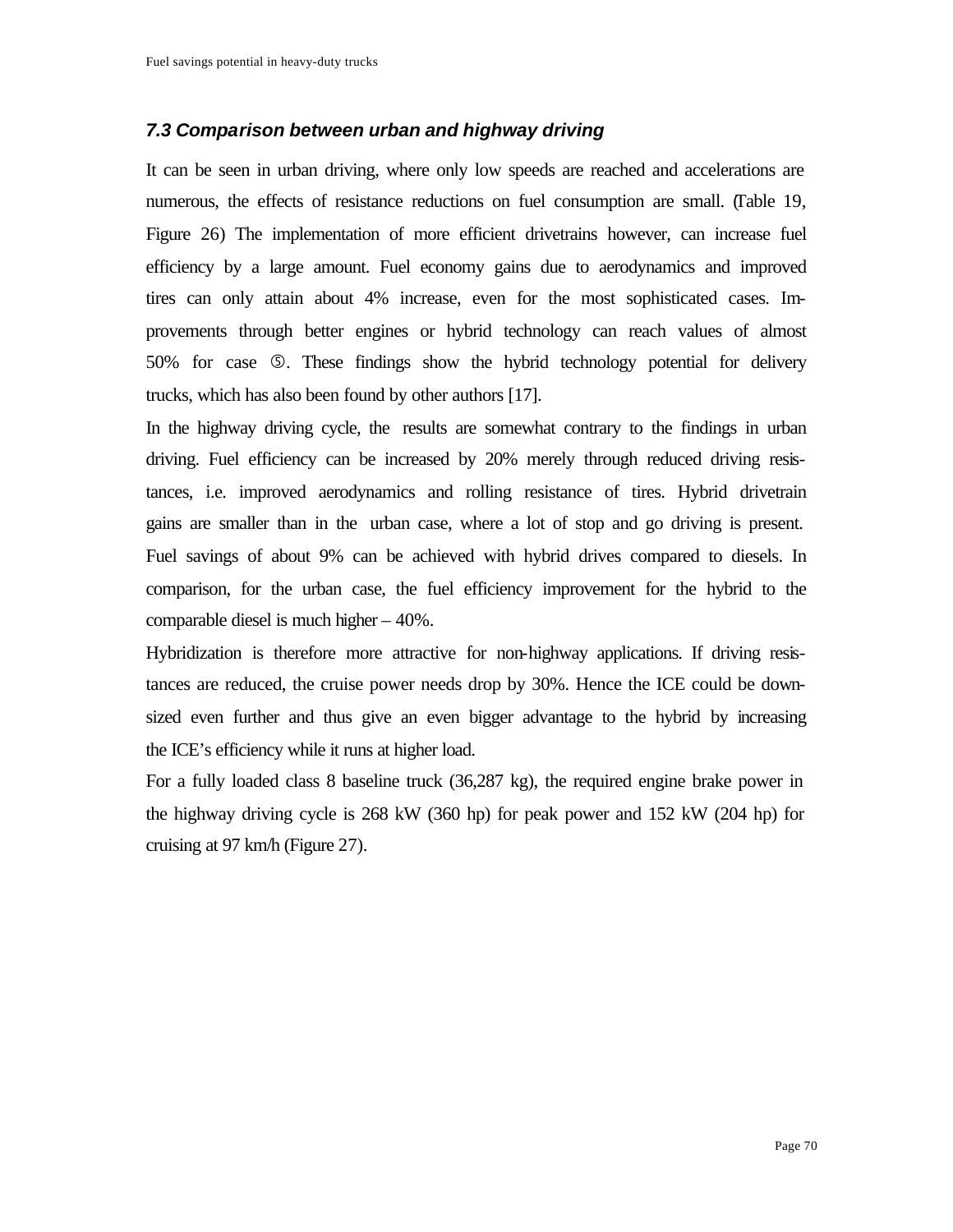### *7.3 Comparison between urban and highway driving*

It can be seen in urban driving, where only low speeds are reached and accelerations are numerous, the effects of resistance reductions on fuel consumption are small. (Table 19, Figure 26) The implementation of more efficient drivetrains however, can increase fuel efficiency by a large amount. Fuel economy gains due to aerodynamics and improved tires can only attain about 4% increase, even for the most sophisticated cases. Improvements through better engines or hybrid technology can reach values of almost 50% for case ⑤. These findings show the hybrid technology potential for delivery trucks, which has also been found by other authors [17].

In the highway driving cycle, the results are somewhat contrary to the findings in urban driving. Fuel efficiency can be increased by 20% merely through reduced driving resistances, i.e. improved aerodynamics and rolling resistance of tires. Hybrid drivetrain gains are smaller than in the urban case, where a lot of stop and go driving is present. Fuel savings of about 9% can be achieved with hybrid drives compared to diesels. In comparison, for the urban case, the fuel efficiency improvement for the hybrid to the comparable diesel is much higher – 40%.

Hybridization is therefore more attractive for non-highway applications. If driving resistances are reduced, the cruise power needs drop by 30%. Hence the ICE could be downsized even further and thus give an even bigger advantage to the hybrid by increasing the ICE's efficiency while it runs at higher load.

For a fully loaded class 8 baseline truck (36,287 kg), the required engine brake power in the highway driving cycle is 268 kW (360 hp) for peak power and 152 kW (204 hp) for cruising at 97 km/h (Figure 27).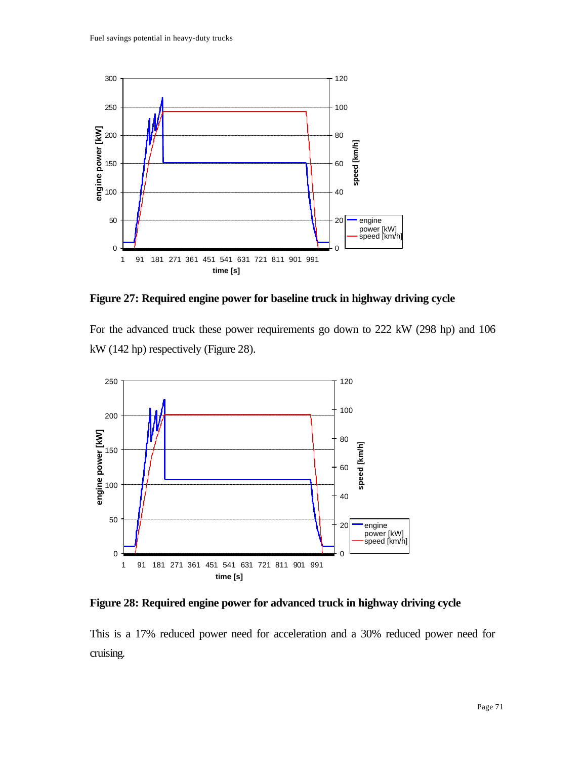**Figure 27: Required engine power for baseline truck in highway driving cycle**

For the advanced truck these power requirements go down to 222 kW (298 hp) and 106 kW (142 hp) respectively (Figure 28).

**Figure 28: Required engine power for advanced truck in highway driving cycle**

This is a 17% reduced power need for acceleration and a 30% reduced power need for cruising.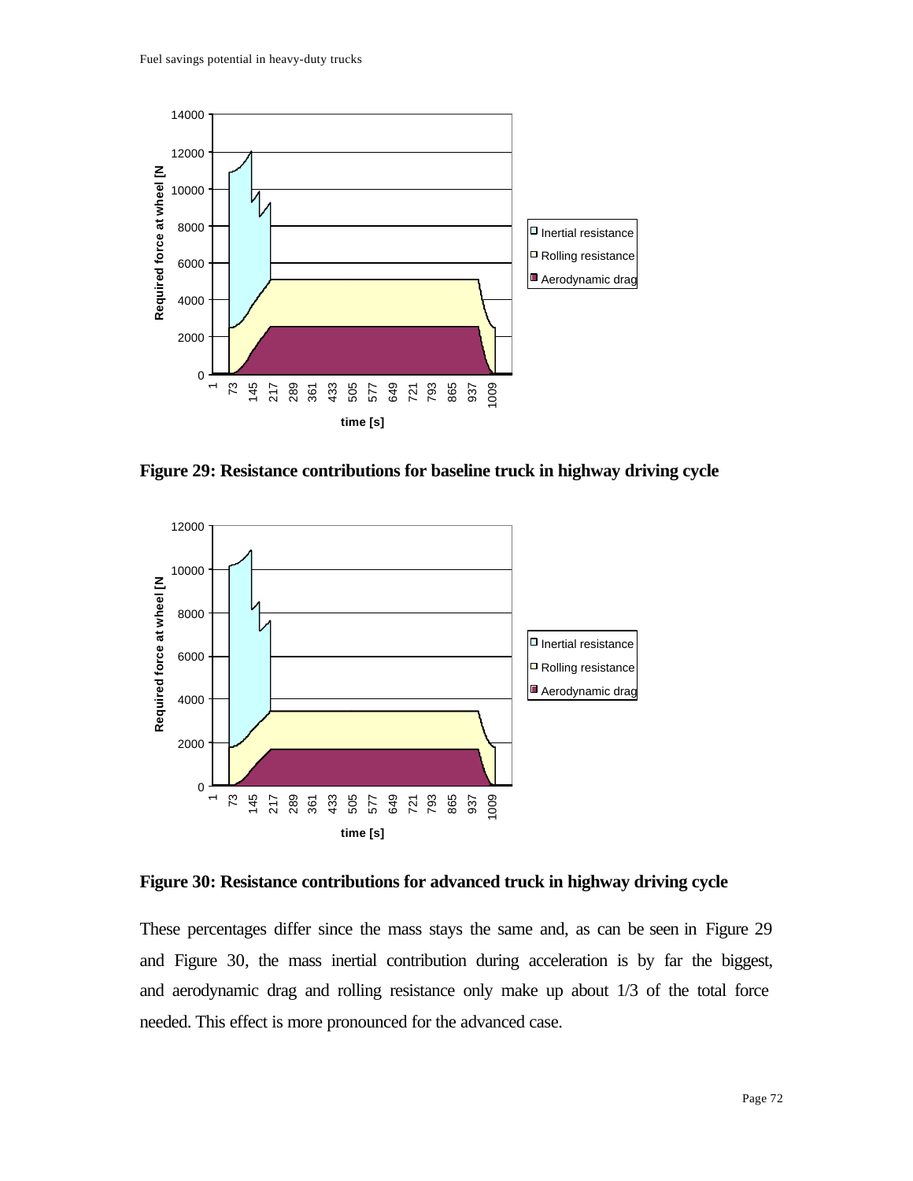**Figure 29: Resistance contributions for baseline truck in highway driving cycle**

**Figure 30: Resistance contributions for advanced truck in highway driving cycle**

These percentages differ since the mass stays the same and, as can be seen in Figure 29 and Figure 30, the mass inertial contribution during acceleration is by far the biggest, and aerodynamic drag and rolling resistance only make up about 1/3 of the total force needed. This effect is more pronounced for the advanced case.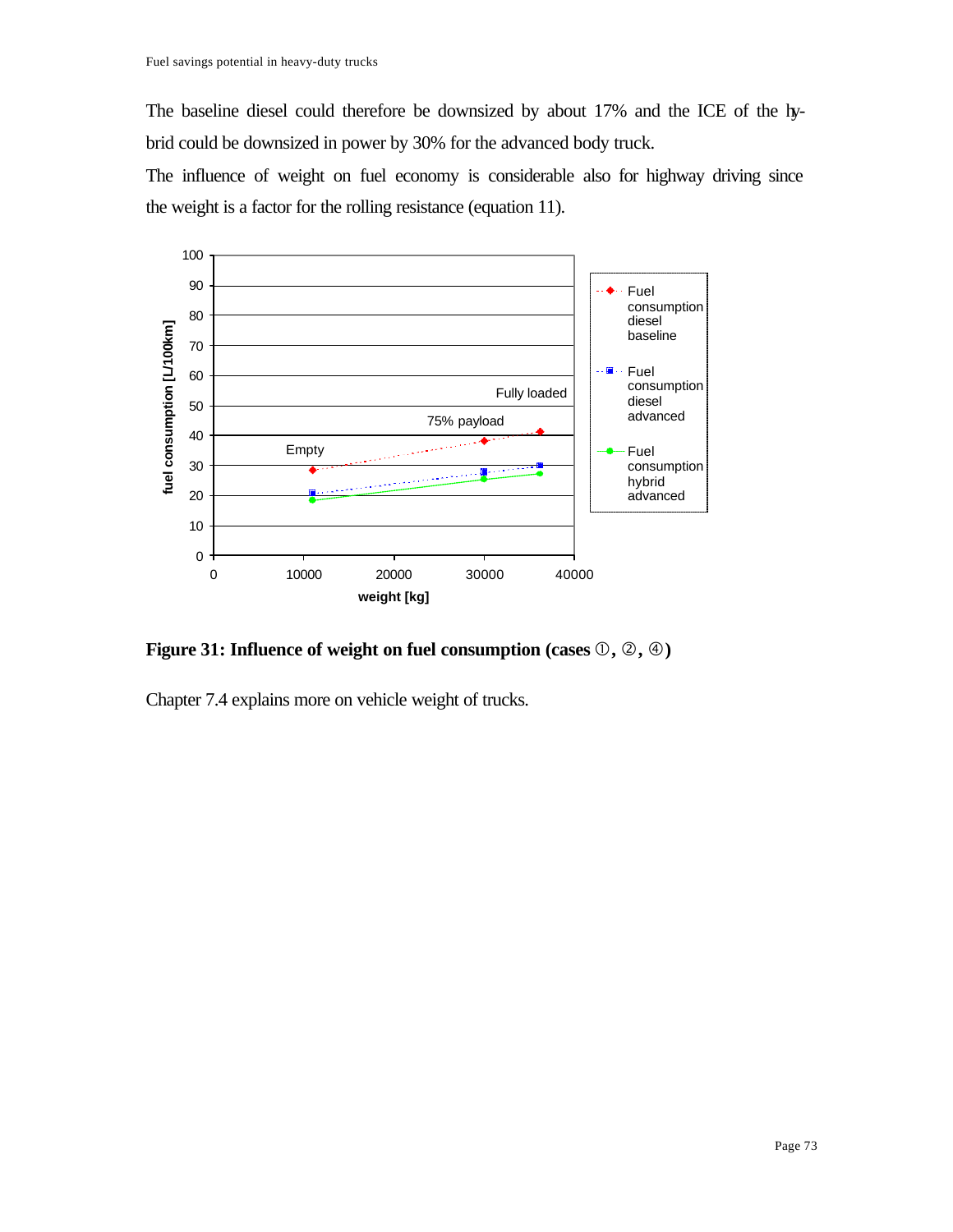The baseline diesel could therefore be downsized by about 17% and the ICE of the hybrid could be downsized in power by 30% for the advanced body truck.

The influence of weight on fuel economy is considerable also for highway driving since the weight is a factor for the rolling resistance (equation 11).

**Figure 31: Influence of weight on fuel consumption (cases ①, ②, ④)**

Chapter 7.4 explains more on vehicle weight of trucks.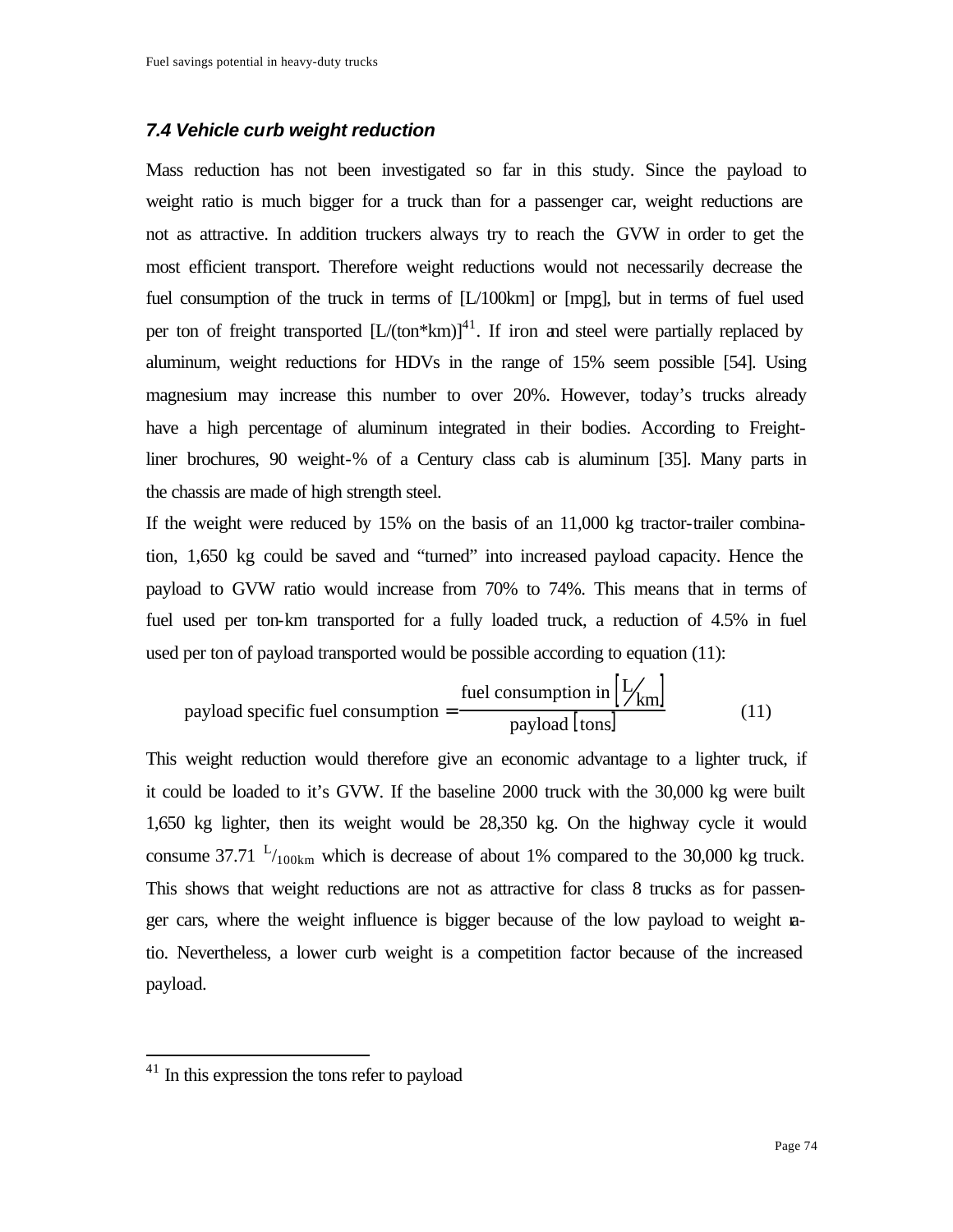### *7.4 Vehicle curb weight reduction*

Mass reduction has not been investigated so far in this study. Since the payload to weight ratio is much bigger for a truck than for a passenger car, weight reductions are not as attractive. In addition truckers always try to reach the GVW in order to get the most efficient transport. Therefore weight reductions would not necessarily decrease the fuel consumption of the truck in terms of [L/100km] or [mpg], but in terms of fuel used per ton of freight transported [L/(ton*km)][41]. If iron and steel were partially replaced by aluminum, weight reductions for HDVs in the range of 15% seem possible [54]. Using magnesium may increase this number to over 20%. However, today's trucks already have a high percentage of aluminum integrated in their bodies. According to Freightliner brochures, 90 weight-% of a Century class cab is aluminum [35]. Many parts in the chassis are made of high strength steel.

If the weight were reduced by 15% on the basis of an 11,000 kg tractor-trailer combination, 1,650 kg could be saved and "turned" into increased payload capacity. Hence the payload to GVW ratio would increase from 70% to 74%. This means that in terms of fuel used per ton-km transported for a fully loaded truck, a reduction of 4.5% in fuel used per ton of payload transported would be possible according to equation (11):

$$\text{payload specific fuel consumption} = \frac{\text{fuel consumption in}\left[{}^{L}\!/\!_{km}\right]}{\text{payload}\left[\text{tons}\right]} \qquad (11)$$

This weight reduction would therefore give an economic advantage to a lighter truck, if it could be loaded to it's GVW. If the baseline 2000 truck with the 30,000 kg were built 1,650 kg lighter, then its weight would be 28,350 kg. On the highway cycle it would consume 37.71 $^{L}/_{100km}$ which is decrease of about 1% compared to the 30,000 kg truck. This shows that weight reductions are not as attractive for class 8 trucks as for passenger cars, where the weight influence is bigger because of the low payload to weight ratio. Nevertheless, a lower curb weight is a competition factor because of the increased payload.

---

[41] In this expression the tons refer to payload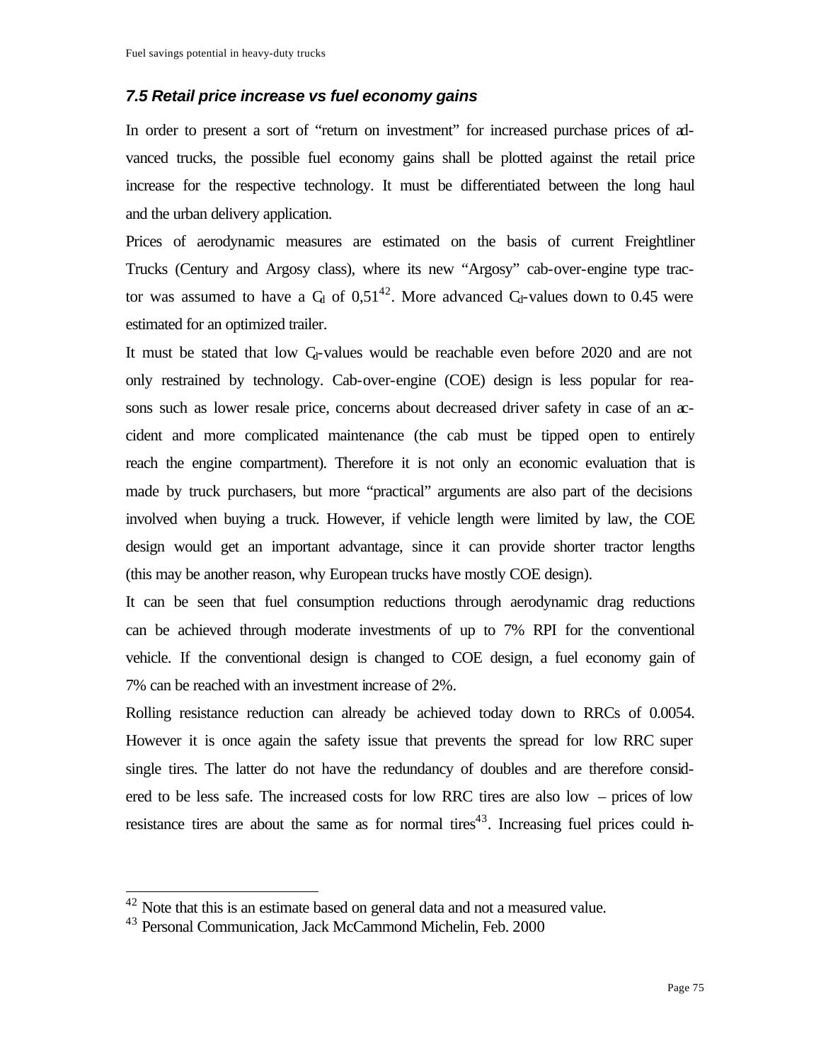### *7.5 Retail price increase vs fuel economy gains*

In order to present a sort of "return on investment" for increased purchase prices of advanced trucks, the possible fuel economy gains shall be plotted against the retail price increase for the respective technology. It must be differentiated between the long haul and the urban delivery application.

Prices of aerodynamic measures are estimated on the basis of current Freightliner Trucks (Century and Argosy class), where its new "Argosy" cab-over-engine type tractor was assumed to have a $C_d$ of 0,51[42]. More advanced $C_d$-values down to 0.45 were estimated for an optimized trailer.

It must be stated that low $C_d$-values would be reachable even before 2020 and are not only restrained by technology. Cab-over-engine (COE) design is less popular for reasons such as lower resale price, concerns about decreased driver safety in case of an accident and more complicated maintenance (the cab must be tipped open to entirely reach the engine compartment). Therefore it is not only an economic evaluation that is made by truck purchasers, but more "practical" arguments are also part of the decisions involved when buying a truck. However, if vehicle length were limited by law, the COE design would get an important advantage, since it can provide shorter tractor lengths (this may be another reason, why European trucks have mostly COE design).

It can be seen that fuel consumption reductions through aerodynamic drag reductions can be achieved through moderate investments of up to 7% RPI for the conventional vehicle. If the conventional design is changed to COE design, a fuel economy gain of 7% can be reached with an investment increase of 2%.

Rolling resistance reduction can already be achieved today down to RRCs of 0.0054. However it is once again the safety issue that prevents the spread for low RRC super single tires. The latter do not have the redundancy of doubles and are therefore considered to be less safe. The increased costs for low RRC tires are also low – prices of low resistance tires are about the same as for normal tires[43]. Increasing fuel prices could in-

---

[42] Note that this is an estimate based on general data and not a measured value.

[43] Personal Communication, Jack McCammond Michelin, Feb. 2000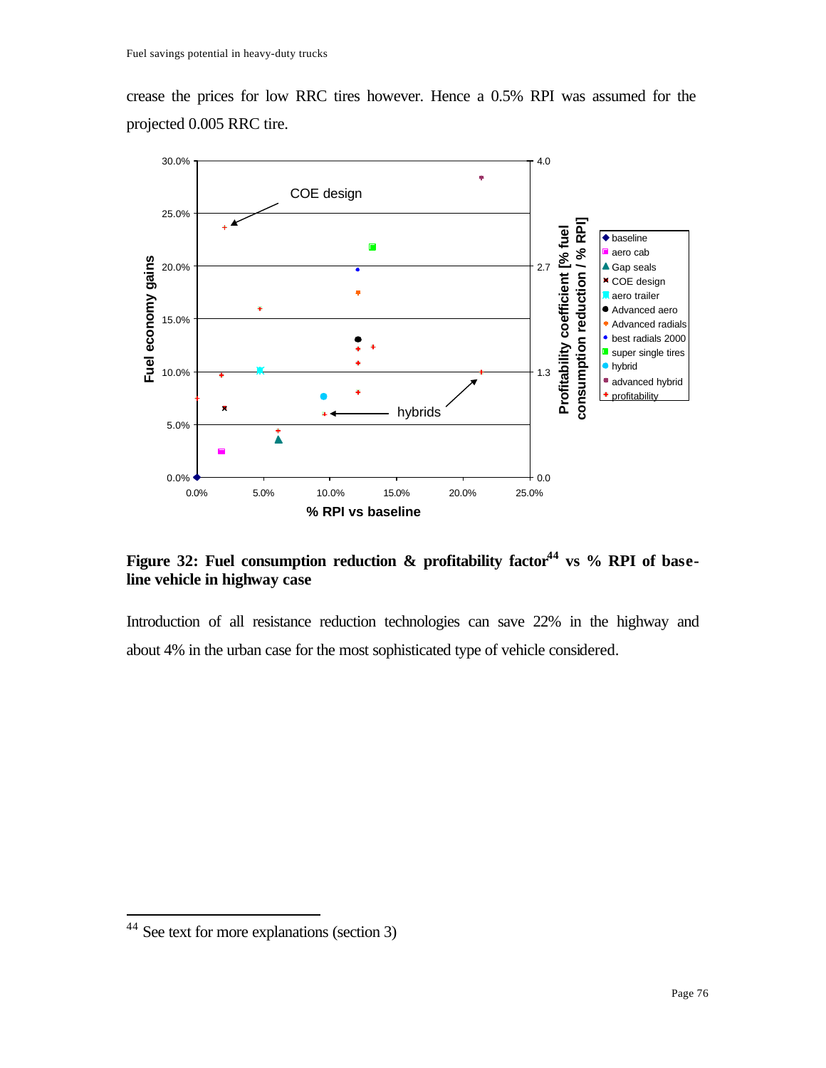crease the prices for low RRC tires however. Hence a 0.5% RPI was assumed for the projected 0.005 RRC tire.

**Figure 32: Fuel consumption reduction & profitability factor[44] vs % RPI of baseline vehicle in highway case**

Introduction of all resistance reduction technologies can save 22% in the highway and about 4% in the urban case for the most sophisticated type of vehicle considered.

---

[44] See text for more explanations (section 3)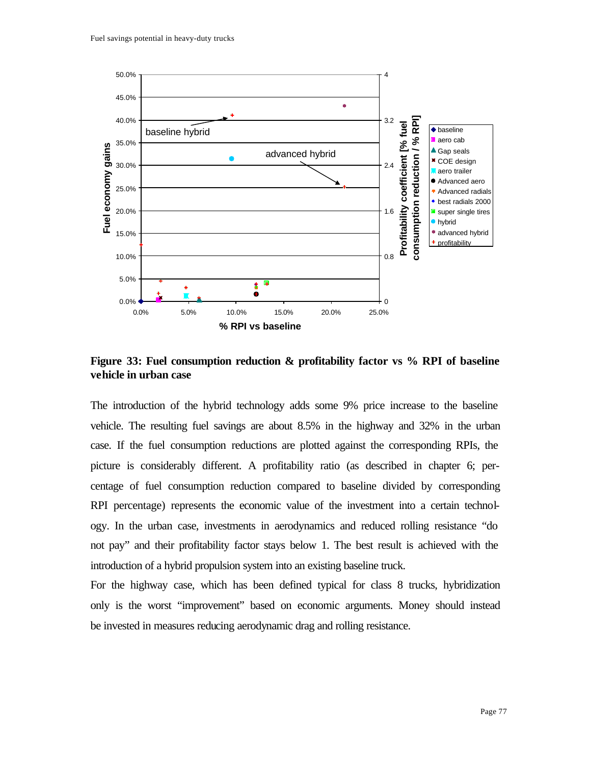**Figure 33: Fuel consumption reduction & profitability factor vs % RPI of baseline vehicle in urban case**

The introduction of the hybrid technology adds some 9% price increase to the baseline vehicle. The resulting fuel savings are about 8.5% in the highway and 32% in the urban case. If the fuel consumption reductions are plotted against the corresponding RPIs, the picture is considerably different. A profitability ratio (as described in chapter 6; percentage of fuel consumption reduction compared to baseline divided by corresponding RPI percentage) represents the economic value of the investment into a certain technology. In the urban case, investments in aerodynamics and reduced rolling resistance "do not pay" and their profitability factor stays below 1. The best result is achieved with the introduction of a hybrid propulsion system into an existing baseline truck.

For the highway case, which has been defined typical for class 8 trucks, hybridization only is the worst "improvement" based on economic arguments. Money should instead be invested in measures reducing aerodynamic drag and rolling resistance.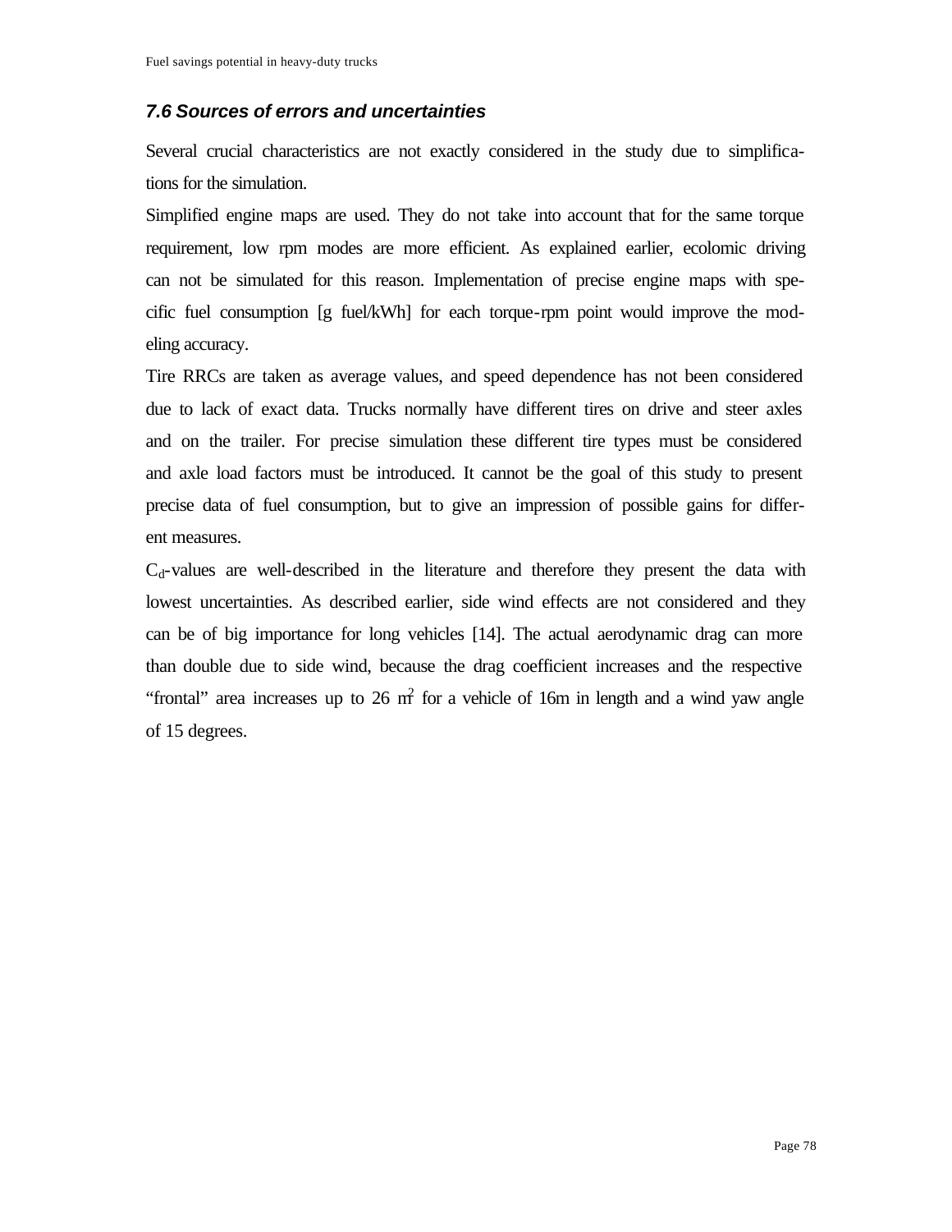### *7.6 Sources of errors and uncertainties*

Several crucial characteristics are not exactly considered in the study due to simplifications for the simulation.

Simplified engine maps are used. They do not take into account that for the same torque requirement, low rpm modes are more efficient. As explained earlier, ecolomic driving can not be simulated for this reason. Implementation of precise engine maps with specific fuel consumption [g fuel/kWh] for each torque-rpm point would improve the modeling accuracy.

Tire RRCs are taken as average values, and speed dependence has not been considered due to lack of exact data. Trucks normally have different tires on drive and steer axles and on the trailer. For precise simulation these different tire types must be considered and axle load factors must be introduced. It cannot be the goal of this study to present precise data of fuel consumption, but to give an impression of possible gains for different measures.

$C_d$-values are well-described in the literature and therefore they present the data with lowest uncertainties. As described earlier, side wind effects are not considered and they can be of big importance for long vehicles [14]. The actual aerodynamic drag can more than double due to side wind, because the drag coefficient increases and the respective "frontal" area increases up to 26 $m^2$ for a vehicle of 16m in length and a wind yaw angle of 15 degrees.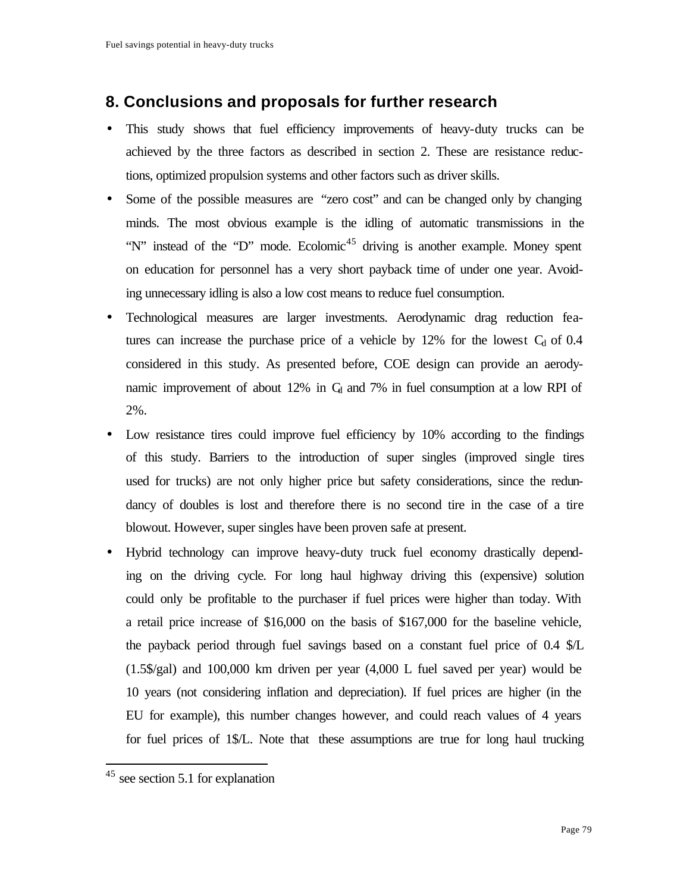## 8. Conclusions and proposals for further research

- This study shows that fuel efficiency improvements of heavy-duty trucks can be achieved by the three factors as described in section 2. These are resistance reductions, optimized propulsion systems and other factors such as driver skills.
- Some of the possible measures are "zero cost" and can be changed only by changing minds. The most obvious example is the idling of automatic transmissions in the "N" instead of the "D" mode. Ecolomic[45] driving is another example. Money spent on education for personnel has a very short payback time of under one year. Avoiding unnecessary idling is also a low cost means to reduce fuel consumption.
- Technological measures are larger investments. Aerodynamic drag reduction features can increase the purchase price of a vehicle by 12% for the lowest $C_d$ of 0.4 considered in this study. As presented before, COE design can provide an aerodynamic improvement of about 12% in $C_d$ and 7% in fuel consumption at a low RPI of 2%.
- Low resistance tires could improve fuel efficiency by 10% according to the findings of this study. Barriers to the introduction of super singles (improved single tires used for trucks) are not only higher price but safety considerations, since the redundancy of doubles is lost and therefore there is no second tire in the case of a tire blowout. However, super singles have been proven safe at present.
- Hybrid technology can improve heavy-duty truck fuel economy drastically depending on the driving cycle. For long haul highway driving this (expensive) solution could only be profitable to the purchaser if fuel prices were higher than today. With a retail price increase of $16,000 on the basis of $167,000 for the baseline vehicle, the payback period through fuel savings based on a constant fuel price of 0.4 $/L (1.5$/gal) and 100,000 km driven per year (4,000 L fuel saved per year) would be 10 years (not considering inflation and depreciation). If fuel prices are higher (in the EU for example), this number changes however, and could reach values of 4 years for fuel prices of 1$/L. Note that these assumptions are true for long haul trucking

[45] see section 5.1 for explanation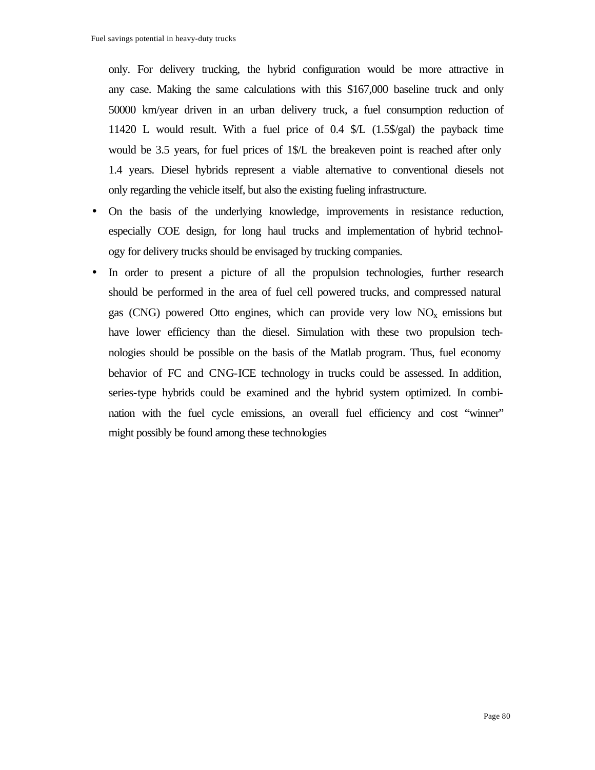only. For delivery trucking, the hybrid configuration would be more attractive in any case. Making the same calculations with this $167,000 baseline truck and only 50000 km/year driven in an urban delivery truck, a fuel consumption reduction of 11420 L would result. With a fuel price of 0.4 $/L (1.5$/gal) the payback time would be 3.5 years, for fuel prices of 1$/L the breakeven point is reached after only 1.4 years. Diesel hybrids represent a viable alternative to conventional diesels not only regarding the vehicle itself, but also the existing fueling infrastructure.

- On the basis of the underlying knowledge, improvements in resistance reduction, especially COE design, for long haul trucks and implementation of hybrid technology for delivery trucks should be envisaged by trucking companies.
- In order to present a picture of all the propulsion technologies, further research should be performed in the area of fuel cell powered trucks, and compressed natural gas (CNG) powered Otto engines, which can provide very low $NO_x$ emissions but have lower efficiency than the diesel. Simulation with these two propulsion technologies should be possible on the basis of the Matlab program. Thus, fuel economy behavior of FC and CNG-ICE technology in trucks could be assessed. In addition, series-type hybrids could be examined and the hybrid system optimized. In combination with the fuel cycle emissions, an overall fuel efficiency and cost "winner" might possibly be found among these technologies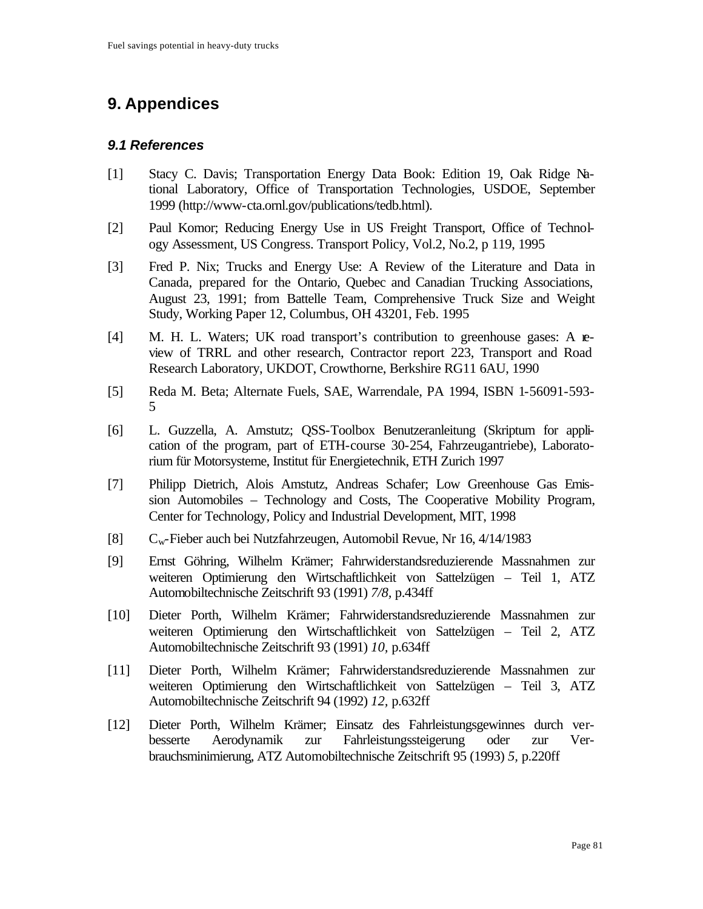# 9. Appendices

## 9.1 References

[1] Stacy C. Davis; Transportation Energy Data Book: Edition 19, Oak Ridge National Laboratory, Office of Transportation Technologies, USDOE, September 1999 (http://www-cta.ornl.gov/publications/tedb.html).

[2] Paul Komor; Reducing Energy Use in US Freight Transport, Office of Technology Assessment, US Congress. Transport Policy, Vol.2, No.2, p 119, 1995

[3] Fred P. Nix; Trucks and Energy Use: A Review of the Literature and Data in Canada, prepared for the Ontario, Quebec and Canadian Trucking Associations, August 23, 1991; from Battelle Team, Comprehensive Truck Size and Weight Study, Working Paper 12, Columbus, OH 43201, Feb. 1995

[4] M. H. L. Waters; UK road transport's contribution to greenhouse gases: A review of TRRL and other research, Contractor report 223, Transport and Road Research Laboratory, UKDOT, Crowthorne, Berkshire RG11 6AU, 1990

[5] Reda M. Beta; Alternate Fuels, SAE, Warrendale, PA 1994, ISBN 1-56091-593-5

[6] L. Guzzella, A. Amstutz; QSS-Toolbox Benutzeranleitung (Skriptum for application of the program, part of ETH-course 30-254, Fahrzeugantriebe), Laboratorium für Motorsysteme, Institut für Energietechnik, ETH Zurich 1997

[7] Philipp Dietrich, Alois Amstutz, Andreas Schafer; Low Greenhouse Gas Emission Automobiles – Technology and Costs, The Cooperative Mobility Program, Center for Technology, Policy and Industrial Development, MIT, 1998

[8] $C_w$-Fieber auch bei Nutzfahrzeugen, Automobil Revue, Nr 16, 4/14/1983

[9] Ernst Göhring, Wilhelm Krämer; Fahrwiderstandsreduzierende Massnahmen zur weiteren Optimierung den Wirtschaftlichkeit von Sattelzügen – Teil 1, ATZ Automobiltechnische Zeitschrift 93 (1991) *7/8,* p.434ff

[10] Dieter Porth, Wilhelm Krämer; Fahrwiderstandsreduzierende Massnahmen zur weiteren Optimierung den Wirtschaftlichkeit von Sattelzügen – Teil 2, ATZ Automobiltechnische Zeitschrift 93 (1991) *10,* p.634ff

[11] Dieter Porth, Wilhelm Krämer; Fahrwiderstandsreduzierende Massnahmen zur weiteren Optimierung den Wirtschaftlichkeit von Sattelzügen – Teil 3, ATZ Automobiltechnische Zeitschrift 94 (1992) *12,* p.632ff

[12] Dieter Porth, Wilhelm Krämer; Einsatz des Fahrleistungsgewinnes durch verbesserte Aerodynamik zur Fahrleistungssteigerung oder zur Verbrauchsminimierung, ATZ Automobiltechnische Zeitschrift 95 (1993) *5,* p.220ff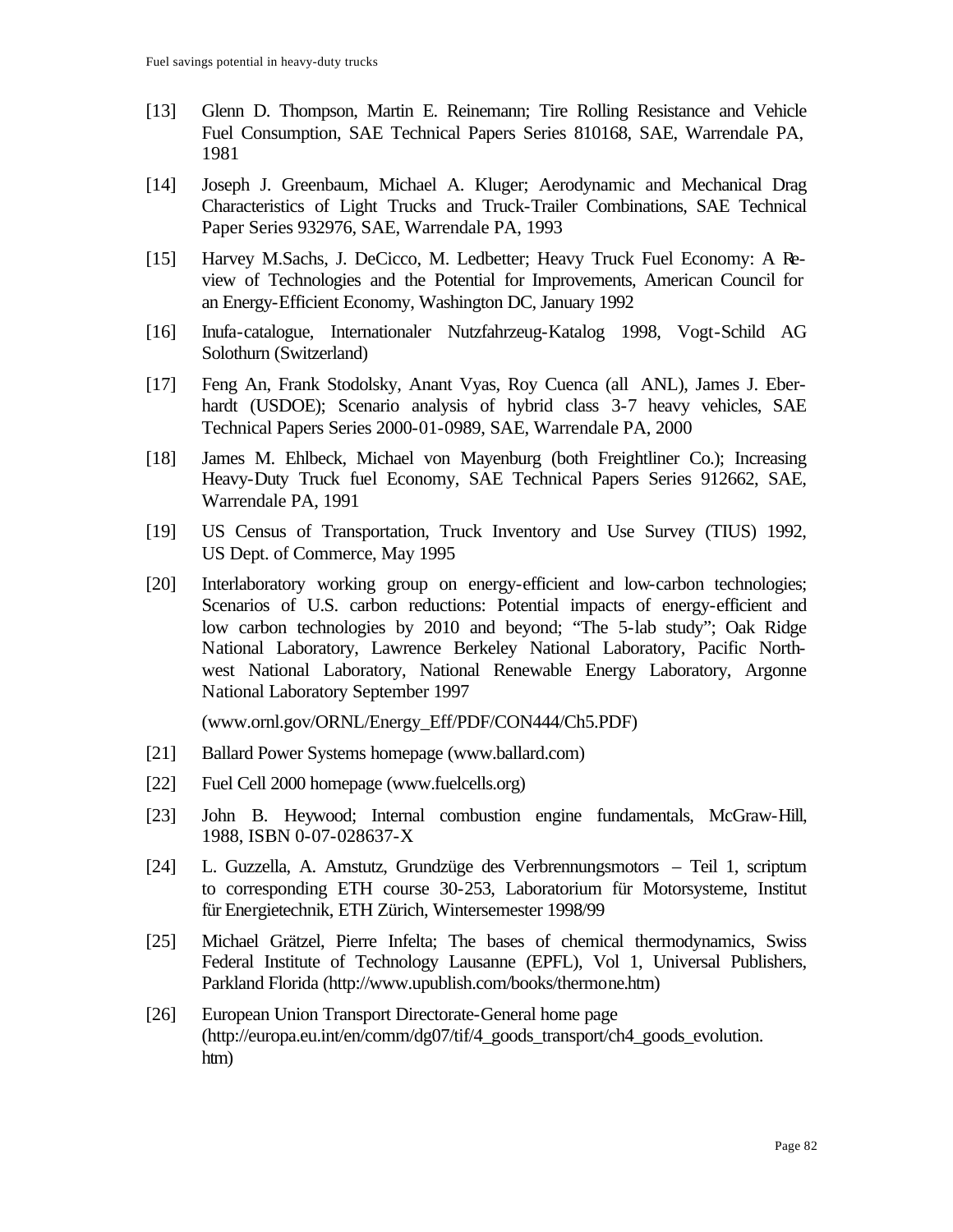[13] Glenn D. Thompson, Martin E. Reinemann; Tire Rolling Resistance and Vehicle Fuel Consumption, SAE Technical Papers Series 810168, SAE, Warrendale PA, 1981

[14] Joseph J. Greenbaum, Michael A. Kluger; Aerodynamic and Mechanical Drag Characteristics of Light Trucks and Truck-Trailer Combinations, SAE Technical Paper Series 932976, SAE, Warrendale PA, 1993

[15] Harvey M.Sachs, J. DeCicco, M. Ledbetter; Heavy Truck Fuel Economy: A Review of Technologies and the Potential for Improvements, American Council for an Energy-Efficient Economy, Washington DC, January 1992

[16] Inufa-catalogue, Internationaler Nutzfahrzeug-Katalog 1998, Vogt-Schild AG Solothurn (Switzerland)

[17] Feng An, Frank Stodolsky, Anant Vyas, Roy Cuenca (all ANL), James J. Eberhardt (USDOE); Scenario analysis of hybrid class 3-7 heavy vehicles, SAE Technical Papers Series 2000-01-0989, SAE, Warrendale PA, 2000

[18] James M. Ehlbeck, Michael von Mayenburg (both Freightliner Co.); Increasing Heavy-Duty Truck fuel Economy, SAE Technical Papers Series 912662, SAE, Warrendale PA, 1991

[19] US Census of Transportation, Truck Inventory and Use Survey (TIUS) 1992, US Dept. of Commerce, May 1995

[20] Interlaboratory working group on energy-efficient and low-carbon technologies; Scenarios of U.S. carbon reductions: Potential impacts of energy-efficient and low carbon technologies by 2010 and beyond; "The 5-lab study"; Oak Ridge National Laboratory, Lawrence Berkeley National Laboratory, Pacific Northwest National Laboratory, National Renewable Energy Laboratory, Argonne National Laboratory September 1997

(www.ornl.gov/ORNL/Energy_Eff/PDF/CON444/Ch5.PDF)

[21] Ballard Power Systems homepage (www.ballard.com)

[22] Fuel Cell 2000 homepage (www.fuelcells.org)

[23] John B. Heywood; Internal combustion engine fundamentals, McGraw-Hill, 1988, ISBN 0-07-028637-X

[24] L. Guzzella, A. Amstutz, Grundzüge des Verbrennungsmotors – Teil 1, scriptum to corresponding ETH course 30-253, Laboratorium für Motorsysteme, Institut für Energietechnik, ETH Zürich, Wintersemester 1998/99

[25] Michael Grätzel, Pierre Infelta; The bases of chemical thermodynamics, Swiss Federal Institute of Technology Lausanne (EPFL), Vol 1, Universal Publishers, Parkland Florida (http://www.upublish.com/books/thermone.htm)

[26] European Union Transport Directorate-General home page (http://europa.eu.int/en/comm/dg07/tif/4_goods_transport/ch4_goods_evolution.htm)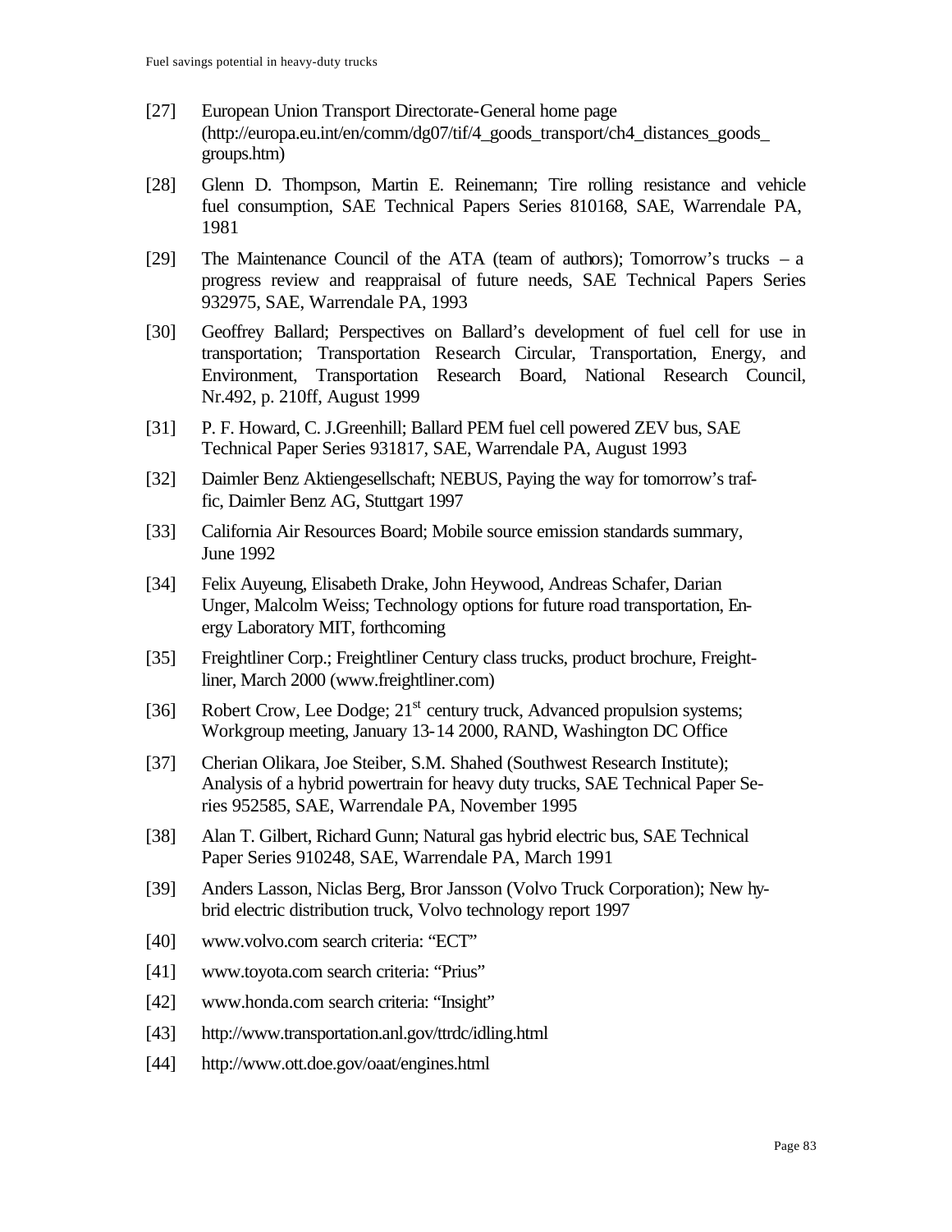[27] European Union Transport Directorate-General home page (http://europa.eu.int/en/comm/dg07/tif/4_goods_transport/ch4_distances_goods_groups.htm)

[28] Glenn D. Thompson, Martin E. Reinemann; Tire rolling resistance and vehicle fuel consumption, SAE Technical Papers Series 810168, SAE, Warrendale PA, 1981

[29] The Maintenance Council of the ATA (team of authors); Tomorrow's trucks – a progress review and reappraisal of future needs, SAE Technical Papers Series 932975, SAE, Warrendale PA, 1993

[30] Geoffrey Ballard; Perspectives on Ballard's development of fuel cell for use in transportation; Transportation Research Circular, Transportation, Energy, and Environment, Transportation Research Board, National Research Council, Nr.492, p. 210ff, August 1999

[31] P. F. Howard, C. J.Greenhill; Ballard PEM fuel cell powered ZEV bus, SAE Technical Paper Series 931817, SAE, Warrendale PA, August 1993

[32] Daimler Benz Aktiengesellschaft; NEBUS, Paying the way for tomorrow's traffic, Daimler Benz AG, Stuttgart 1997

[33] California Air Resources Board; Mobile source emission standards summary, June 1992

[34] Felix Auyeung, Elisabeth Drake, John Heywood, Andreas Schafer, Darian Unger, Malcolm Weiss; Technology options for future road transportation, Energy Laboratory MIT, forthcoming

[35] Freightliner Corp.; Freightliner Century class trucks, product brochure, Freightliner, March 2000 (www.freightliner.com)

[36] Robert Crow, Lee Dodge; 21st century truck, Advanced propulsion systems; Workgroup meeting, January 13-14 2000, RAND, Washington DC Office

[37] Cherian Olikara, Joe Steiber, S.M. Shahed (Southwest Research Institute); Analysis of a hybrid powertrain for heavy duty trucks, SAE Technical Paper Series 952585, SAE, Warrendale PA, November 1995

[38] Alan T. Gilbert, Richard Gunn; Natural gas hybrid electric bus, SAE Technical Paper Series 910248, SAE, Warrendale PA, March 1991

[39] Anders Lasson, Niclas Berg, Bror Jansson (Volvo Truck Corporation); New hybrid electric distribution truck, Volvo technology report 1997

[40] www.volvo.com search criteria: "ECT"

[41] www.toyota.com search criteria: "Prius"

[42] www.honda.com search criteria: "Insight"

[43] http://www.transportation.anl.gov/ttrdc/idling.html

[44] http://www.ott.doe.gov/oaat/engines.html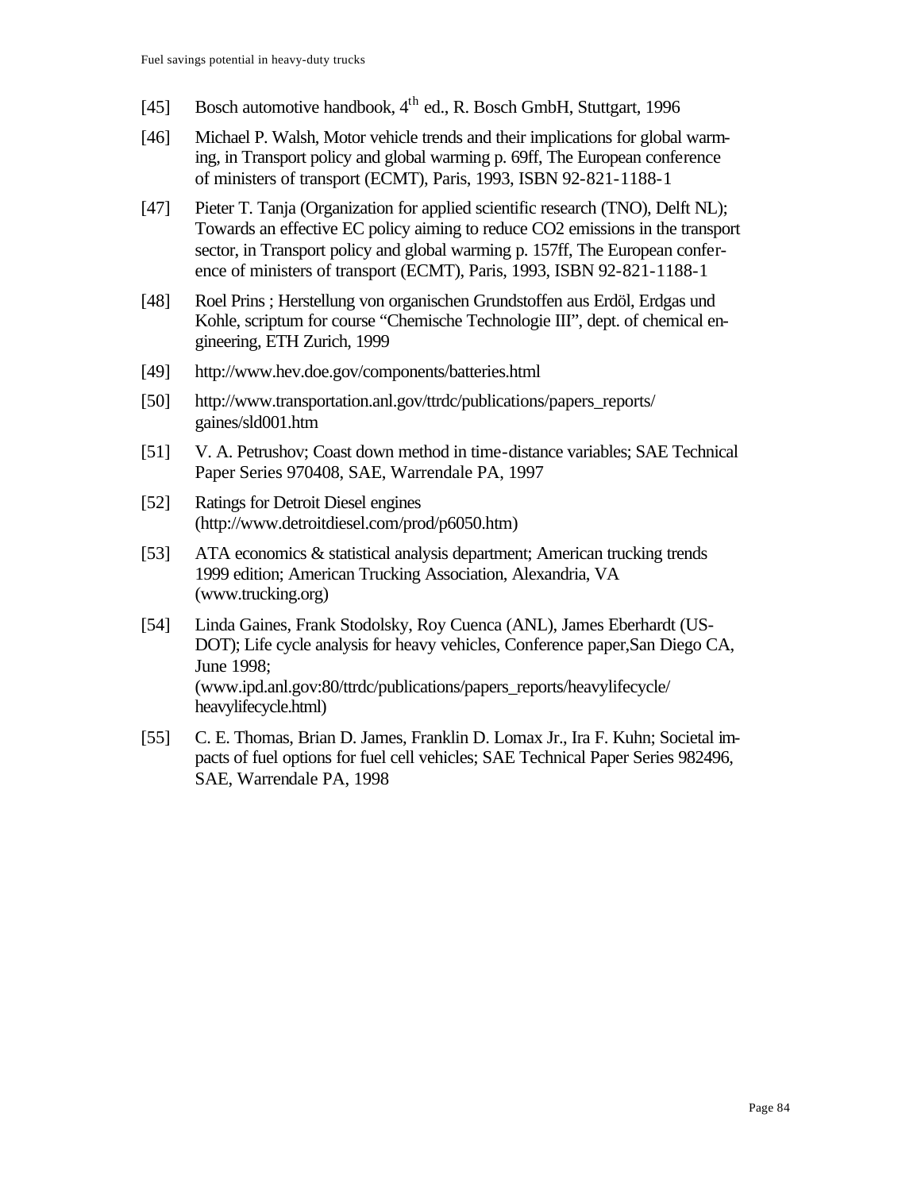[45] Bosch automotive handbook, 4th ed., R. Bosch GmbH, Stuttgart, 1996

[46] Michael P. Walsh, Motor vehicle trends and their implications for global warming, in Transport policy and global warming p. 69ff, The European conference of ministers of transport (ECMT), Paris, 1993, ISBN 92-821-1188-1

[47] Pieter T. Tanja (Organization for applied scientific research (TNO), Delft NL); Towards an effective EC policy aiming to reduce CO2 emissions in the transport sector, in Transport policy and global warming p. 157ff, The European conference of ministers of transport (ECMT), Paris, 1993, ISBN 92-821-1188-1

[48] Roel Prins ; Herstellung von organischen Grundstoffen aus Erdöl, Erdgas und Kohle, scriptum for course "Chemische Technologie III", dept. of chemical engineering, ETH Zurich, 1999

[49] http://www.hev.doe.gov/components/batteries.html

[50] http://www.transportation.anl.gov/ttrdc/publications/papers_reports/gaines/sld001.htm

[51] V. A. Petrushov; Coast down method in time-distance variables; SAE Technical Paper Series 970408, SAE, Warrendale PA, 1997

[52] Ratings for Detroit Diesel engines (http://www.detroitdiesel.com/prod/p6050.htm)

[53] ATA economics & statistical analysis department; American trucking trends 1999 edition; American Trucking Association, Alexandria, VA (www.trucking.org)

[54] Linda Gaines, Frank Stodolsky, Roy Cuenca (ANL), James Eberhardt (US-DOT); Life cycle analysis for heavy vehicles, Conference paper,San Diego CA, June 1998; (www.ipd.anl.gov:80/ttrdc/publications/papers_reports/heavylifecycle/heavylifecycle.html)

[55] C. E. Thomas, Brian D. James, Franklin D. Lomax Jr., Ira F. Kuhn; Societal impacts of fuel options for fuel cell vehicles; SAE Technical Paper Series 982496, SAE, Warrendale PA, 1998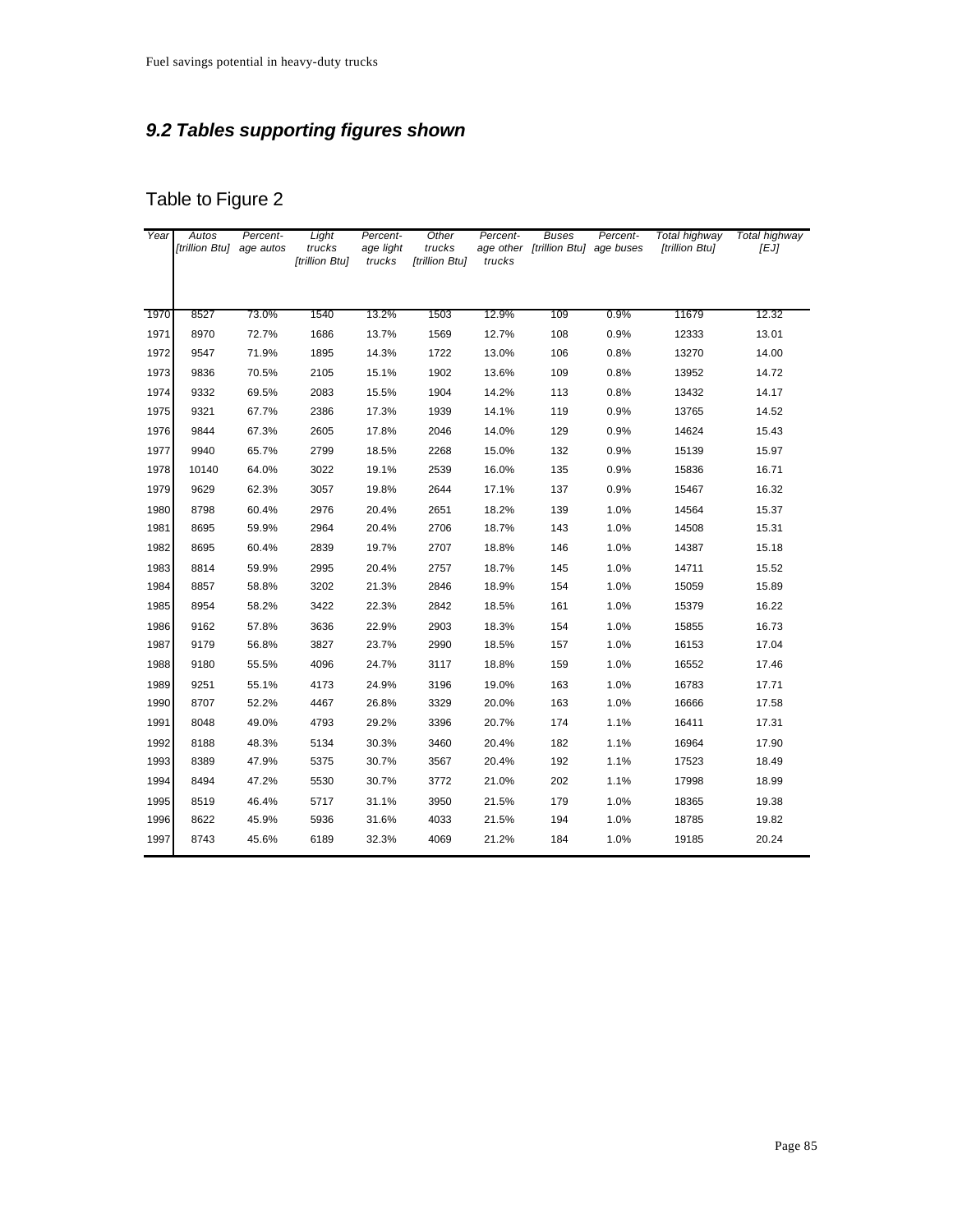## *9.2 Tables supporting figures shown*

### Table to Figure 2

| Year | Autos [trillion Btu] | Percent-age autos | Light trucks [trillion Btu] | Percent-age light trucks | Other trucks [trillion Btu] | Percent-age other trucks | Buses [trillion Btu] | Percent-age buses | Total highway [trillion Btu] | Total highway [EJ] |
|---|---|---|---|---|---|---|---|---|---|---|
| 1970 | 8527 | 73.0% | 1540 | 13.2% | 1503 | 12.9% | 109 | 0.9% | 11679 | 12.32 |
| 1971 | 8970 | 72.7% | 1686 | 13.7% | 1569 | 12.7% | 108 | 0.9% | 12333 | 13.01 |
| 1972 | 9547 | 71.9% | 1895 | 14.3% | 1722 | 13.0% | 106 | 0.8% | 13270 | 14.00 |
| 1973 | 9836 | 70.5% | 2105 | 15.1% | 1902 | 13.6% | 109 | 0.8% | 13952 | 14.72 |
| 1974 | 9332 | 69.5% | 2083 | 15.5% | 1904 | 14.2% | 113 | 0.8% | 13432 | 14.17 |
| 1975 | 9321 | 67.7% | 2386 | 17.3% | 1939 | 14.1% | 119 | 0.9% | 13765 | 14.52 |
| 1976 | 9844 | 67.3% | 2605 | 17.8% | 2046 | 14.0% | 129 | 0.9% | 14624 | 15.43 |
| 1977 | 9940 | 65.7% | 2799 | 18.5% | 2268 | 15.0% | 132 | 0.9% | 15139 | 15.97 |
| 1978 | 10140 | 64.0% | 3022 | 19.1% | 2539 | 16.0% | 135 | 0.9% | 15836 | 16.71 |
| 1979 | 9629 | 62.3% | 3057 | 19.8% | 2644 | 17.1% | 137 | 0.9% | 15467 | 16.32 |
| 1980 | 8798 | 60.4% | 2976 | 20.4% | 2651 | 18.2% | 139 | 1.0% | 14564 | 15.37 |
| 1981 | 8695 | 59.9% | 2964 | 20.4% | 2706 | 18.7% | 143 | 1.0% | 14508 | 15.31 |
| 1982 | 8695 | 60.4% | 2839 | 19.7% | 2707 | 18.8% | 146 | 1.0% | 14387 | 15.18 |
| 1983 | 8814 | 59.9% | 2995 | 20.4% | 2757 | 18.7% | 145 | 1.0% | 14711 | 15.52 |
| 1984 | 8857 | 58.8% | 3202 | 21.3% | 2846 | 18.9% | 154 | 1.0% | 15059 | 15.89 |
| 1985 | 8954 | 58.2% | 3422 | 22.3% | 2842 | 18.5% | 161 | 1.0% | 15379 | 16.22 |
| 1986 | 9162 | 57.8% | 3636 | 22.9% | 2903 | 18.3% | 154 | 1.0% | 15855 | 16.73 |
| 1987 | 9179 | 56.8% | 3827 | 23.7% | 2990 | 18.5% | 157 | 1.0% | 16153 | 17.04 |
| 1988 | 9180 | 55.5% | 4096 | 24.7% | 3117 | 18.8% | 159 | 1.0% | 16552 | 17.46 |
| 1989 | 9251 | 55.1% | 4173 | 24.9% | 3196 | 19.0% | 163 | 1.0% | 16783 | 17.71 |
| 1990 | 8707 | 52.2% | 4467 | 26.8% | 3329 | 20.0% | 163 | 1.0% | 16666 | 17.58 |
| 1991 | 8048 | 49.0% | 4793 | 29.2% | 3396 | 20.7% | 174 | 1.1% | 16411 | 17.31 |
| 1992 | 8188 | 48.3% | 5134 | 30.3% | 3460 | 20.4% | 182 | 1.1% | 16964 | 17.90 |
| 1993 | 8389 | 47.9% | 5375 | 30.7% | 3567 | 20.4% | 192 | 1.1% | 17523 | 18.49 |
| 1994 | 8494 | 47.2% | 5530 | 30.7% | 3772 | 21.0% | 202 | 1.1% | 17998 | 18.99 |
| 1995 | 8519 | 46.4% | 5717 | 31.1% | 3950 | 21.5% | 179 | 1.0% | 18365 | 19.38 |
| 1996 | 8622 | 45.9% | 5936 | 31.6% | 4033 | 21.5% | 194 | 1.0% | 18785 | 19.82 |
| 1997 | 8743 | 45.6% | 6189 | 32.3% | 4069 | 21.2% | 184 | 1.0% | 19185 | 20.24 |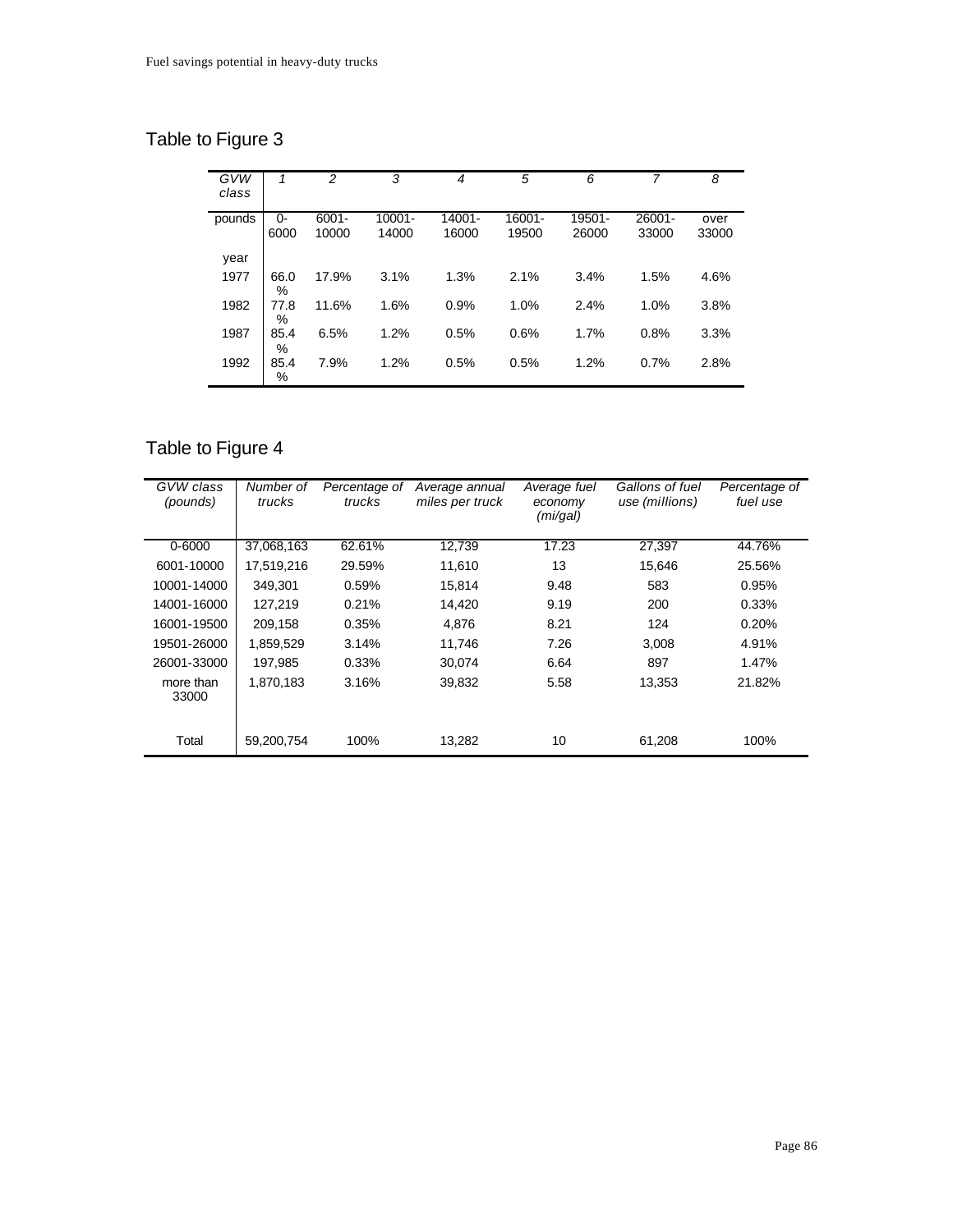## Table to Figure 3

| GVW class | 1 | 2 | 3 | 4 | 5 | 6 | 7 | 8 |
|---|---|---|---|---|---|---|---|---|
| pounds | 0-6000 | 6001-10000 | 10001-14000 | 14001-16000 | 16001-19500 | 19501-26000 | 26001-33000 | over 33000 |
| year | | | | | | | | |
| 1977 | 66.0 % | 17.9% | 3.1% | 1.3% | 2.1% | 3.4% | 1.5% | 4.6% |
| 1982 | 77.8 % | 11.6% | 1.6% | 0.9% | 1.0% | 2.4% | 1.0% | 3.8% |
| 1987 | 85.4 % | 6.5% | 1.2% | 0.5% | 0.6% | 1.7% | 0.8% | 3.3% |
| 1992 | 85.4 % | 7.9% | 1.2% | 0.5% | 0.5% | 1.2% | 0.7% | 2.8% |

## Table to Figure 4

| *GVW class (pounds)* | *Number of trucks* | *Percentage of trucks* | *Average annual miles per truck* | *Average fuel economy (mi/gal)* | *Gallons of fuel use (millions)* | *Percentage of fuel use* |
|---|---|---|---|---|---|---|
| 0-6000 | 37,068,163 | 62.61% | 12,739 | 17.23 | 27,397 | 44.76% |
| 6001-10000 | 17,519,216 | 29.59% | 11,610 | 13 | 15,646 | 25.56% |
| 10001-14000 | 349,301 | 0.59% | 15,814 | 9.48 | 583 | 0.95% |
| 14001-16000 | 127,219 | 0.21% | 14,420 | 9.19 | 200 | 0.33% |
| 16001-19500 | 209,158 | 0.35% | 4,876 | 8.21 | 124 | 0.20% |
| 19501-26000 | 1,859,529 | 3.14% | 11,746 | 7.26 | 3,008 | 4.91% |
| 26001-33000 | 197,985 | 0.33% | 30,074 | 6.64 | 897 | 1.47% |
| more than 33000 | 1,870,183 | 3.16% | 39,832 | 5.58 | 13,353 | 21.82% |
| Total | 59,200,754 | 100% | 13,282 | 10 | 61,208 | 100% |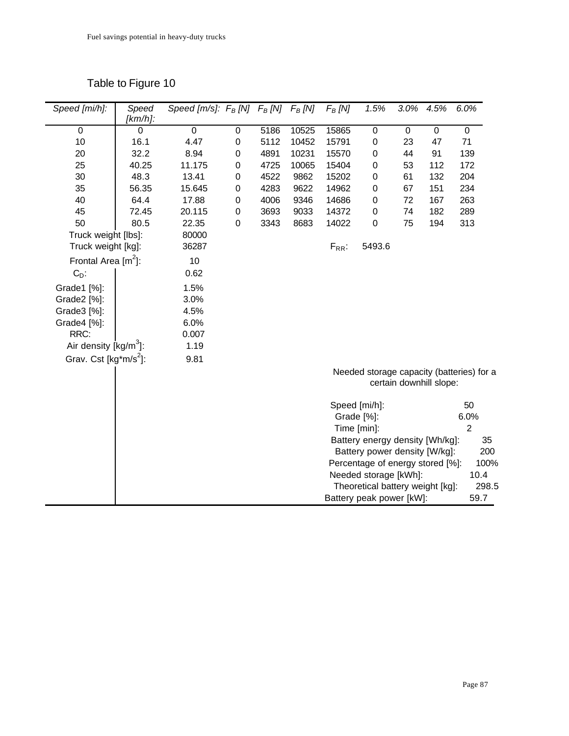## Table to Figure 10

| *Speed [mi/h]:* | *Speed [km/h]:* | *Speed [m/s]:* | $F_B$ *[N]* | $F_B$ *[N]* | $F_B$ *[N]* | $F_B$ *[N]* | *1.5%* | *3.0%* | *4.5%* | *6.0%* |
|---|---|---|---|---|---|---|---|---|---|---|
| 0 | 0 | 0 | 0 | 5186 | 10525 | 15865 | 0 | 0 | 0 | 0 |
| 10 | 16.1 | 4.47 | 0 | 5112 | 10452 | 15791 | 0 | 23 | 47 | 71 |
| 20 | 32.2 | 8.94 | 0 | 4891 | 10231 | 15570 | 0 | 44 | 91 | 139 |
| 25 | 40.25 | 11.175 | 0 | 4725 | 10065 | 15404 | 0 | 53 | 112 | 172 |
| 30 | 48.3 | 13.41 | 0 | 4522 | 9862 | 15202 | 0 | 61 | 132 | 204 |
| 35 | 56.35 | 15.645 | 0 | 4283 | 9622 | 14962 | 0 | 67 | 151 | 234 |
| 40 | 64.4 | 17.88 | 0 | 4006 | 9346 | 14686 | 0 | 72 | 167 | 263 |
| 45 | 72.45 | 20.115 | 0 | 3693 | 9033 | 14372 | 0 | 74 | 182 | 289 |
| 50 | 80.5 | 22.35 | 0 | 3343 | 8683 | 14022 | 0 | 75 | 194 | 313 |
| Truck weight [lbs]: | | 80000 | | | | | | | | |
| Truck weight [kg]: | | 36287 | | | | $F_{RR}$: | 5493.6 | | | |
| Frontal Area [$m^2$]: | | 10 | | | | | | | | |
| $C_D$: | | 0.62 | | | | | | | | |
| Grade1 [%]: | | 1.5% | | | | | | | | |
| Grade2 [%]: | | 3.0% | | | | | | | | |
| Grade3 [%]: | | 4.5% | | | | | | | | |
| Grade4 [%]: | | 6.0% | | | | | | | | |
| RRC: | | 0.007 | | | | | | | | |
| Air density [$kg/m^3$]: | | 1.19 | | | | | | | | |
| Grav. Cst [$kg*m/s^2$]: | | 9.81 | | | | | | | | |

Needed storage capacity (batteries) for a certain downhill slope:

| | |
|---|---|
| Speed [mi/h]: | 50 |
| Grade [%]: | 6.0% |
| Time [min]: | 2 |
| Battery energy density [Wh/kg]: | 35 |
| Battery power density [W/kg]: | 200 |
| Percentage of energy stored [%]: | 100% |
| Needed storage [kWh]: | 10.4 |
| Theoretical battery weight [kg]: | 298.5 |
| Battery peak power [kW]: | 59.7 |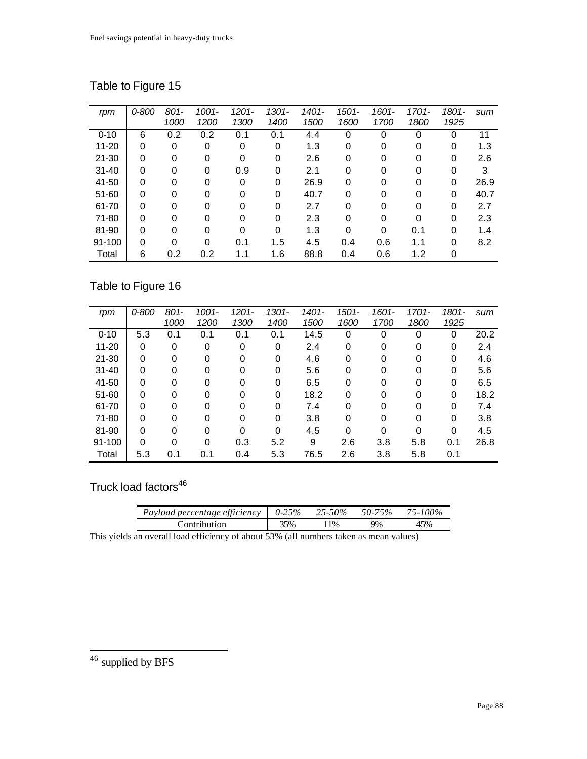## Table to Figure 15

| *rpm* | *0-800* | *801-1000* | *1001-1200* | *1201-1300* | *1301-1400* | *1401-1500* | *1501-1600* | *1601-1700* | *1701-1800* | *1801-1925* | *sum* |
|---|---|---|---|---|---|---|---|---|---|---|---|
| 0-10 | 6 | 0.2 | 0.2 | 0.1 | 0.1 | 4.4 | 0 | 0 | 0 | 0 | 11 |
| 11-20 | 0 | 0 | 0 | 0 | 0 | 1.3 | 0 | 0 | 0 | 0 | 1.3 |
| 21-30 | 0 | 0 | 0 | 0 | 0 | 2.6 | 0 | 0 | 0 | 0 | 2.6 |
| 31-40 | 0 | 0 | 0 | 0.9 | 0 | 2.1 | 0 | 0 | 0 | 0 | 3 |
| 41-50 | 0 | 0 | 0 | 0 | 0 | 26.9 | 0 | 0 | 0 | 0 | 26.9 |
| 51-60 | 0 | 0 | 0 | 0 | 0 | 40.7 | 0 | 0 | 0 | 0 | 40.7 |
| 61-70 | 0 | 0 | 0 | 0 | 0 | 2.7 | 0 | 0 | 0 | 0 | 2.7 |
| 71-80 | 0 | 0 | 0 | 0 | 0 | 2.3 | 0 | 0 | 0 | 0 | 2.3 |
| 81-90 | 0 | 0 | 0 | 0 | 0 | 1.3 | 0 | 0 | 0.1 | 0 | 1.4 |
| 91-100 | 0 | 0 | 0 | 0.1 | 1.5 | 4.5 | 0.4 | 0.6 | 1.1 | 0 | 8.2 |
| Total | 6 | 0.2 | 0.2 | 1.1 | 1.6 | 88.8 | 0.4 | 0.6 | 1.2 | 0 | |

## Table to Figure 16

| *rpm* | *0-800* | *801-1000* | *1001-1200* | *1201-1300* | *1301-1400* | *1401-1500* | *1501-1600* | *1601-1700* | *1701-1800* | *1801-1925* | *sum* |
|---|---|---|---|---|---|---|---|---|---|---|---|
| 0-10 | 5.3 | 0.1 | 0.1 | 0.1 | 0.1 | 14.5 | 0 | 0 | 0 | 0 | 20.2 |
| 11-20 | 0 | 0 | 0 | 0 | 0 | 2.4 | 0 | 0 | 0 | 0 | 2.4 |
| 21-30 | 0 | 0 | 0 | 0 | 0 | 4.6 | 0 | 0 | 0 | 0 | 4.6 |
| 31-40 | 0 | 0 | 0 | 0 | 0 | 5.6 | 0 | 0 | 0 | 0 | 5.6 |
| 41-50 | 0 | 0 | 0 | 0 | 0 | 6.5 | 0 | 0 | 0 | 0 | 6.5 |
| 51-60 | 0 | 0 | 0 | 0 | 0 | 18.2 | 0 | 0 | 0 | 0 | 18.2 |
| 61-70 | 0 | 0 | 0 | 0 | 0 | 7.4 | 0 | 0 | 0 | 0 | 7.4 |
| 71-80 | 0 | 0 | 0 | 0 | 0 | 3.8 | 0 | 0 | 0 | 0 | 3.8 |
| 81-90 | 0 | 0 | 0 | 0 | 0 | 4.5 | 0 | 0 | 0 | 0 | 4.5 |
| 91-100 | 0 | 0 | 0 | 0.3 | 5.2 | 9 | 2.6 | 3.8 | 5.8 | 0.1 | 26.8 |
| Total | 5.3 | 0.1 | 0.1 | 0.4 | 5.3 | 76.5 | 2.6 | 3.8 | 5.8 | 0.1 | |

## Truck load factors[46]

| *Payload percentage efficiency* | *0-25%* | *25-50%* | *50-75%* | *75-100%* |
|---|---|---|---|---|
| Contribution | 35% | 11% | 9% | 45% |

This yields an overall load efficiency of about 53% (all numbers taken as mean values)

---

[46] supplied by BFS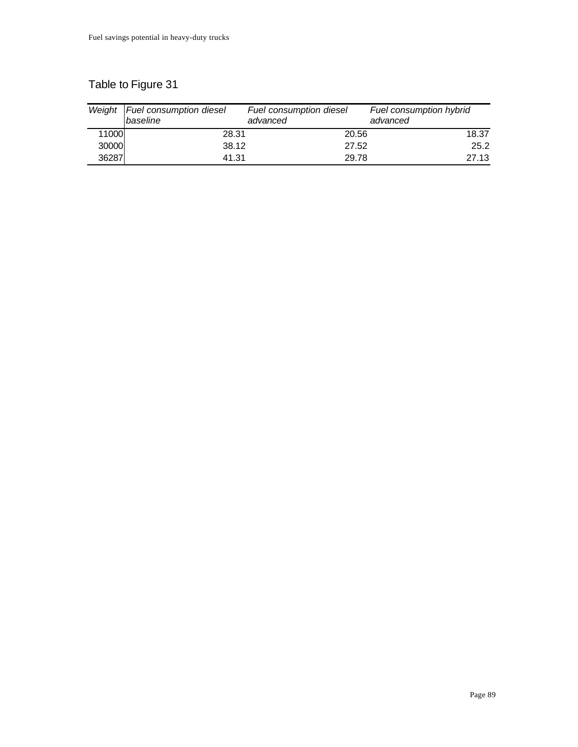## Table to Figure 31

| *Weight* | *Fuel consumption diesel baseline* | *Fuel consumption diesel advanced* | *Fuel consumption hybrid advanced* |
|---|---|---|---|
| 11000 | 28.31 | 20.56 | 18.37 |
| 30000 | 38.12 | 27.52 | 25.2 |
| 36287 | 41.31 | 29.78 | 27.13 |